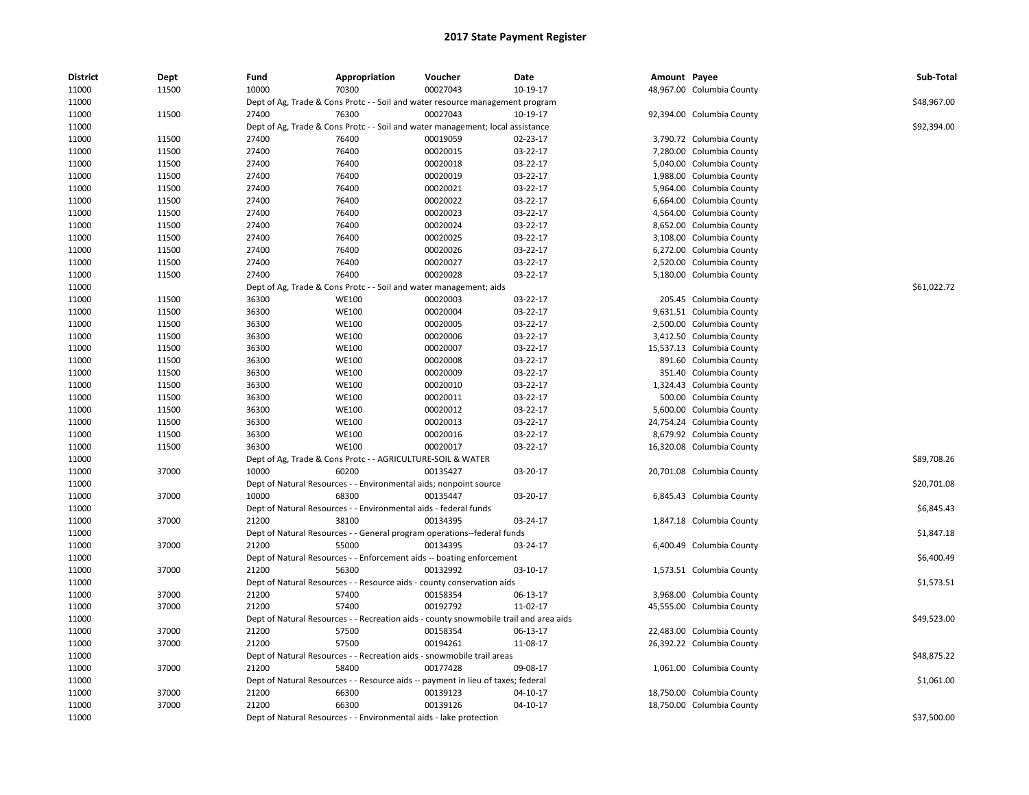# 2017 State Payment Register

| District | Dept | Fund | Appropriation | Voucher | Date | Amount | Payee | Sub-Total |
|---|---|---|---|---|---|---|---|---|
| 11000 | 11500 | 10000 | 70300 | 00027043 | 10-19-17 | 48,967.00 | Columbia County | |
| 11000 | | Dept of Ag, Trade & Cons Protc - - Soil and water resource management program | | | | | | $48,967.00 |
| 11000 | 11500 | 27400 | 76300 | 00027043 | 10-19-17 | 92,394.00 | Columbia County | |
| 11000 | | Dept of Ag, Trade & Cons Protc - - Soil and water management; local assistance | | | | | | $92,394.00 |
| 11000 | 11500 | 27400 | 76400 | 00019059 | 02-23-17 | 3,790.72 | Columbia County | |
| 11000 | 11500 | 27400 | 76400 | 00020015 | 03-22-17 | 7,280.00 | Columbia County | |
| 11000 | 11500 | 27400 | 76400 | 00020018 | 03-22-17 | 5,040.00 | Columbia County | |
| 11000 | 11500 | 27400 | 76400 | 00020019 | 03-22-17 | 1,988.00 | Columbia County | |
| 11000 | 11500 | 27400 | 76400 | 00020021 | 03-22-17 | 5,964.00 | Columbia County | |
| 11000 | 11500 | 27400 | 76400 | 00020022 | 03-22-17 | 6,664.00 | Columbia County | |
| 11000 | 11500 | 27400 | 76400 | 00020023 | 03-22-17 | 4,564.00 | Columbia County | |
| 11000 | 11500 | 27400 | 76400 | 00020024 | 03-22-17 | 8,652.00 | Columbia County | |
| 11000 | 11500 | 27400 | 76400 | 00020025 | 03-22-17 | 3,108.00 | Columbia County | |
| 11000 | 11500 | 27400 | 76400 | 00020026 | 03-22-17 | 6,272.00 | Columbia County | |
| 11000 | 11500 | 27400 | 76400 | 00020027 | 03-22-17 | 2,520.00 | Columbia County | |
| 11000 | 11500 | 27400 | 76400 | 00020028 | 03-22-17 | 5,180.00 | Columbia County | |
| 11000 | | Dept of Ag, Trade & Cons Protc - - Soil and water management; aids | | | | | | $61,022.72 |
| 11000 | 11500 | 36300 | WE100 | 00020003 | 03-22-17 | 205.45 | Columbia County | |
| 11000 | 11500 | 36300 | WE100 | 00020004 | 03-22-17 | 9,631.51 | Columbia County | |
| 11000 | 11500 | 36300 | WE100 | 00020005 | 03-22-17 | 2,500.00 | Columbia County | |
| 11000 | 11500 | 36300 | WE100 | 00020006 | 03-22-17 | 3,412.50 | Columbia County | |
| 11000 | 11500 | 36300 | WE100 | 00020007 | 03-22-17 | 15,537.13 | Columbia County | |
| 11000 | 11500 | 36300 | WE100 | 00020008 | 03-22-17 | 891.60 | Columbia County | |
| 11000 | 11500 | 36300 | WE100 | 00020009 | 03-22-17 | 351.40 | Columbia County | |
| 11000 | 11500 | 36300 | WE100 | 00020010 | 03-22-17 | 1,324.43 | Columbia County | |
| 11000 | 11500 | 36300 | WE100 | 00020011 | 03-22-17 | 500.00 | Columbia County | |
| 11000 | 11500 | 36300 | WE100 | 00020012 | 03-22-17 | 5,600.00 | Columbia County | |
| 11000 | 11500 | 36300 | WE100 | 00020013 | 03-22-17 | 24,754.24 | Columbia County | |
| 11000 | 11500 | 36300 | WE100 | 00020016 | 03-22-17 | 8,679.92 | Columbia County | |
| 11000 | 11500 | 36300 | WE100 | 00020017 | 03-22-17 | 16,320.08 | Columbia County | |
| 11000 | | Dept of Ag, Trade & Cons Protc - - AGRICULTURE-SOIL & WATER | | | | | | $89,708.26 |
| 11000 | 37000 | 10000 | 60200 | 00135427 | 03-20-17 | 20,701.08 | Columbia County | |
| 11000 | | Dept of Natural Resources - - Environmental aids; nonpoint source | | | | | | $20,701.08 |
| 11000 | 37000 | 10000 | 68300 | 00135447 | 03-20-17 | 6,845.43 | Columbia County | |
| 11000 | | Dept of Natural Resources - - Environmental aids - federal funds | | | | | | $6,845.43 |
| 11000 | 37000 | 21200 | 38100 | 00134395 | 03-24-17 | 1,847.18 | Columbia County | |
| 11000 | | Dept of Natural Resources - - General program operations--federal funds | | | | | | $1,847.18 |
| 11000 | 37000 | 21200 | 55000 | 00134395 | 03-24-17 | 6,400.49 | Columbia County | |
| 11000 | | Dept of Natural Resources - - Enforcement aids -- boating enforcement | | | | | | $6,400.49 |
| 11000 | 37000 | 21200 | 56300 | 00132992 | 03-10-17 | 1,573.51 | Columbia County | |
| 11000 | | Dept of Natural Resources - - Resource aids - county conservation aids | | | | | | $1,573.51 |
| 11000 | 37000 | 21200 | 57400 | 00158354 | 06-13-17 | 3,968.00 | Columbia County | |
| 11000 | 37000 | 21200 | 57400 | 00192792 | 11-02-17 | 45,555.00 | Columbia County | |
| 11000 | | Dept of Natural Resources - - Recreation aids - county snowmobile trail and area aids | | | | | | $49,523.00 |
| 11000 | 37000 | 21200 | 57500 | 00158354 | 06-13-17 | 22,483.00 | Columbia County | |
| 11000 | 37000 | 21200 | 57500 | 00194261 | 11-08-17 | 26,392.22 | Columbia County | |
| 11000 | | Dept of Natural Resources - - Recreation aids - snowmobile trail areas | | | | | | $48,875.22 |
| 11000 | 37000 | 21200 | 58400 | 00177428 | 09-08-17 | 1,061.00 | Columbia County | |
| 11000 | | Dept of Natural Resources - - Resource aids -- payment in lieu of taxes; federal | | | | | | $1,061.00 |
| 11000 | 37000 | 21200 | 66300 | 00139123 | 04-10-17 | 18,750.00 | Columbia County | |
| 11000 | 37000 | 21200 | 66300 | 00139126 | 04-10-17 | 18,750.00 | Columbia County | |
| 11000 | | Dept of Natural Resources - - Environmental aids - lake protection | | | | | | $37,500.00 |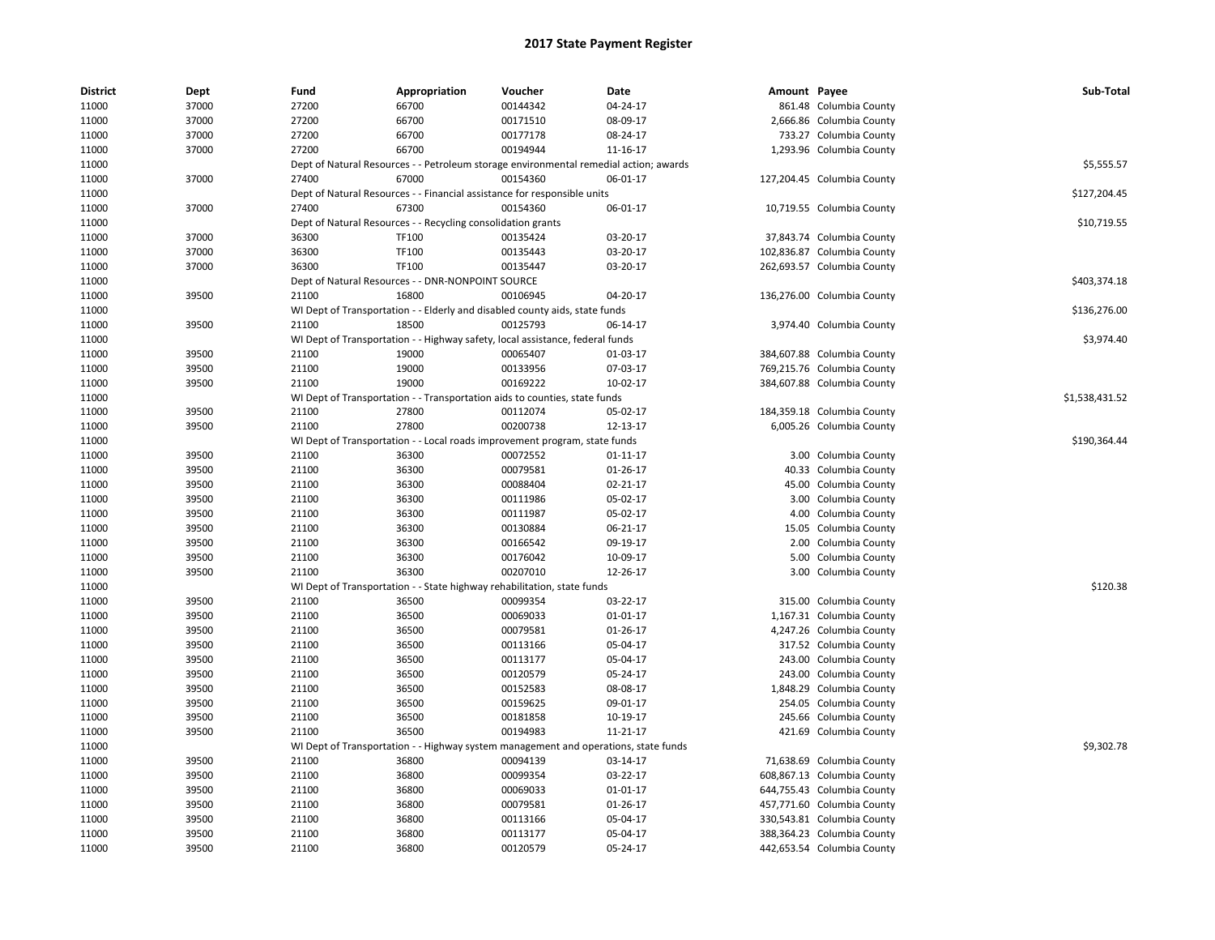## 2017 State Payment Register

| District | Dept | Fund | Appropriation | Voucher | Date | Amount | Payee | Sub-Total |
|---|---|---|---|---|---|---|---|---|
| 11000 | 37000 | 27200 | 66700 | 00144342 | 04-24-17 | 861.48 | Columbia County | |
| 11000 | 37000 | 27200 | 66700 | 00171510 | 08-09-17 | 2,666.86 | Columbia County | |
| 11000 | 37000 | 27200 | 66700 | 00177178 | 08-24-17 | 733.27 | Columbia County | |
| 11000 | 37000 | 27200 | 66700 | 00194944 | 11-16-17 | 1,293.96 | Columbia County | |
| 11000 | | Dept of Natural Resources - - Petroleum storage environmental remedial action; awards | | | | | | $5,555.57 |
| 11000 | 37000 | 27400 | 67000 | 00154360 | 06-01-17 | 127,204.45 | Columbia County | |
| 11000 | | Dept of Natural Resources - - Financial assistance for responsible units | | | | | | $127,204.45 |
| 11000 | 37000 | 27400 | 67300 | 00154360 | 06-01-17 | 10,719.55 | Columbia County | |
| 11000 | | Dept of Natural Resources - - Recycling consolidation grants | | | | | | $10,719.55 |
| 11000 | 37000 | 36300 | TF100 | 00135424 | 03-20-17 | 37,843.74 | Columbia County | |
| 11000 | 37000 | 36300 | TF100 | 00135443 | 03-20-17 | 102,836.87 | Columbia County | |
| 11000 | 37000 | 36300 | TF100 | 00135447 | 03-20-17 | 262,693.57 | Columbia County | |
| 11000 | | Dept of Natural Resources - - DNR-NONPOINT SOURCE | | | | | | $403,374.18 |
| 11000 | 39500 | 21100 | 16800 | 00106945 | 04-20-17 | 136,276.00 | Columbia County | |
| 11000 | | WI Dept of Transportation - - Elderly and disabled county aids, state funds | | | | | | $136,276.00 |
| 11000 | 39500 | 21100 | 18500 | 00125793 | 06-14-17 | 3,974.40 | Columbia County | |
| 11000 | | WI Dept of Transportation - - Highway safety, local assistance, federal funds | | | | | | $3,974.40 |
| 11000 | 39500 | 21100 | 19000 | 00065407 | 01-03-17 | 384,607.88 | Columbia County | |
| 11000 | 39500 | 21100 | 19000 | 00133956 | 07-03-17 | 769,215.76 | Columbia County | |
| 11000 | 39500 | 21100 | 19000 | 00169222 | 10-02-17 | 384,607.88 | Columbia County | |
| 11000 | | WI Dept of Transportation - - Transportation aids to counties, state funds | | | | | | $1,538,431.52 |
| 11000 | 39500 | 21100 | 27800 | 00112074 | 05-02-17 | 184,359.18 | Columbia County | |
| 11000 | 39500 | 21100 | 27800 | 00200738 | 12-13-17 | 6,005.26 | Columbia County | |
| 11000 | | WI Dept of Transportation - - Local roads improvement program, state funds | | | | | | $190,364.44 |
| 11000 | 39500 | 21100 | 36300 | 00072552 | 01-11-17 | 3.00 | Columbia County | |
| 11000 | 39500 | 21100 | 36300 | 00079581 | 01-26-17 | 40.33 | Columbia County | |
| 11000 | 39500 | 21100 | 36300 | 00088404 | 02-21-17 | 45.00 | Columbia County | |
| 11000 | 39500 | 21100 | 36300 | 00111986 | 05-02-17 | 3.00 | Columbia County | |
| 11000 | 39500 | 21100 | 36300 | 00111987 | 05-02-17 | 4.00 | Columbia County | |
| 11000 | 39500 | 21100 | 36300 | 00130884 | 06-21-17 | 15.05 | Columbia County | |
| 11000 | 39500 | 21100 | 36300 | 00166542 | 09-19-17 | 2.00 | Columbia County | |
| 11000 | 39500 | 21100 | 36300 | 00176042 | 10-09-17 | 5.00 | Columbia County | |
| 11000 | 39500 | 21100 | 36300 | 00207010 | 12-26-17 | 3.00 | Columbia County | |
| 11000 | | WI Dept of Transportation - - State highway rehabilitation, state funds | | | | | | $120.38 |
| 11000 | 39500 | 21100 | 36500 | 00099354 | 03-22-17 | 315.00 | Columbia County | |
| 11000 | 39500 | 21100 | 36500 | 00069033 | 01-01-17 | 1,167.31 | Columbia County | |
| 11000 | 39500 | 21100 | 36500 | 00079581 | 01-26-17 | 4,247.26 | Columbia County | |
| 11000 | 39500 | 21100 | 36500 | 00113166 | 05-04-17 | 317.52 | Columbia County | |
| 11000 | 39500 | 21100 | 36500 | 00113177 | 05-04-17 | 243.00 | Columbia County | |
| 11000 | 39500 | 21100 | 36500 | 00120579 | 05-24-17 | 243.00 | Columbia County | |
| 11000 | 39500 | 21100 | 36500 | 00152583 | 08-08-17 | 1,848.29 | Columbia County | |
| 11000 | 39500 | 21100 | 36500 | 00159625 | 09-01-17 | 254.05 | Columbia County | |
| 11000 | 39500 | 21100 | 36500 | 00181858 | 10-19-17 | 245.66 | Columbia County | |
| 11000 | 39500 | 21100 | 36500 | 00194983 | 11-21-17 | 421.69 | Columbia County | |
| 11000 | | WI Dept of Transportation - - Highway system management and operations, state funds | | | | | | $9,302.78 |
| 11000 | 39500 | 21100 | 36800 | 00094139 | 03-14-17 | 71,638.69 | Columbia County | |
| 11000 | 39500 | 21100 | 36800 | 00099354 | 03-22-17 | 608,867.13 | Columbia County | |
| 11000 | 39500 | 21100 | 36800 | 00069033 | 01-01-17 | 644,755.43 | Columbia County | |
| 11000 | 39500 | 21100 | 36800 | 00079581 | 01-26-17 | 457,771.60 | Columbia County | |
| 11000 | 39500 | 21100 | 36800 | 00113166 | 05-04-17 | 330,543.81 | Columbia County | |
| 11000 | 39500 | 21100 | 36800 | 00113177 | 05-04-17 | 388,364.23 | Columbia County | |
| 11000 | 39500 | 21100 | 36800 | 00120579 | 05-24-17 | 442,653.54 | Columbia County | |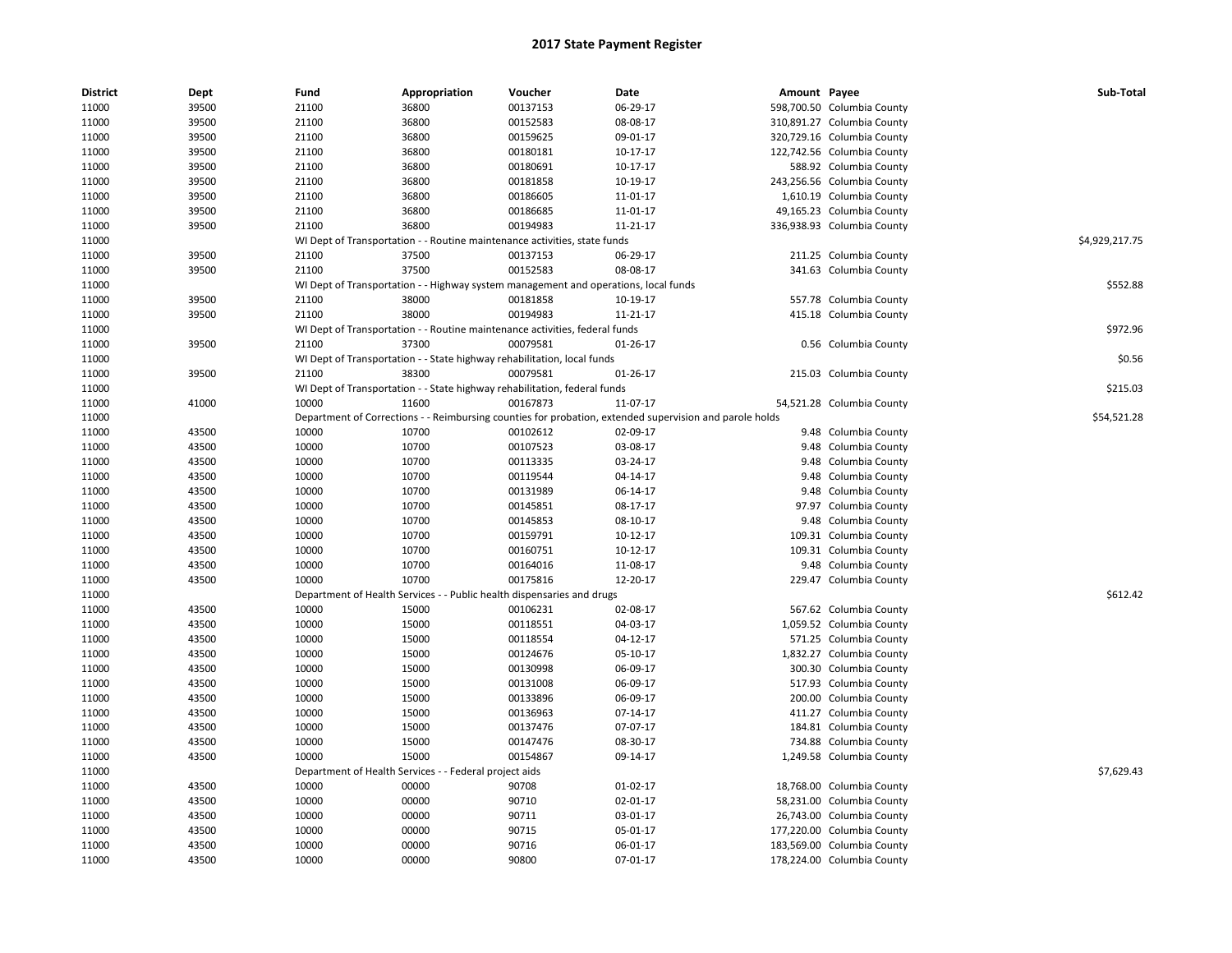# 2017 State Payment Register

| District | Dept | Fund | Appropriation | Voucher | Date | Amount | Payee | Sub-Total |
|---|---|---|---|---|---|---|---|---|
| 11000 | 39500 | 21100 | 36800 | 00137153 | 06-29-17 | 598,700.50 | Columbia County | |
| 11000 | 39500 | 21100 | 36800 | 00152583 | 08-08-17 | 310,891.27 | Columbia County | |
| 11000 | 39500 | 21100 | 36800 | 00159625 | 09-01-17 | 320,729.16 | Columbia County | |
| 11000 | 39500 | 21100 | 36800 | 00180181 | 10-17-17 | 122,742.56 | Columbia County | |
| 11000 | 39500 | 21100 | 36800 | 00180691 | 10-17-17 | 588.92 | Columbia County | |
| 11000 | 39500 | 21100 | 36800 | 00181858 | 10-19-17 | 243,256.56 | Columbia County | |
| 11000 | 39500 | 21100 | 36800 | 00186605 | 11-01-17 | 1,610.19 | Columbia County | |
| 11000 | 39500 | 21100 | 36800 | 00186685 | 11-01-17 | 49,165.23 | Columbia County | |
| 11000 | 39500 | 21100 | 36800 | 00194983 | 11-21-17 | 336,938.93 | Columbia County | |
| 11000 | | WI Dept of Transportation - - Routine maintenance activities, state funds | | | | | | $4,929,217.75 |
| 11000 | 39500 | 21100 | 37500 | 00137153 | 06-29-17 | 211.25 | Columbia County | |
| 11000 | 39500 | 21100 | 37500 | 00152583 | 08-08-17 | 341.63 | Columbia County | |
| 11000 | | WI Dept of Transportation - - Highway system management and operations, local funds | | | | | | $552.88 |
| 11000 | 39500 | 21100 | 38000 | 00181858 | 10-19-17 | 557.78 | Columbia County | |
| 11000 | 39500 | 21100 | 38000 | 00194983 | 11-21-17 | 415.18 | Columbia County | |
| 11000 | | WI Dept of Transportation - - Routine maintenance activities, federal funds | | | | | | $972.96 |
| 11000 | 39500 | 21100 | 37300 | 00079581 | 01-26-17 | 0.56 | Columbia County | |
| 11000 | | WI Dept of Transportation - - State highway rehabilitation, local funds | | | | | | $0.56 |
| 11000 | 39500 | 21100 | 38300 | 00079581 | 01-26-17 | 215.03 | Columbia County | |
| 11000 | | WI Dept of Transportation - - State highway rehabilitation, federal funds | | | | | | $215.03 |
| 11000 | 41000 | 10000 | 11600 | 00167873 | 11-07-17 | 54,521.28 | Columbia County | |
| 11000 | | Department of Corrections - - Reimbursing counties for probation, extended supervision and parole holds | | | | | | $54,521.28 |
| 11000 | 43500 | 10000 | 10700 | 00102612 | 02-09-17 | 9.48 | Columbia County | |
| 11000 | 43500 | 10000 | 10700 | 00107523 | 03-08-17 | 9.48 | Columbia County | |
| 11000 | 43500 | 10000 | 10700 | 00113335 | 03-24-17 | 9.48 | Columbia County | |
| 11000 | 43500 | 10000 | 10700 | 00119544 | 04-14-17 | 9.48 | Columbia County | |
| 11000 | 43500 | 10000 | 10700 | 00131989 | 06-14-17 | 9.48 | Columbia County | |
| 11000 | 43500 | 10000 | 10700 | 00145851 | 08-17-17 | 97.97 | Columbia County | |
| 11000 | 43500 | 10000 | 10700 | 00145853 | 08-10-17 | 9.48 | Columbia County | |
| 11000 | 43500 | 10000 | 10700 | 00159791 | 10-12-17 | 109.31 | Columbia County | |
| 11000 | 43500 | 10000 | 10700 | 00160751 | 10-12-17 | 109.31 | Columbia County | |
| 11000 | 43500 | 10000 | 10700 | 00164016 | 11-08-17 | 9.48 | Columbia County | |
| 11000 | 43500 | 10000 | 10700 | 00175816 | 12-20-17 | 229.47 | Columbia County | |
| 11000 | | Department of Health Services - - Public health dispensaries and drugs | | | | | | $612.42 |
| 11000 | 43500 | 10000 | 15000 | 00106231 | 02-08-17 | 567.62 | Columbia County | |
| 11000 | 43500 | 10000 | 15000 | 00118551 | 04-03-17 | 1,059.52 | Columbia County | |
| 11000 | 43500 | 10000 | 15000 | 00118554 | 04-12-17 | 571.25 | Columbia County | |
| 11000 | 43500 | 10000 | 15000 | 00124676 | 05-10-17 | 1,832.27 | Columbia County | |
| 11000 | 43500 | 10000 | 15000 | 00130998 | 06-09-17 | 300.30 | Columbia County | |
| 11000 | 43500 | 10000 | 15000 | 00131008 | 06-09-17 | 517.93 | Columbia County | |
| 11000 | 43500 | 10000 | 15000 | 00133896 | 06-09-17 | 200.00 | Columbia County | |
| 11000 | 43500 | 10000 | 15000 | 00136963 | 07-14-17 | 411.27 | Columbia County | |
| 11000 | 43500 | 10000 | 15000 | 00137476 | 07-07-17 | 184.81 | Columbia County | |
| 11000 | 43500 | 10000 | 15000 | 00147476 | 08-30-17 | 734.88 | Columbia County | |
| 11000 | 43500 | 10000 | 15000 | 00154867 | 09-14-17 | 1,249.58 | Columbia County | |
| 11000 | | Department of Health Services - - Federal project aids | | | | | | $7,629.43 |
| 11000 | 43500 | 10000 | 00000 | 90708 | 01-02-17 | 18,768.00 | Columbia County | |
| 11000 | 43500 | 10000 | 00000 | 90710 | 02-01-17 | 58,231.00 | Columbia County | |
| 11000 | 43500 | 10000 | 00000 | 90711 | 03-01-17 | 26,743.00 | Columbia County | |
| 11000 | 43500 | 10000 | 00000 | 90715 | 05-01-17 | 177,220.00 | Columbia County | |
| 11000 | 43500 | 10000 | 00000 | 90716 | 06-01-17 | 183,569.00 | Columbia County | |
| 11000 | 43500 | 10000 | 00000 | 90800 | 07-01-17 | 178,224.00 | Columbia County | |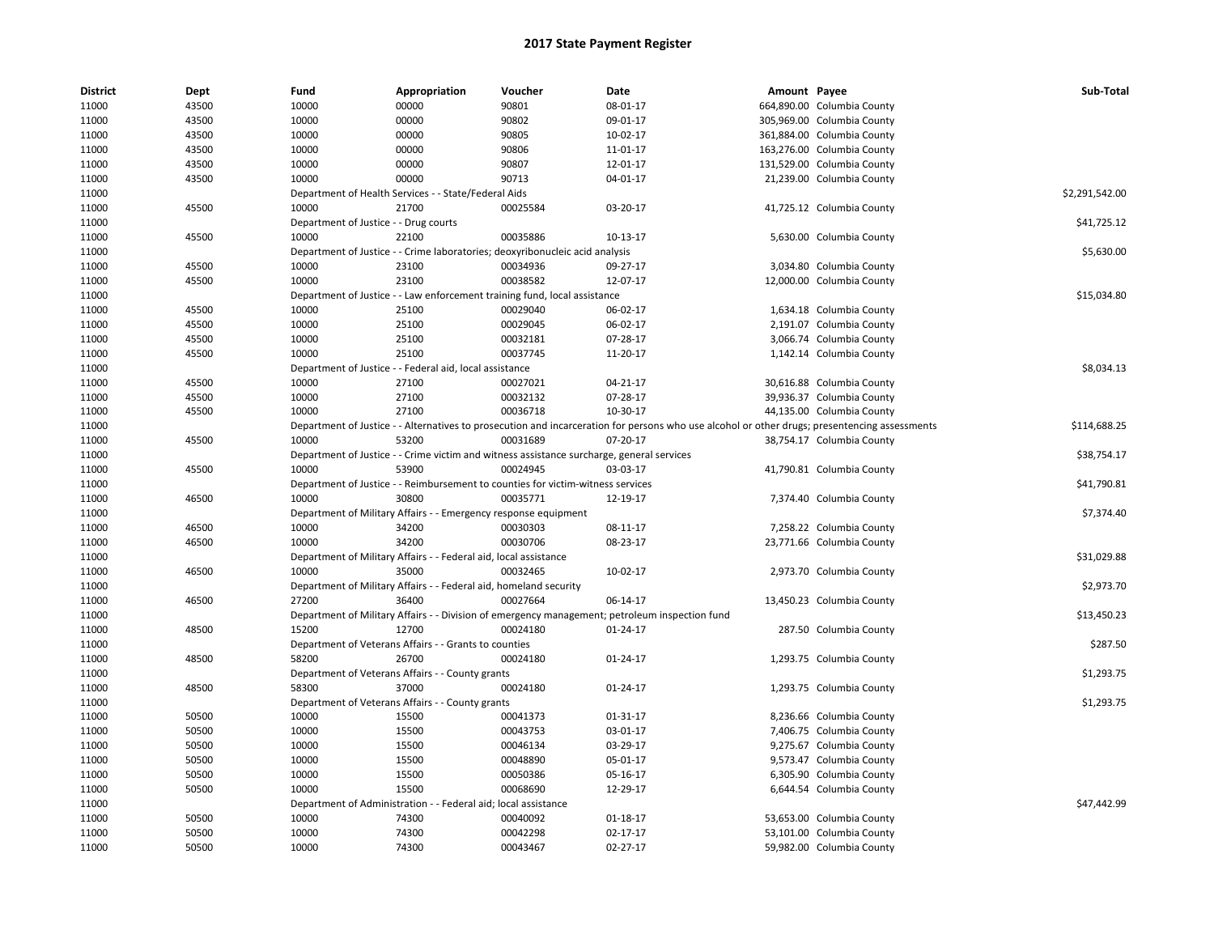# 2017 State Payment Register

| District | Dept | Fund | Appropriation | Voucher | Date | Amount | Payee | Sub-Total |
|---|---|---|---|---|---|---|---|---|
| 11000 | 43500 | 10000 | 00000 | 90801 | 08-01-17 | 664,890.00 | Columbia County | |
| 11000 | 43500 | 10000 | 00000 | 90802 | 09-01-17 | 305,969.00 | Columbia County | |
| 11000 | 43500 | 10000 | 00000 | 90805 | 10-02-17 | 361,884.00 | Columbia County | |
| 11000 | 43500 | 10000 | 00000 | 90806 | 11-01-17 | 163,276.00 | Columbia County | |
| 11000 | 43500 | 10000 | 00000 | 90807 | 12-01-17 | 131,529.00 | Columbia County | |
| 11000 | 43500 | 10000 | 00000 | 90713 | 04-01-17 | 21,239.00 | Columbia County | |
| 11000 | | Department of Health Services - - State/Federal Aids | | | | | | $2,291,542.00 |
| 11000 | 45500 | 10000 | 21700 | 00025584 | 03-20-17 | 41,725.12 | Columbia County | |
| 11000 | | Department of Justice - - Drug courts | | | | | | $41,725.12 |
| 11000 | 45500 | 10000 | 22100 | 00035886 | 10-13-17 | 5,630.00 | Columbia County | |
| 11000 | | Department of Justice - - Crime laboratories; deoxyribonucleic acid analysis | | | | | | $5,630.00 |
| 11000 | 45500 | 10000 | 23100 | 00034936 | 09-27-17 | 3,034.80 | Columbia County | |
| 11000 | 45500 | 10000 | 23100 | 00038582 | 12-07-17 | 12,000.00 | Columbia County | |
| 11000 | | Department of Justice - - Law enforcement training fund, local assistance | | | | | | $15,034.80 |
| 11000 | 45500 | 10000 | 25100 | 00029040 | 06-02-17 | 1,634.18 | Columbia County | |
| 11000 | 45500 | 10000 | 25100 | 00029045 | 06-02-17 | 2,191.07 | Columbia County | |
| 11000 | 45500 | 10000 | 25100 | 00032181 | 07-28-17 | 3,066.74 | Columbia County | |
| 11000 | 45500 | 10000 | 25100 | 00037745 | 11-20-17 | 1,142.14 | Columbia County | |
| 11000 | | Department of Justice - - Federal aid, local assistance | | | | | | $8,034.13 |
| 11000 | 45500 | 10000 | 27100 | 00027021 | 04-21-17 | 30,616.88 | Columbia County | |
| 11000 | 45500 | 10000 | 27100 | 00032132 | 07-28-17 | 39,936.37 | Columbia County | |
| 11000 | 45500 | 10000 | 27100 | 00036718 | 10-30-17 | 44,135.00 | Columbia County | |
| 11000 | | Department of Justice - - Alternatives to prosecution and incarceration for persons who use alcohol or other drugs; presentencing assessments | | | | | | $114,688.25 |
| 11000 | 45500 | 10000 | 53200 | 00031689 | 07-20-17 | 38,754.17 | Columbia County | |
| 11000 | | Department of Justice - - Crime victim and witness assistance surcharge, general services | | | | | | $38,754.17 |
| 11000 | 45500 | 10000 | 53900 | 00024945 | 03-03-17 | 41,790.81 | Columbia County | |
| 11000 | | Department of Justice - - Reimbursement to counties for victim-witness services | | | | | | $41,790.81 |
| 11000 | 46500 | 10000 | 30800 | 00035771 | 12-19-17 | 7,374.40 | Columbia County | |
| 11000 | | Department of Military Affairs - - Emergency response equipment | | | | | | $7,374.40 |
| 11000 | 46500 | 10000 | 34200 | 00030303 | 08-11-17 | 7,258.22 | Columbia County | |
| 11000 | 46500 | 10000 | 34200 | 00030706 | 08-23-17 | 23,771.66 | Columbia County | |
| 11000 | | Department of Military Affairs - - Federal aid, local assistance | | | | | | $31,029.88 |
| 11000 | 46500 | 10000 | 35000 | 00032465 | 10-02-17 | 2,973.70 | Columbia County | |
| 11000 | | Department of Military Affairs - - Federal aid, homeland security | | | | | | $2,973.70 |
| 11000 | 46500 | 27200 | 36400 | 00027664 | 06-14-17 | 13,450.23 | Columbia County | |
| 11000 | | Department of Military Affairs - - Division of emergency management; petroleum inspection fund | | | | | | $13,450.23 |
| 11000 | 48500 | 15200 | 12700 | 00024180 | 01-24-17 | 287.50 | Columbia County | |
| 11000 | | Department of Veterans Affairs - - Grants to counties | | | | | | $287.50 |
| 11000 | 48500 | 58200 | 26700 | 00024180 | 01-24-17 | 1,293.75 | Columbia County | |
| 11000 | | Department of Veterans Affairs - - County grants | | | | | | $1,293.75 |
| 11000 | 48500 | 58300 | 37000 | 00024180 | 01-24-17 | 1,293.75 | Columbia County | |
| 11000 | | Department of Veterans Affairs - - County grants | | | | | | $1,293.75 |
| 11000 | 50500 | 10000 | 15500 | 00041373 | 01-31-17 | 8,236.66 | Columbia County | |
| 11000 | 50500 | 10000 | 15500 | 00043753 | 03-01-17 | 7,406.75 | Columbia County | |
| 11000 | 50500 | 10000 | 15500 | 00046134 | 03-29-17 | 9,275.67 | Columbia County | |
| 11000 | 50500 | 10000 | 15500 | 00048890 | 05-01-17 | 9,573.47 | Columbia County | |
| 11000 | 50500 | 10000 | 15500 | 00050386 | 05-16-17 | 6,305.90 | Columbia County | |
| 11000 | 50500 | 10000 | 15500 | 00068690 | 12-29-17 | 6,644.54 | Columbia County | |
| 11000 | | Department of Administration - - Federal aid; local assistance | | | | | | $47,442.99 |
| 11000 | 50500 | 10000 | 74300 | 00040092 | 01-18-17 | 53,653.00 | Columbia County | |
| 11000 | 50500 | 10000 | 74300 | 00042298 | 02-17-17 | 53,101.00 | Columbia County | |
| 11000 | 50500 | 10000 | 74300 | 00043467 | 02-27-17 | 59,982.00 | Columbia County | |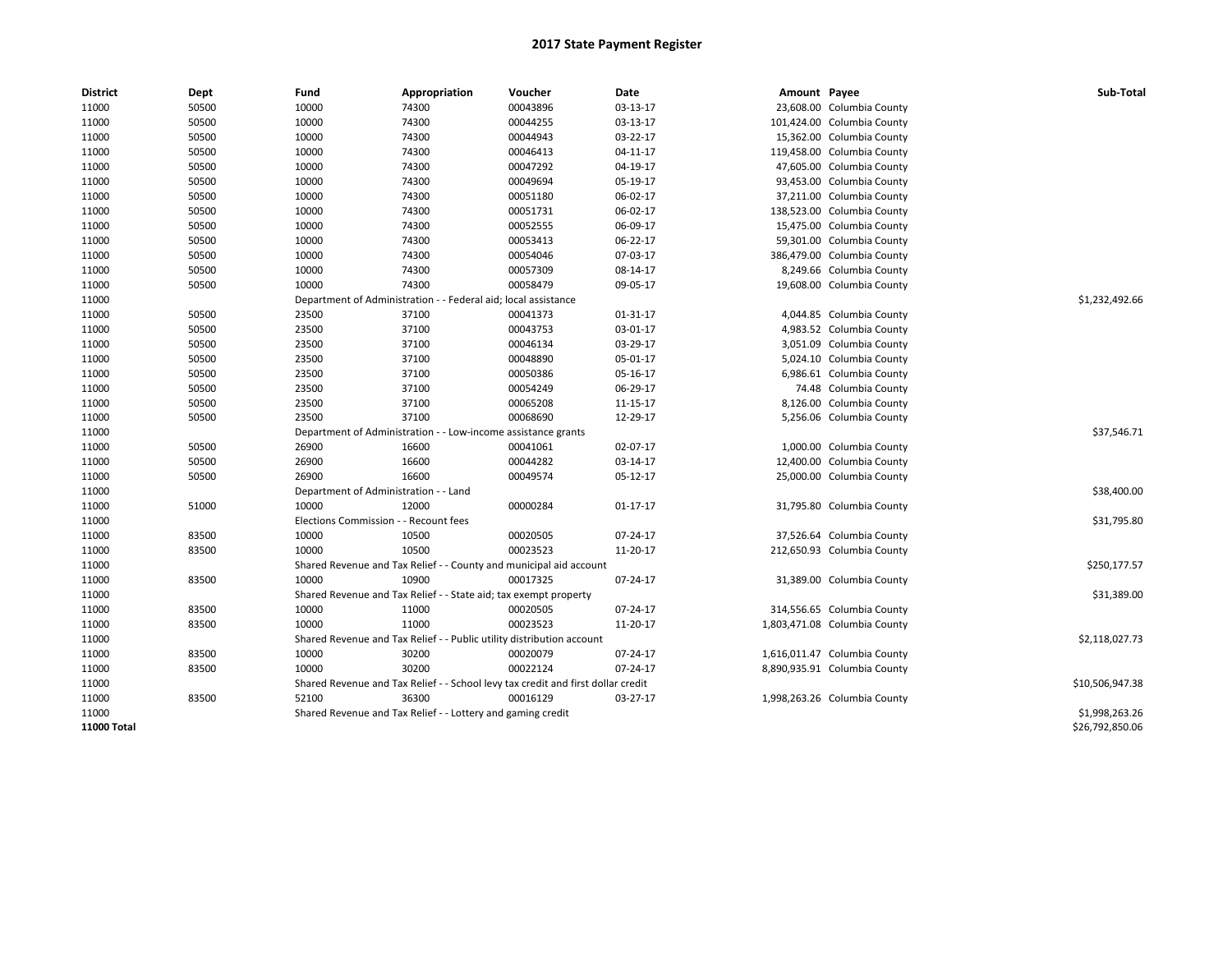# 2017 State Payment Register

| District | Dept | Fund | Appropriation | Voucher | Date | Amount | Payee | Sub-Total |
|---|---|---|---|---|---|---|---|---|
| 11000 | 50500 | 10000 | 74300 | 00043896 | 03-13-17 | 23,608.00 | Columbia County | |
| 11000 | 50500 | 10000 | 74300 | 00044255 | 03-13-17 | 101,424.00 | Columbia County | |
| 11000 | 50500 | 10000 | 74300 | 00044943 | 03-22-17 | 15,362.00 | Columbia County | |
| 11000 | 50500 | 10000 | 74300 | 00046413 | 04-11-17 | 119,458.00 | Columbia County | |
| 11000 | 50500 | 10000 | 74300 | 00047292 | 04-19-17 | 47,605.00 | Columbia County | |
| 11000 | 50500 | 10000 | 74300 | 00049694 | 05-19-17 | 93,453.00 | Columbia County | |
| 11000 | 50500 | 10000 | 74300 | 00051180 | 06-02-17 | 37,211.00 | Columbia County | |
| 11000 | 50500 | 10000 | 74300 | 00051731 | 06-02-17 | 138,523.00 | Columbia County | |
| 11000 | 50500 | 10000 | 74300 | 00052555 | 06-09-17 | 15,475.00 | Columbia County | |
| 11000 | 50500 | 10000 | 74300 | 00053413 | 06-22-17 | 59,301.00 | Columbia County | |
| 11000 | 50500 | 10000 | 74300 | 00054046 | 07-03-17 | 386,479.00 | Columbia County | |
| 11000 | 50500 | 10000 | 74300 | 00057309 | 08-14-17 | 8,249.66 | Columbia County | |
| 11000 | 50500 | 10000 | 74300 | 00058479 | 09-05-17 | 19,608.00 | Columbia County | |
| 11000 | | Department of Administration - - Federal aid; local assistance | | | | | | $1,232,492.66 |
| 11000 | 50500 | 23500 | 37100 | 00041373 | 01-31-17 | 4,044.85 | Columbia County | |
| 11000 | 50500 | 23500 | 37100 | 00043753 | 03-01-17 | 4,983.52 | Columbia County | |
| 11000 | 50500 | 23500 | 37100 | 00046134 | 03-29-17 | 3,051.09 | Columbia County | |
| 11000 | 50500 | 23500 | 37100 | 00048890 | 05-01-17 | 5,024.10 | Columbia County | |
| 11000 | 50500 | 23500 | 37100 | 00050386 | 05-16-17 | 6,986.61 | Columbia County | |
| 11000 | 50500 | 23500 | 37100 | 00054249 | 06-29-17 | 74.48 | Columbia County | |
| 11000 | 50500 | 23500 | 37100 | 00065208 | 11-15-17 | 8,126.00 | Columbia County | |
| 11000 | 50500 | 23500 | 37100 | 00068690 | 12-29-17 | 5,256.06 | Columbia County | |
| 11000 | | Department of Administration - - Low-income assistance grants | | | | | | $37,546.71 |
| 11000 | 50500 | 26900 | 16600 | 00041061 | 02-07-17 | 1,000.00 | Columbia County | |
| 11000 | 50500 | 26900 | 16600 | 00044282 | 03-14-17 | 12,400.00 | Columbia County | |
| 11000 | 50500 | 26900 | 16600 | 00049574 | 05-12-17 | 25,000.00 | Columbia County | |
| 11000 | | Department of Administration - - Land | | | | | | $38,400.00 |
| 11000 | 51000 | 10000 | 12000 | 00000284 | 01-17-17 | 31,795.80 | Columbia County | |
| 11000 | | Elections Commission - - Recount fees | | | | | | $31,795.80 |
| 11000 | 83500 | 10000 | 10500 | 00020505 | 07-24-17 | 37,526.64 | Columbia County | |
| 11000 | 83500 | 10000 | 10500 | 00023523 | 11-20-17 | 212,650.93 | Columbia County | |
| 11000 | | Shared Revenue and Tax Relief - - County and municipal aid account | | | | | | $250,177.57 |
| 11000 | 83500 | 10000 | 10900 | 00017325 | 07-24-17 | 31,389.00 | Columbia County | |
| 11000 | | Shared Revenue and Tax Relief - - State aid; tax exempt property | | | | | | $31,389.00 |
| 11000 | 83500 | 10000 | 11000 | 00020505 | 07-24-17 | 314,556.65 | Columbia County | |
| 11000 | 83500 | 10000 | 11000 | 00023523 | 11-20-17 | 1,803,471.08 | Columbia County | |
| 11000 | | Shared Revenue and Tax Relief - - Public utility distribution account | | | | | | $2,118,027.73 |
| 11000 | 83500 | 10000 | 30200 | 00020079 | 07-24-17 | 1,616,011.47 | Columbia County | |
| 11000 | 83500 | 10000 | 30200 | 00022124 | 07-24-17 | 8,890,935.91 | Columbia County | |
| 11000 | | Shared Revenue and Tax Relief - - School levy tax credit and first dollar credit | | | | | | $10,506,947.38 |
| 11000 | 83500 | 52100 | 36300 | 00016129 | 03-27-17 | 1,998,263.26 | Columbia County | |
| 11000 | | Shared Revenue and Tax Relief - - Lottery and gaming credit | | | | | | $1,998,263.26 |
| **11000 Total** | | | | | | | | $26,792,850.06 |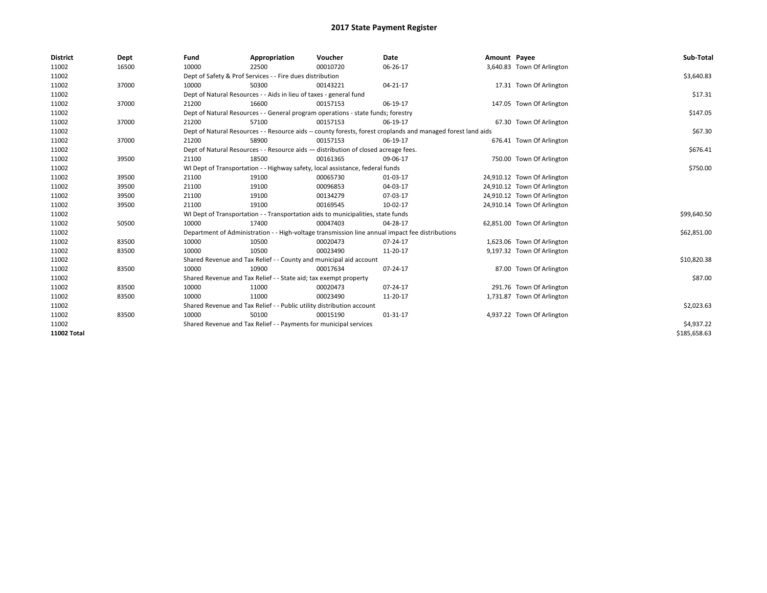# 2017 State Payment Register

| District | Dept | Fund | Appropriation | Voucher | Date | Amount | Payee | Sub-Total |
|---|---|---|---|---|---|---|---|---|
| 11002 | 16500 | 10000 | 22500 | 00010720 | 06-26-17 | 3,640.83 | Town Of Arlington | |
| 11002 | | Dept of Safety & Prof Services - - Fire dues distribution | | | | | | $3,640.83 |
| 11002 | 37000 | 10000 | 50300 | 00143221 | 04-21-17 | 17.31 | Town Of Arlington | |
| 11002 | | Dept of Natural Resources - - Aids in lieu of taxes - general fund | | | | | | $17.31 |
| 11002 | 37000 | 21200 | 16600 | 00157153 | 06-19-17 | 147.05 | Town Of Arlington | |
| 11002 | | Dept of Natural Resources - - General program operations - state funds; forestry | | | | | | $147.05 |
| 11002 | 37000 | 21200 | 57100 | 00157153 | 06-19-17 | 67.30 | Town Of Arlington | |
| 11002 | | Dept of Natural Resources - - Resource aids -- county forests, forest croplands and managed forest land aids | | | | | | $67.30 |
| 11002 | 37000 | 21200 | 58900 | 00157153 | 06-19-17 | 676.41 | Town Of Arlington | |
| 11002 | | Dept of Natural Resources - - Resource aids — distribution of closed acreage fees. | | | | | | $676.41 |
| 11002 | 39500 | 21100 | 18500 | 00161365 | 09-06-17 | 750.00 | Town Of Arlington | |
| 11002 | | WI Dept of Transportation - - Highway safety, local assistance, federal funds | | | | | | $750.00 |
| 11002 | 39500 | 21100 | 19100 | 00065730 | 01-03-17 | 24,910.12 | Town Of Arlington | |
| 11002 | 39500 | 21100 | 19100 | 00096853 | 04-03-17 | 24,910.12 | Town Of Arlington | |
| 11002 | 39500 | 21100 | 19100 | 00134279 | 07-03-17 | 24,910.12 | Town Of Arlington | |
| 11002 | 39500 | 21100 | 19100 | 00169545 | 10-02-17 | 24,910.14 | Town Of Arlington | |
| 11002 | | WI Dept of Transportation - - Transportation aids to municipalities, state funds | | | | | | $99,640.50 |
| 11002 | 50500 | 10000 | 17400 | 00047403 | 04-28-17 | 62,851.00 | Town Of Arlington | |
| 11002 | | Department of Administration - - High-voltage transmission line annual impact fee distributions | | | | | | $62,851.00 |
| 11002 | 83500 | 10000 | 10500 | 00020473 | 07-24-17 | 1,623.06 | Town Of Arlington | |
| 11002 | 83500 | 10000 | 10500 | 00023490 | 11-20-17 | 9,197.32 | Town Of Arlington | |
| 11002 | | Shared Revenue and Tax Relief - - County and municipal aid account | | | | | | $10,820.38 |
| 11002 | 83500 | 10000 | 10900 | 00017634 | 07-24-17 | 87.00 | Town Of Arlington | |
| 11002 | | Shared Revenue and Tax Relief - - State aid; tax exempt property | | | | | | $87.00 |
| 11002 | 83500 | 10000 | 11000 | 00020473 | 07-24-17 | 291.76 | Town Of Arlington | |
| 11002 | 83500 | 10000 | 11000 | 00023490 | 11-20-17 | 1,731.87 | Town Of Arlington | |
| 11002 | | Shared Revenue and Tax Relief - - Public utility distribution account | | | | | | $2,023.63 |
| 11002 | 83500 | 10000 | 50100 | 00015190 | 01-31-17 | 4,937.22 | Town Of Arlington | |
| 11002 | | Shared Revenue and Tax Relief - - Payments for municipal services | | | | | | $4,937.22 |
| **11002 Total** | | | | | | | | $185,658.63 |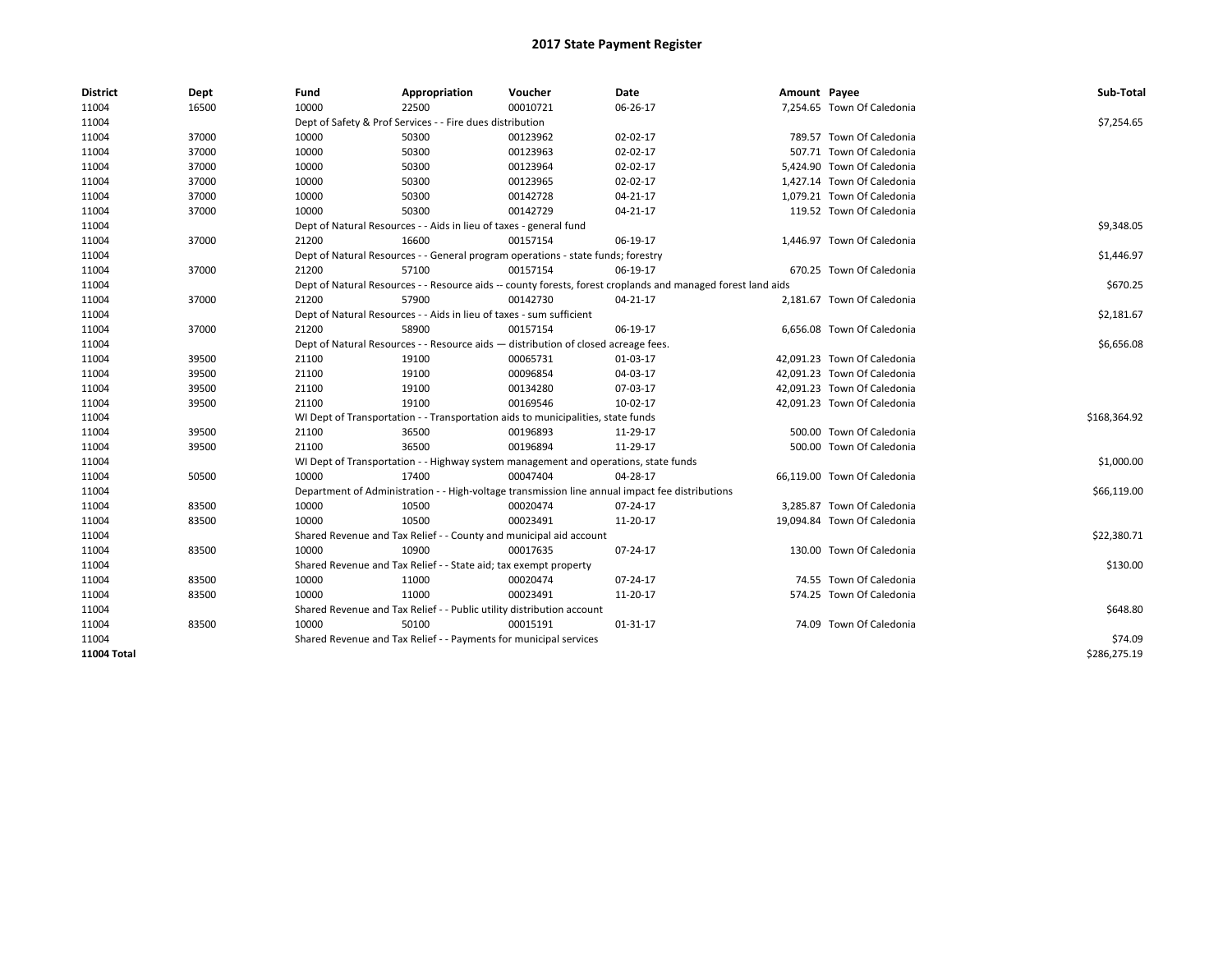# 2017 State Payment Register

| District | Dept | Fund | Appropriation | Voucher | Date | Amount | Payee | Sub-Total |
|---|---|---|---|---|---|---|---|---|
| 11004 | 16500 | 10000 | 22500 | 00010721 | 06-26-17 | 7,254.65 | Town Of Caledonia | |
| 11004 | | Dept of Safety & Prof Services - - Fire dues distribution | | | | | | $7,254.65 |
| 11004 | 37000 | 10000 | 50300 | 00123962 | 02-02-17 | 789.57 | Town Of Caledonia | |
| 11004 | 37000 | 10000 | 50300 | 00123963 | 02-02-17 | 507.71 | Town Of Caledonia | |
| 11004 | 37000 | 10000 | 50300 | 00123964 | 02-02-17 | 5,424.90 | Town Of Caledonia | |
| 11004 | 37000 | 10000 | 50300 | 00123965 | 02-02-17 | 1,427.14 | Town Of Caledonia | |
| 11004 | 37000 | 10000 | 50300 | 00142728 | 04-21-17 | 1,079.21 | Town Of Caledonia | |
| 11004 | 37000 | 10000 | 50300 | 00142729 | 04-21-17 | 119.52 | Town Of Caledonia | |
| 11004 | | Dept of Natural Resources - - Aids in lieu of taxes - general fund | | | | | | $9,348.05 |
| 11004 | 37000 | 21200 | 16600 | 00157154 | 06-19-17 | 1,446.97 | Town Of Caledonia | |
| 11004 | | Dept of Natural Resources - - General program operations - state funds; forestry | | | | | | $1,446.97 |
| 11004 | 37000 | 21200 | 57100 | 00157154 | 06-19-17 | 670.25 | Town Of Caledonia | |
| 11004 | | Dept of Natural Resources - - Resource aids -- county forests, forest croplands and managed forest land aids | | | | | | $670.25 |
| 11004 | 37000 | 21200 | 57900 | 00142730 | 04-21-17 | 2,181.67 | Town Of Caledonia | |
| 11004 | | Dept of Natural Resources - - Aids in lieu of taxes - sum sufficient | | | | | | $2,181.67 |
| 11004 | 37000 | 21200 | 58900 | 00157154 | 06-19-17 | 6,656.08 | Town Of Caledonia | |
| 11004 | | Dept of Natural Resources - - Resource aids — distribution of closed acreage fees. | | | | | | $6,656.08 |
| 11004 | 39500 | 21100 | 19100 | 00065731 | 01-03-17 | 42,091.23 | Town Of Caledonia | |
| 11004 | 39500 | 21100 | 19100 | 00096854 | 04-03-17 | 42,091.23 | Town Of Caledonia | |
| 11004 | 39500 | 21100 | 19100 | 00134280 | 07-03-17 | 42,091.23 | Town Of Caledonia | |
| 11004 | 39500 | 21100 | 19100 | 00169546 | 10-02-17 | 42,091.23 | Town Of Caledonia | |
| 11004 | | WI Dept of Transportation - - Transportation aids to municipalities, state funds | | | | | | $168,364.92 |
| 11004 | 39500 | 21100 | 36500 | 00196893 | 11-29-17 | 500.00 | Town Of Caledonia | |
| 11004 | 39500 | 21100 | 36500 | 00196894 | 11-29-17 | 500.00 | Town Of Caledonia | |
| 11004 | | WI Dept of Transportation - - Highway system management and operations, state funds | | | | | | $1,000.00 |
| 11004 | 50500 | 10000 | 17400 | 00047404 | 04-28-17 | 66,119.00 | Town Of Caledonia | |
| 11004 | | Department of Administration - - High-voltage transmission line annual impact fee distributions | | | | | | $66,119.00 |
| 11004 | 83500 | 10000 | 10500 | 00020474 | 07-24-17 | 3,285.87 | Town Of Caledonia | |
| 11004 | 83500 | 10000 | 10500 | 00023491 | 11-20-17 | 19,094.84 | Town Of Caledonia | |
| 11004 | | Shared Revenue and Tax Relief - - County and municipal aid account | | | | | | $22,380.71 |
| 11004 | 83500 | 10000 | 10900 | 00017635 | 07-24-17 | 130.00 | Town Of Caledonia | |
| 11004 | | Shared Revenue and Tax Relief - - State aid; tax exempt property | | | | | | $130.00 |
| 11004 | 83500 | 10000 | 11000 | 00020474 | 07-24-17 | 74.55 | Town Of Caledonia | |
| 11004 | 83500 | 10000 | 11000 | 00023491 | 11-20-17 | 574.25 | Town Of Caledonia | |
| 11004 | | Shared Revenue and Tax Relief - - Public utility distribution account | | | | | | $648.80 |
| 11004 | 83500 | 10000 | 50100 | 00015191 | 01-31-17 | 74.09 | Town Of Caledonia | |
| 11004 | | Shared Revenue and Tax Relief - - Payments for municipal services | | | | | | $74.09 |
| **11004 Total** | | | | | | | | $286,275.19 |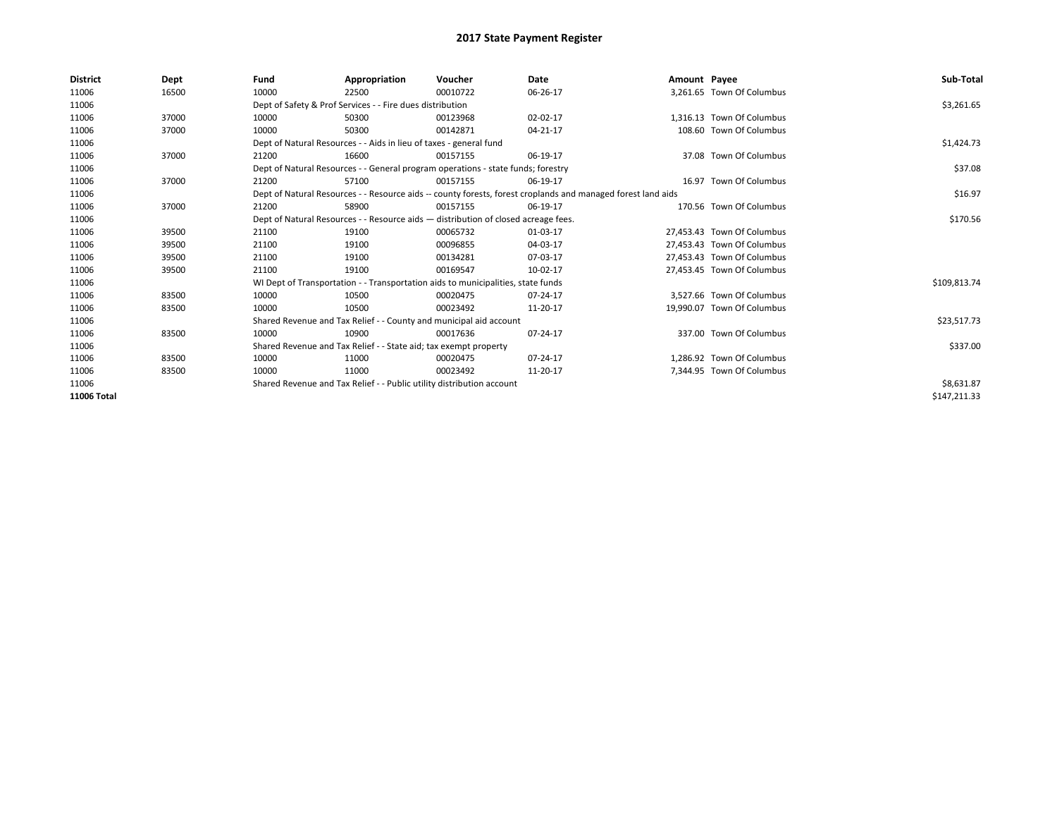# 2017 State Payment Register

| District | Dept | Fund | Appropriation | Voucher | Date | Amount | Payee | Sub-Total |
|---|---|---|---|---|---|---|---|---|
| 11006 | 16500 | 10000 | 22500 | 00010722 | 06-26-17 | 3,261.65 | Town Of Columbus | |
| 11006 | | Dept of Safety & Prof Services - - Fire dues distribution | | | | | | $3,261.65 |
| 11006 | 37000 | 10000 | 50300 | 00123968 | 02-02-17 | 1,316.13 | Town Of Columbus | |
| 11006 | 37000 | 10000 | 50300 | 00142871 | 04-21-17 | 108.60 | Town Of Columbus | |
| 11006 | | Dept of Natural Resources - - Aids in lieu of taxes - general fund | | | | | | $1,424.73 |
| 11006 | 37000 | 21200 | 16600 | 00157155 | 06-19-17 | 37.08 | Town Of Columbus | |
| 11006 | | Dept of Natural Resources - - General program operations - state funds; forestry | | | | | | $37.08 |
| 11006 | 37000 | 21200 | 57100 | 00157155 | 06-19-17 | 16.97 | Town Of Columbus | |
| 11006 | | Dept of Natural Resources - - Resource aids -- county forests, forest croplands and managed forest land aids | | | | | | $16.97 |
| 11006 | 37000 | 21200 | 58900 | 00157155 | 06-19-17 | 170.56 | Town Of Columbus | |
| 11006 | | Dept of Natural Resources - - Resource aids — distribution of closed acreage fees. | | | | | | $170.56 |
| 11006 | 39500 | 21100 | 19100 | 00065732 | 01-03-17 | 27,453.43 | Town Of Columbus | |
| 11006 | 39500 | 21100 | 19100 | 00096855 | 04-03-17 | 27,453.43 | Town Of Columbus | |
| 11006 | 39500 | 21100 | 19100 | 00134281 | 07-03-17 | 27,453.43 | Town Of Columbus | |
| 11006 | 39500 | 21100 | 19100 | 00169547 | 10-02-17 | 27,453.45 | Town Of Columbus | |
| 11006 | | WI Dept of Transportation - - Transportation aids to municipalities, state funds | | | | | | $109,813.74 |
| 11006 | 83500 | 10000 | 10500 | 00020475 | 07-24-17 | 3,527.66 | Town Of Columbus | |
| 11006 | 83500 | 10000 | 10500 | 00023492 | 11-20-17 | 19,990.07 | Town Of Columbus | |
| 11006 | | Shared Revenue and Tax Relief - - County and municipal aid account | | | | | | $23,517.73 |
| 11006 | 83500 | 10000 | 10900 | 00017636 | 07-24-17 | 337.00 | Town Of Columbus | |
| 11006 | | Shared Revenue and Tax Relief - - State aid; tax exempt property | | | | | | $337.00 |
| 11006 | 83500 | 10000 | 11000 | 00020475 | 07-24-17 | 1,286.92 | Town Of Columbus | |
| 11006 | 83500 | 10000 | 11000 | 00023492 | 11-20-17 | 7,344.95 | Town Of Columbus | |
| 11006 | | Shared Revenue and Tax Relief - - Public utility distribution account | | | | | | $8,631.87 |
| **11006 Total** | | | | | | | | $147,211.33 |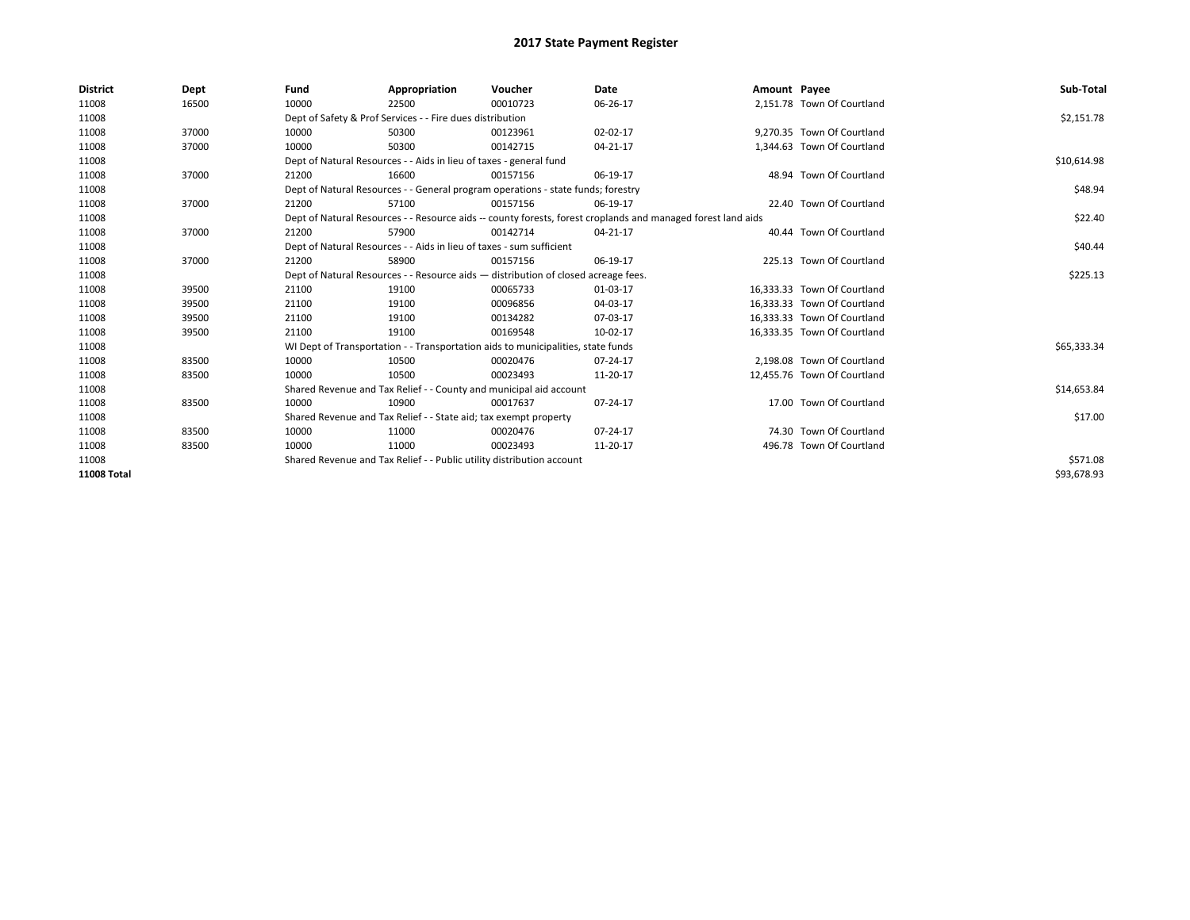# 2017 State Payment Register

| District | Dept | Fund | Appropriation | Voucher | Date | Amount | Payee | Sub-Total |
|---|---|---|---|---|---|---|---|---|
| 11008 | 16500 | 10000 | 22500 | 00010723 | 06-26-17 | 2,151.78 | Town Of Courtland | |
| 11008 | | Dept of Safety & Prof Services - - Fire dues distribution | | | | | | $2,151.78 |
| 11008 | 37000 | 10000 | 50300 | 00123961 | 02-02-17 | 9,270.35 | Town Of Courtland | |
| 11008 | 37000 | 10000 | 50300 | 00142715 | 04-21-17 | 1,344.63 | Town Of Courtland | |
| 11008 | | Dept of Natural Resources - - Aids in lieu of taxes - general fund | | | | | | $10,614.98 |
| 11008 | 37000 | 21200 | 16600 | 00157156 | 06-19-17 | 48.94 | Town Of Courtland | |
| 11008 | | Dept of Natural Resources - - General program operations - state funds; forestry | | | | | | $48.94 |
| 11008 | 37000 | 21200 | 57100 | 00157156 | 06-19-17 | 22.40 | Town Of Courtland | |
| 11008 | | Dept of Natural Resources - - Resource aids -- county forests, forest croplands and managed forest land aids | | | | | | $22.40 |
| 11008 | 37000 | 21200 | 57900 | 00142714 | 04-21-17 | 40.44 | Town Of Courtland | |
| 11008 | | Dept of Natural Resources - - Aids in lieu of taxes - sum sufficient | | | | | | $40.44 |
| 11008 | 37000 | 21200 | 58900 | 00157156 | 06-19-17 | 225.13 | Town Of Courtland | |
| 11008 | | Dept of Natural Resources - - Resource aids — distribution of closed acreage fees. | | | | | | $225.13 |
| 11008 | 39500 | 21100 | 19100 | 00065733 | 01-03-17 | 16,333.33 | Town Of Courtland | |
| 11008 | 39500 | 21100 | 19100 | 00096856 | 04-03-17 | 16,333.33 | Town Of Courtland | |
| 11008 | 39500 | 21100 | 19100 | 00134282 | 07-03-17 | 16,333.33 | Town Of Courtland | |
| 11008 | 39500 | 21100 | 19100 | 00169548 | 10-02-17 | 16,333.35 | Town Of Courtland | |
| 11008 | | WI Dept of Transportation - - Transportation aids to municipalities, state funds | | | | | | $65,333.34 |
| 11008 | 83500 | 10000 | 10500 | 00020476 | 07-24-17 | 2,198.08 | Town Of Courtland | |
| 11008 | 83500 | 10000 | 10500 | 00023493 | 11-20-17 | 12,455.76 | Town Of Courtland | |
| 11008 | | Shared Revenue and Tax Relief - - County and municipal aid account | | | | | | $14,653.84 |
| 11008 | 83500 | 10000 | 10900 | 00017637 | 07-24-17 | 17.00 | Town Of Courtland | |
| 11008 | | Shared Revenue and Tax Relief - - State aid; tax exempt property | | | | | | $17.00 |
| 11008 | 83500 | 10000 | 11000 | 00020476 | 07-24-17 | 74.30 | Town Of Courtland | |
| 11008 | 83500 | 10000 | 11000 | 00023493 | 11-20-17 | 496.78 | Town Of Courtland | |
| 11008 | | Shared Revenue and Tax Relief - - Public utility distribution account | | | | | | $571.08 |
| **11008 Total** | | | | | | | | $93,678.93 |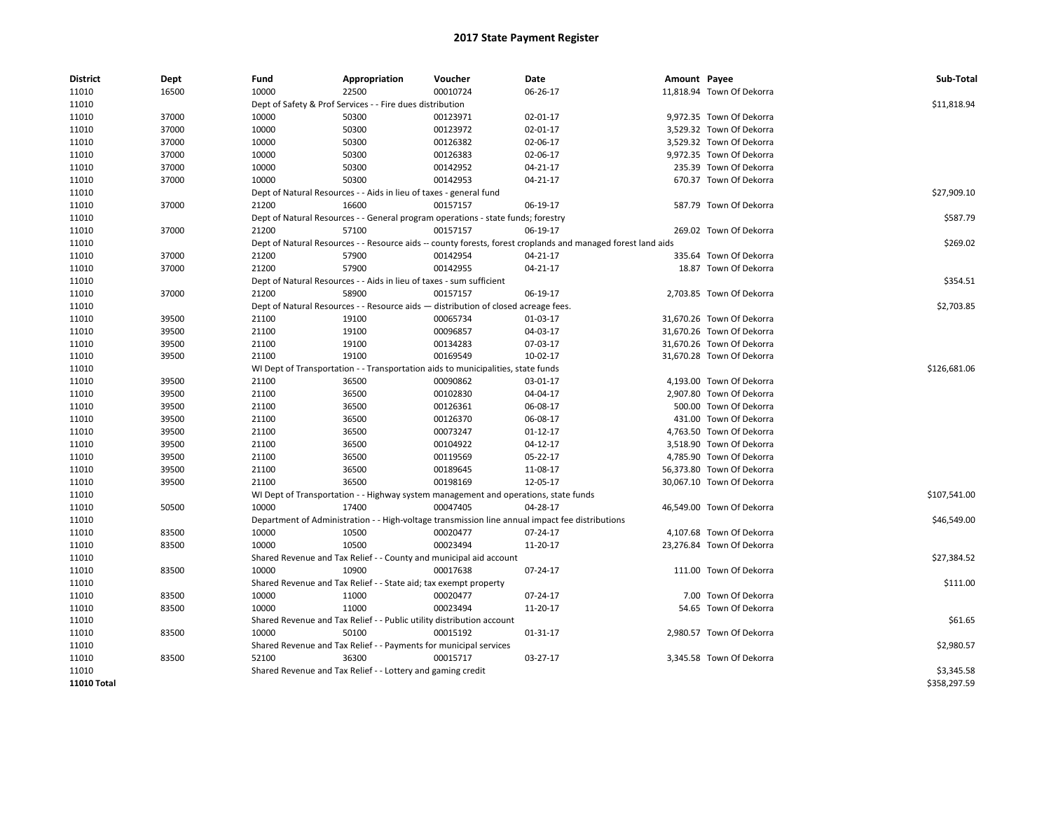# 2017 State Payment Register

| District | Dept | Fund | Appropriation | Voucher | Date | Amount | Payee | Sub-Total |
|---|---|---|---|---|---|---|---|---|
| 11010 | 16500 | 10000 | 22500 | 00010724 | 06-26-17 | 11,818.94 | Town Of Dekorra | |
| 11010 | | Dept of Safety & Prof Services - - Fire dues distribution | | | | | | $11,818.94 |
| 11010 | 37000 | 10000 | 50300 | 00123971 | 02-01-17 | 9,972.35 | Town Of Dekorra | |
| 11010 | 37000 | 10000 | 50300 | 00123972 | 02-01-17 | 3,529.32 | Town Of Dekorra | |
| 11010 | 37000 | 10000 | 50300 | 00126382 | 02-06-17 | 3,529.32 | Town Of Dekorra | |
| 11010 | 37000 | 10000 | 50300 | 00126383 | 02-06-17 | 9,972.35 | Town Of Dekorra | |
| 11010 | 37000 | 10000 | 50300 | 00142952 | 04-21-17 | 235.39 | Town Of Dekorra | |
| 11010 | 37000 | 10000 | 50300 | 00142953 | 04-21-17 | 670.37 | Town Of Dekorra | |
| 11010 | | Dept of Natural Resources - - Aids in lieu of taxes - general fund | | | | | | $27,909.10 |
| 11010 | 37000 | 21200 | 16600 | 00157157 | 06-19-17 | 587.79 | Town Of Dekorra | |
| 11010 | | Dept of Natural Resources - - General program operations - state funds; forestry | | | | | | $587.79 |
| 11010 | 37000 | 21200 | 57100 | 00157157 | 06-19-17 | 269.02 | Town Of Dekorra | |
| 11010 | | Dept of Natural Resources - - Resource aids -- county forests, forest croplands and managed forest land aids | | | | | | $269.02 |
| 11010 | 37000 | 21200 | 57900 | 00142954 | 04-21-17 | 335.64 | Town Of Dekorra | |
| 11010 | 37000 | 21200 | 57900 | 00142955 | 04-21-17 | 18.87 | Town Of Dekorra | |
| 11010 | | Dept of Natural Resources - - Aids in lieu of taxes - sum sufficient | | | | | | $354.51 |
| 11010 | 37000 | 21200 | 58900 | 00157157 | 06-19-17 | 2,703.85 | Town Of Dekorra | |
| 11010 | | Dept of Natural Resources - - Resource aids — distribution of closed acreage fees. | | | | | | $2,703.85 |
| 11010 | 39500 | 21100 | 19100 | 00065734 | 01-03-17 | 31,670.26 | Town Of Dekorra | |
| 11010 | 39500 | 21100 | 19100 | 00096857 | 04-03-17 | 31,670.26 | Town Of Dekorra | |
| 11010 | 39500 | 21100 | 19100 | 00134283 | 07-03-17 | 31,670.26 | Town Of Dekorra | |
| 11010 | 39500 | 21100 | 19100 | 00169549 | 10-02-17 | 31,670.28 | Town Of Dekorra | |
| 11010 | | WI Dept of Transportation - - Transportation aids to municipalities, state funds | | | | | | $126,681.06 |
| 11010 | 39500 | 21100 | 36500 | 00090862 | 03-01-17 | 4,193.00 | Town Of Dekorra | |
| 11010 | 39500 | 21100 | 36500 | 00102830 | 04-04-17 | 2,907.80 | Town Of Dekorra | |
| 11010 | 39500 | 21100 | 36500 | 00126361 | 06-08-17 | 500.00 | Town Of Dekorra | |
| 11010 | 39500 | 21100 | 36500 | 00126370 | 06-08-17 | 431.00 | Town Of Dekorra | |
| 11010 | 39500 | 21100 | 36500 | 00073247 | 01-12-17 | 4,763.50 | Town Of Dekorra | |
| 11010 | 39500 | 21100 | 36500 | 00104922 | 04-12-17 | 3,518.90 | Town Of Dekorra | |
| 11010 | 39500 | 21100 | 36500 | 00119569 | 05-22-17 | 4,785.90 | Town Of Dekorra | |
| 11010 | 39500 | 21100 | 36500 | 00189645 | 11-08-17 | 56,373.80 | Town Of Dekorra | |
| 11010 | 39500 | 21100 | 36500 | 00198169 | 12-05-17 | 30,067.10 | Town Of Dekorra | |
| 11010 | | WI Dept of Transportation - - Highway system management and operations, state funds | | | | | | $107,541.00 |
| 11010 | 50500 | 10000 | 17400 | 00047405 | 04-28-17 | 46,549.00 | Town Of Dekorra | |
| 11010 | | Department of Administration - - High-voltage transmission line annual impact fee distributions | | | | | | $46,549.00 |
| 11010 | 83500 | 10000 | 10500 | 00020477 | 07-24-17 | 4,107.68 | Town Of Dekorra | |
| 11010 | 83500 | 10000 | 10500 | 00023494 | 11-20-17 | 23,276.84 | Town Of Dekorra | |
| 11010 | | Shared Revenue and Tax Relief - - County and municipal aid account | | | | | | $27,384.52 |
| 11010 | 83500 | 10000 | 10900 | 00017638 | 07-24-17 | 111.00 | Town Of Dekorra | |
| 11010 | | Shared Revenue and Tax Relief - - State aid; tax exempt property | | | | | | $111.00 |
| 11010 | 83500 | 10000 | 11000 | 00020477 | 07-24-17 | 7.00 | Town Of Dekorra | |
| 11010 | 83500 | 10000 | 11000 | 00023494 | 11-20-17 | 54.65 | Town Of Dekorra | |
| 11010 | | Shared Revenue and Tax Relief - - Public utility distribution account | | | | | | $61.65 |
| 11010 | 83500 | 10000 | 50100 | 00015192 | 01-31-17 | 2,980.57 | Town Of Dekorra | |
| 11010 | | Shared Revenue and Tax Relief - - Payments for municipal services | | | | | | $2,980.57 |
| 11010 | 83500 | 52100 | 36300 | 00015717 | 03-27-17 | 3,345.58 | Town Of Dekorra | |
| 11010 | | Shared Revenue and Tax Relief - - Lottery and gaming credit | | | | | | $3,345.58 |
| **11010 Total** | | | | | | | | $358,297.59 |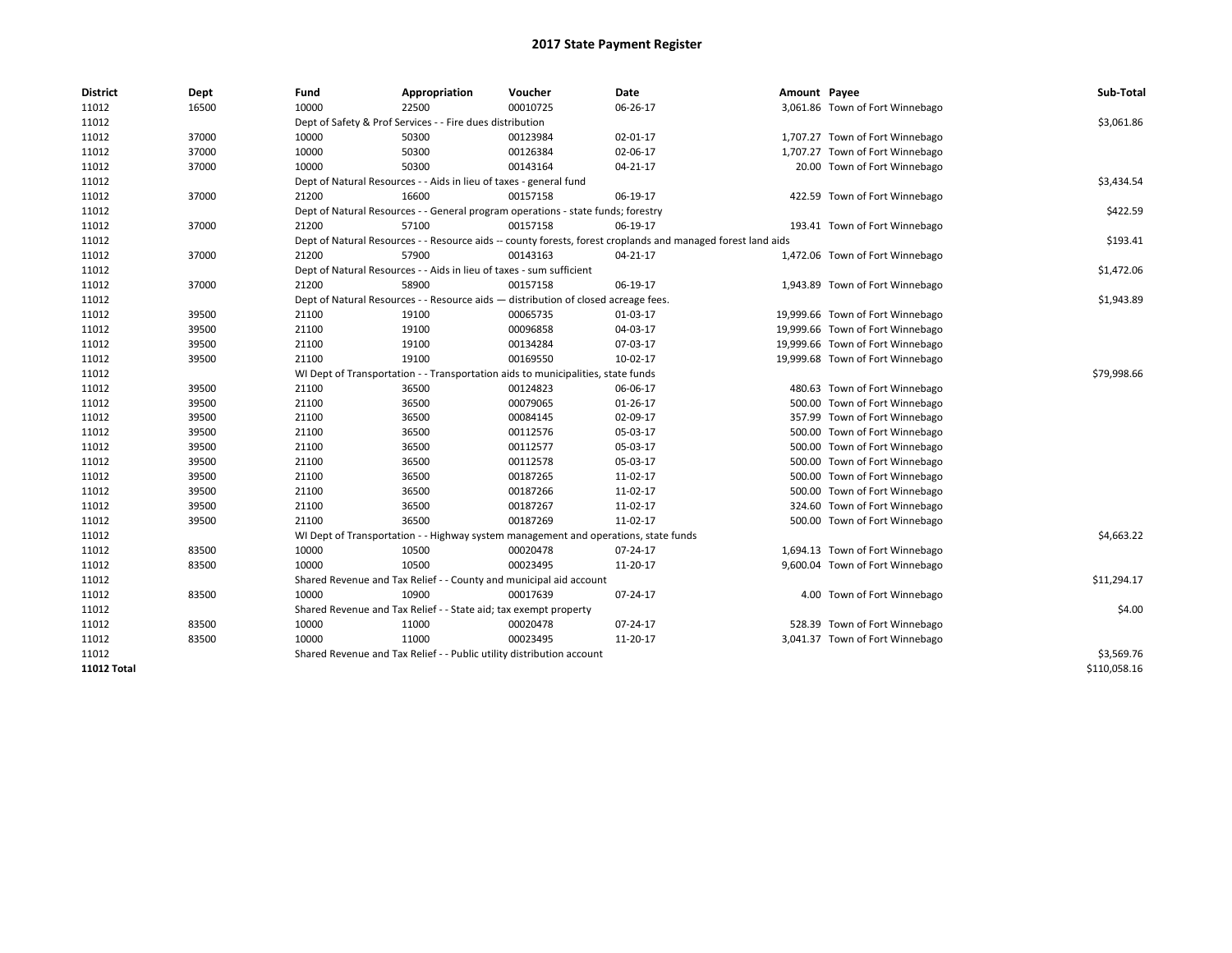# 2017 State Payment Register

| District | Dept | Fund | Appropriation | Voucher | Date | Amount | Payee | Sub-Total |
|---|---|---|---|---|---|---|---|---|
| 11012 | 16500 | 10000 | 22500 | 00010725 | 06-26-17 | 3,061.86 | Town of Fort Winnebago | |
| 11012 | | Dept of Safety & Prof Services - - Fire dues distribution | | | | | | $3,061.86 |
| 11012 | 37000 | 10000 | 50300 | 00123984 | 02-01-17 | 1,707.27 | Town of Fort Winnebago | |
| 11012 | 37000 | 10000 | 50300 | 00126384 | 02-06-17 | 1,707.27 | Town of Fort Winnebago | |
| 11012 | 37000 | 10000 | 50300 | 00143164 | 04-21-17 | 20.00 | Town of Fort Winnebago | |
| 11012 | | Dept of Natural Resources - - Aids in lieu of taxes - general fund | | | | | | $3,434.54 |
| 11012 | 37000 | 21200 | 16600 | 00157158 | 06-19-17 | 422.59 | Town of Fort Winnebago | |
| 11012 | | Dept of Natural Resources - - General program operations - state funds; forestry | | | | | | $422.59 |
| 11012 | 37000 | 21200 | 57100 | 00157158 | 06-19-17 | 193.41 | Town of Fort Winnebago | |
| 11012 | | Dept of Natural Resources - - Resource aids -- county forests, forest croplands and managed forest land aids | | | | | | $193.41 |
| 11012 | 37000 | 21200 | 57900 | 00143163 | 04-21-17 | 1,472.06 | Town of Fort Winnebago | |
| 11012 | | Dept of Natural Resources - - Aids in lieu of taxes - sum sufficient | | | | | | $1,472.06 |
| 11012 | 37000 | 21200 | 58900 | 00157158 | 06-19-17 | 1,943.89 | Town of Fort Winnebago | |
| 11012 | | Dept of Natural Resources - - Resource aids — distribution of closed acreage fees. | | | | | | $1,943.89 |
| 11012 | 39500 | 21100 | 19100 | 00065735 | 01-03-17 | 19,999.66 | Town of Fort Winnebago | |
| 11012 | 39500 | 21100 | 19100 | 00096858 | 04-03-17 | 19,999.66 | Town of Fort Winnebago | |
| 11012 | 39500 | 21100 | 19100 | 00134284 | 07-03-17 | 19,999.66 | Town of Fort Winnebago | |
| 11012 | 39500 | 21100 | 19100 | 00169550 | 10-02-17 | 19,999.68 | Town of Fort Winnebago | |
| 11012 | | WI Dept of Transportation - - Transportation aids to municipalities, state funds | | | | | | $79,998.66 |
| 11012 | 39500 | 21100 | 36500 | 00124823 | 06-06-17 | 480.63 | Town of Fort Winnebago | |
| 11012 | 39500 | 21100 | 36500 | 00079065 | 01-26-17 | 500.00 | Town of Fort Winnebago | |
| 11012 | 39500 | 21100 | 36500 | 00084145 | 02-09-17 | 357.99 | Town of Fort Winnebago | |
| 11012 | 39500 | 21100 | 36500 | 00112576 | 05-03-17 | 500.00 | Town of Fort Winnebago | |
| 11012 | 39500 | 21100 | 36500 | 00112577 | 05-03-17 | 500.00 | Town of Fort Winnebago | |
| 11012 | 39500 | 21100 | 36500 | 00112578 | 05-03-17 | 500.00 | Town of Fort Winnebago | |
| 11012 | 39500 | 21100 | 36500 | 00187265 | 11-02-17 | 500.00 | Town of Fort Winnebago | |
| 11012 | 39500 | 21100 | 36500 | 00187266 | 11-02-17 | 500.00 | Town of Fort Winnebago | |
| 11012 | 39500 | 21100 | 36500 | 00187267 | 11-02-17 | 324.60 | Town of Fort Winnebago | |
| 11012 | 39500 | 21100 | 36500 | 00187269 | 11-02-17 | 500.00 | Town of Fort Winnebago | |
| 11012 | | WI Dept of Transportation - - Highway system management and operations, state funds | | | | | | $4,663.22 |
| 11012 | 83500 | 10000 | 10500 | 00020478 | 07-24-17 | 1,694.13 | Town of Fort Winnebago | |
| 11012 | 83500 | 10000 | 10500 | 00023495 | 11-20-17 | 9,600.04 | Town of Fort Winnebago | |
| 11012 | | Shared Revenue and Tax Relief - - County and municipal aid account | | | | | | $11,294.17 |
| 11012 | 83500 | 10000 | 10900 | 00017639 | 07-24-17 | 4.00 | Town of Fort Winnebago | |
| 11012 | | Shared Revenue and Tax Relief - - State aid; tax exempt property | | | | | | $4.00 |
| 11012 | 83500 | 10000 | 11000 | 00020478 | 07-24-17 | 528.39 | Town of Fort Winnebago | |
| 11012 | 83500 | 10000 | 11000 | 00023495 | 11-20-17 | 3,041.37 | Town of Fort Winnebago | |
| 11012 | | Shared Revenue and Tax Relief - - Public utility distribution account | | | | | | $3,569.76 |
| **11012 Total** | | | | | | | | $110,058.16 |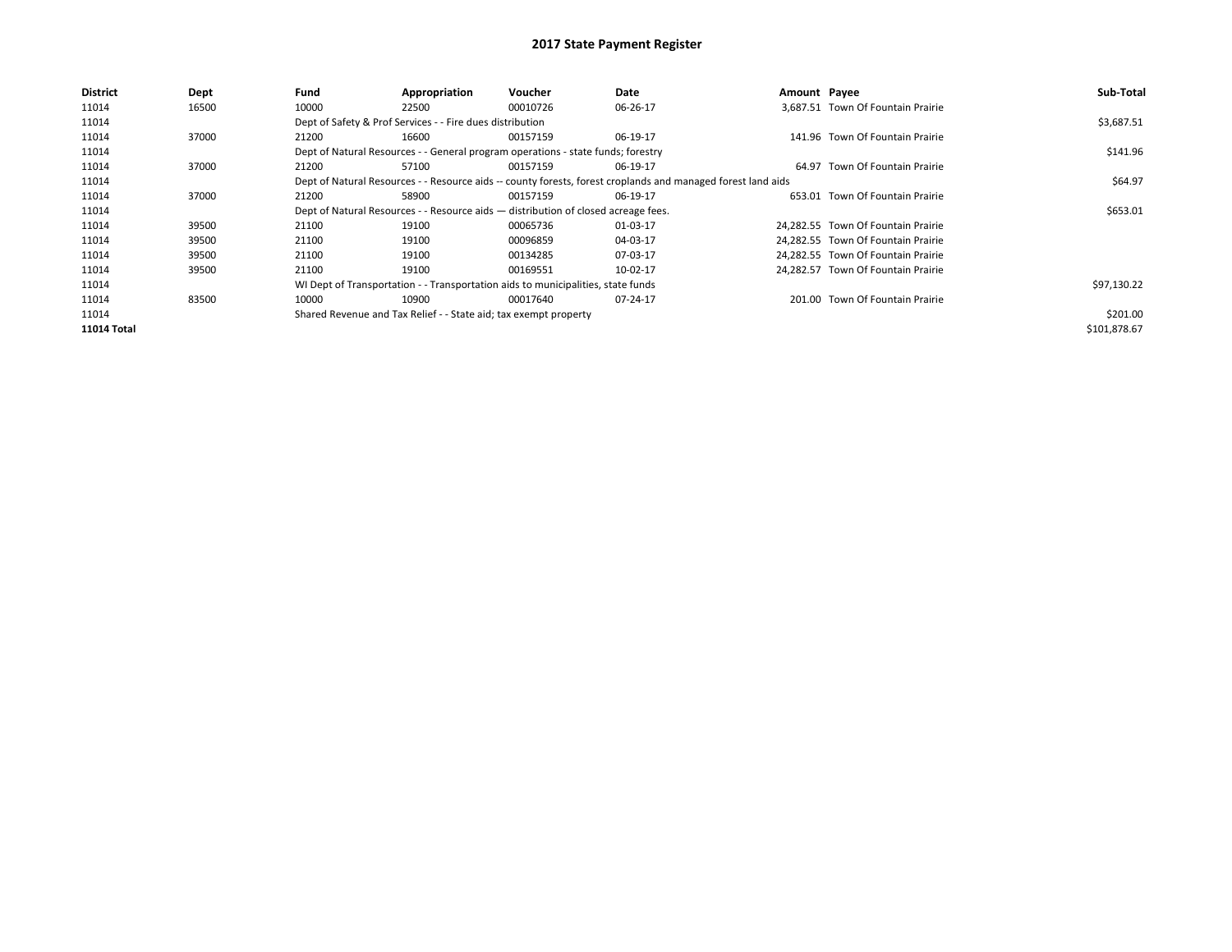# 2017 State Payment Register

| District | Dept | Fund | Appropriation | Voucher | Date | Amount | Payee | Sub-Total |
|---|---|---|---|---|---|---|---|---|
| 11014 | 16500 | 10000 | 22500 | 00010726 | 06-26-17 | 3,687.51 | Town Of Fountain Prairie | |
| 11014 | | Dept of Safety & Prof Services - - Fire dues distribution | | | | | | $3,687.51 |
| 11014 | 37000 | 21200 | 16600 | 00157159 | 06-19-17 | 141.96 | Town Of Fountain Prairie | |
| 11014 | | Dept of Natural Resources - - General program operations - state funds; forestry | | | | | | $141.96 |
| 11014 | 37000 | 21200 | 57100 | 00157159 | 06-19-17 | 64.97 | Town Of Fountain Prairie | |
| 11014 | | Dept of Natural Resources - - Resource aids -- county forests, forest croplands and managed forest land aids | | | | | | $64.97 |
| 11014 | 37000 | 21200 | 58900 | 00157159 | 06-19-17 | 653.01 | Town Of Fountain Prairie | |
| 11014 | | Dept of Natural Resources - - Resource aids — distribution of closed acreage fees. | | | | | | $653.01 |
| 11014 | 39500 | 21100 | 19100 | 00065736 | 01-03-17 | 24,282.55 | Town Of Fountain Prairie | |
| 11014 | 39500 | 21100 | 19100 | 00096859 | 04-03-17 | 24,282.55 | Town Of Fountain Prairie | |
| 11014 | 39500 | 21100 | 19100 | 00134285 | 07-03-17 | 24,282.55 | Town Of Fountain Prairie | |
| 11014 | 39500 | 21100 | 19100 | 00169551 | 10-02-17 | 24,282.57 | Town Of Fountain Prairie | |
| 11014 | | WI Dept of Transportation - - Transportation aids to municipalities, state funds | | | | | | $97,130.22 |
| 11014 | 83500 | 10000 | 10900 | 00017640 | 07-24-17 | 201.00 | Town Of Fountain Prairie | |
| 11014 | | Shared Revenue and Tax Relief - - State aid; tax exempt property | | | | | | $201.00 |
| **11014 Total** | | | | | | | | $101,878.67 |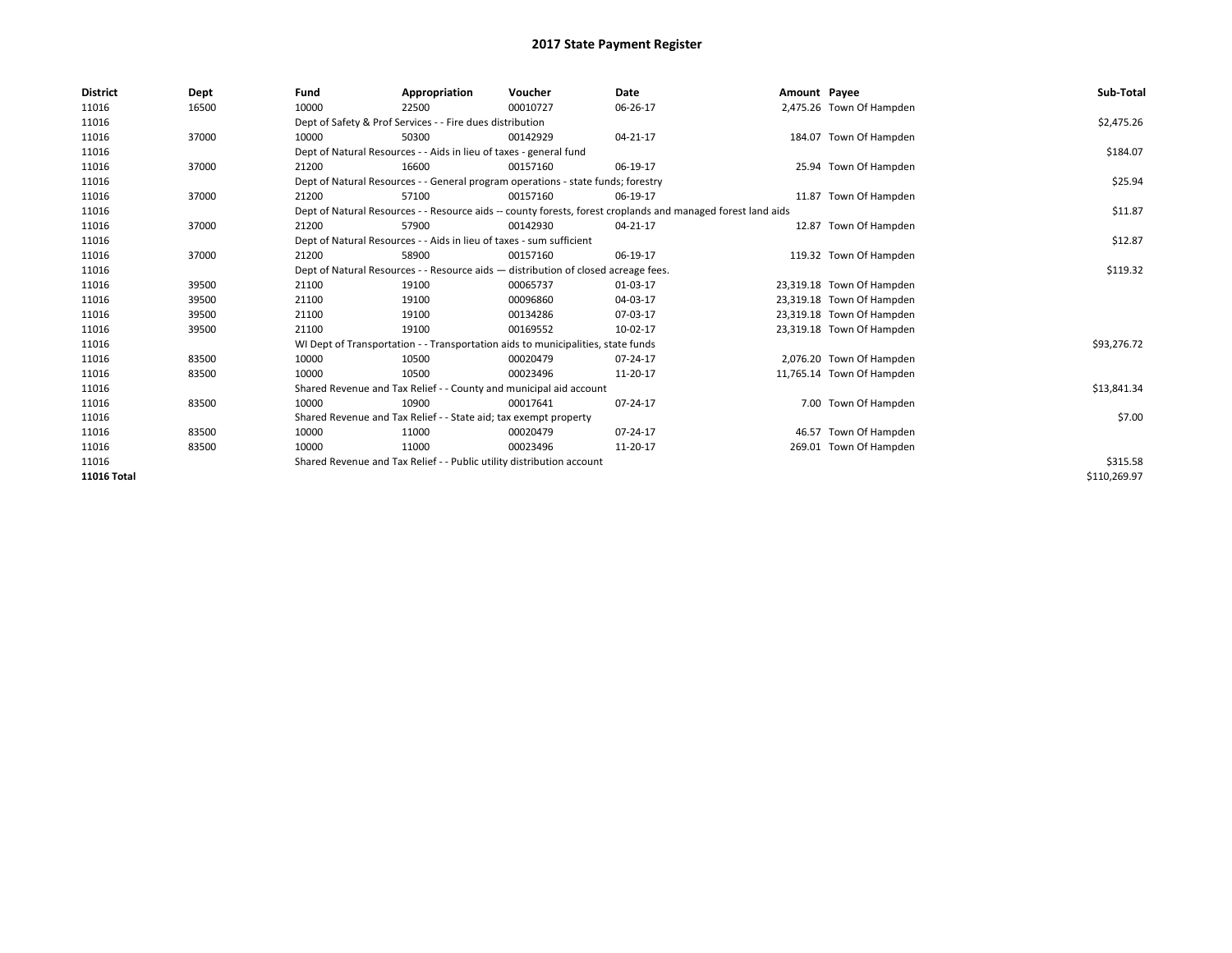# 2017 State Payment Register

| District | Dept | Fund | Appropriation | Voucher | Date | Amount | Payee | Sub-Total |
|---|---|---|---|---|---|---|---|---|
| 11016 | 16500 | 10000 | 22500 | 00010727 | 06-26-17 | 2,475.26 | Town Of Hampden | |
| 11016 | | Dept of Safety & Prof Services - - Fire dues distribution | | | | | | $2,475.26 |
| 11016 | 37000 | 10000 | 50300 | 00142929 | 04-21-17 | 184.07 | Town Of Hampden | |
| 11016 | | Dept of Natural Resources - - Aids in lieu of taxes - general fund | | | | | | $184.07 |
| 11016 | 37000 | 21200 | 16600 | 00157160 | 06-19-17 | 25.94 | Town Of Hampden | |
| 11016 | | Dept of Natural Resources - - General program operations - state funds; forestry | | | | | | $25.94 |
| 11016 | 37000 | 21200 | 57100 | 00157160 | 06-19-17 | 11.87 | Town Of Hampden | |
| 11016 | | Dept of Natural Resources - - Resource aids -- county forests, forest croplands and managed forest land aids | | | | | | $11.87 |
| 11016 | 37000 | 21200 | 57900 | 00142930 | 04-21-17 | 12.87 | Town Of Hampden | |
| 11016 | | Dept of Natural Resources - - Aids in lieu of taxes - sum sufficient | | | | | | $12.87 |
| 11016 | 37000 | 21200 | 58900 | 00157160 | 06-19-17 | 119.32 | Town Of Hampden | |
| 11016 | | Dept of Natural Resources - - Resource aids — distribution of closed acreage fees. | | | | | | $119.32 |
| 11016 | 39500 | 21100 | 19100 | 00065737 | 01-03-17 | 23,319.18 | Town Of Hampden | |
| 11016 | 39500 | 21100 | 19100 | 00096860 | 04-03-17 | 23,319.18 | Town Of Hampden | |
| 11016 | 39500 | 21100 | 19100 | 00134286 | 07-03-17 | 23,319.18 | Town Of Hampden | |
| 11016 | 39500 | 21100 | 19100 | 00169552 | 10-02-17 | 23,319.18 | Town Of Hampden | |
| 11016 | | WI Dept of Transportation - - Transportation aids to municipalities, state funds | | | | | | $93,276.72 |
| 11016 | 83500 | 10000 | 10500 | 00020479 | 07-24-17 | 2,076.20 | Town Of Hampden | |
| 11016 | 83500 | 10000 | 10500 | 00023496 | 11-20-17 | 11,765.14 | Town Of Hampden | |
| 11016 | | Shared Revenue and Tax Relief - - County and municipal aid account | | | | | | $13,841.34 |
| 11016 | 83500 | 10000 | 10900 | 00017641 | 07-24-17 | 7.00 | Town Of Hampden | |
| 11016 | | Shared Revenue and Tax Relief - - State aid; tax exempt property | | | | | | $7.00 |
| 11016 | 83500 | 10000 | 11000 | 00020479 | 07-24-17 | 46.57 | Town Of Hampden | |
| 11016 | 83500 | 10000 | 11000 | 00023496 | 11-20-17 | 269.01 | Town Of Hampden | |
| 11016 | | Shared Revenue and Tax Relief - - Public utility distribution account | | | | | | $315.58 |
| **11016 Total** | | | | | | | | $110,269.97 |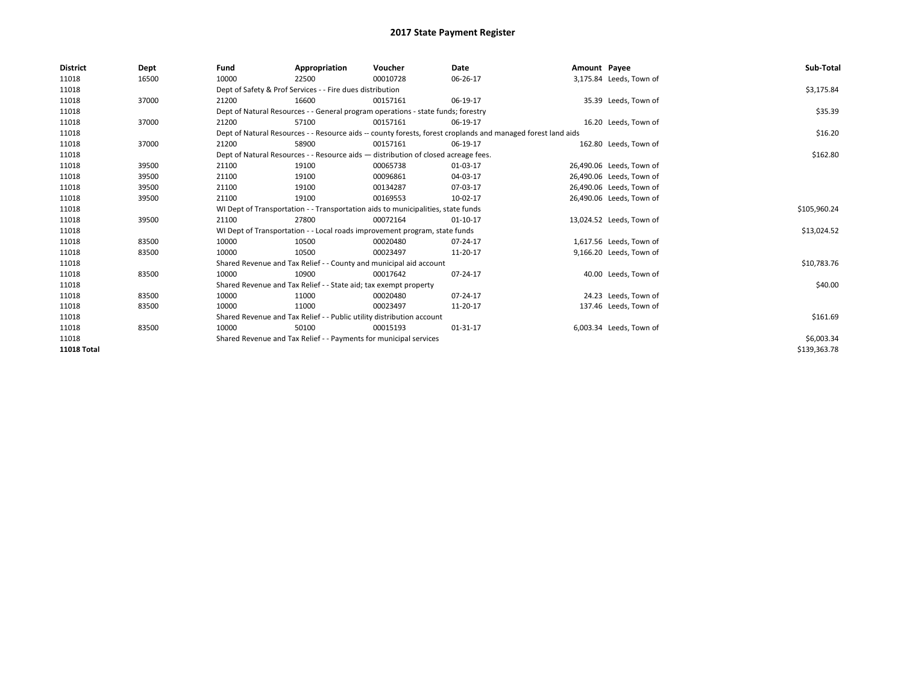# 2017 State Payment Register

| District | Dept | Fund | Appropriation | Voucher | Date | Amount | Payee | Sub-Total |
|---|---|---|---|---|---|---|---|---|
| 11018 | 16500 | 10000 | 22500 | 00010728 | 06-26-17 | 3,175.84 | Leeds, Town of | |
| 11018 | | Dept of Safety & Prof Services - - Fire dues distribution | | | | | | $3,175.84 |
| 11018 | 37000 | 21200 | 16600 | 00157161 | 06-19-17 | 35.39 | Leeds, Town of | |
| 11018 | | Dept of Natural Resources - - General program operations - state funds; forestry | | | | | | $35.39 |
| 11018 | 37000 | 21200 | 57100 | 00157161 | 06-19-17 | 16.20 | Leeds, Town of | |
| 11018 | | Dept of Natural Resources - - Resource aids -- county forests, forest croplands and managed forest land aids | | | | | | $16.20 |
| 11018 | 37000 | 21200 | 58900 | 00157161 | 06-19-17 | 162.80 | Leeds, Town of | |
| 11018 | | Dept of Natural Resources - - Resource aids — distribution of closed acreage fees. | | | | | | $162.80 |
| 11018 | 39500 | 21100 | 19100 | 00065738 | 01-03-17 | 26,490.06 | Leeds, Town of | |
| 11018 | 39500 | 21100 | 19100 | 00096861 | 04-03-17 | 26,490.06 | Leeds, Town of | |
| 11018 | 39500 | 21100 | 19100 | 00134287 | 07-03-17 | 26,490.06 | Leeds, Town of | |
| 11018 | 39500 | 21100 | 19100 | 00169553 | 10-02-17 | 26,490.06 | Leeds, Town of | |
| 11018 | | WI Dept of Transportation - - Transportation aids to municipalities, state funds | | | | | | $105,960.24 |
| 11018 | 39500 | 21100 | 27800 | 00072164 | 01-10-17 | 13,024.52 | Leeds, Town of | |
| 11018 | | WI Dept of Transportation - - Local roads improvement program, state funds | | | | | | $13,024.52 |
| 11018 | 83500 | 10000 | 10500 | 00020480 | 07-24-17 | 1,617.56 | Leeds, Town of | |
| 11018 | 83500 | 10000 | 10500 | 00023497 | 11-20-17 | 9,166.20 | Leeds, Town of | |
| 11018 | | Shared Revenue and Tax Relief - - County and municipal aid account | | | | | | $10,783.76 |
| 11018 | 83500 | 10000 | 10900 | 00017642 | 07-24-17 | 40.00 | Leeds, Town of | |
| 11018 | | Shared Revenue and Tax Relief - - State aid; tax exempt property | | | | | | $40.00 |
| 11018 | 83500 | 10000 | 11000 | 00020480 | 07-24-17 | 24.23 | Leeds, Town of | |
| 11018 | 83500 | 10000 | 11000 | 00023497 | 11-20-17 | 137.46 | Leeds, Town of | |
| 11018 | | Shared Revenue and Tax Relief - - Public utility distribution account | | | | | | $161.69 |
| 11018 | 83500 | 10000 | 50100 | 00015193 | 01-31-17 | 6,003.34 | Leeds, Town of | |
| 11018 | | Shared Revenue and Tax Relief - - Payments for municipal services | | | | | | $6,003.34 |
| **11018 Total** | | | | | | | | $139,363.78 |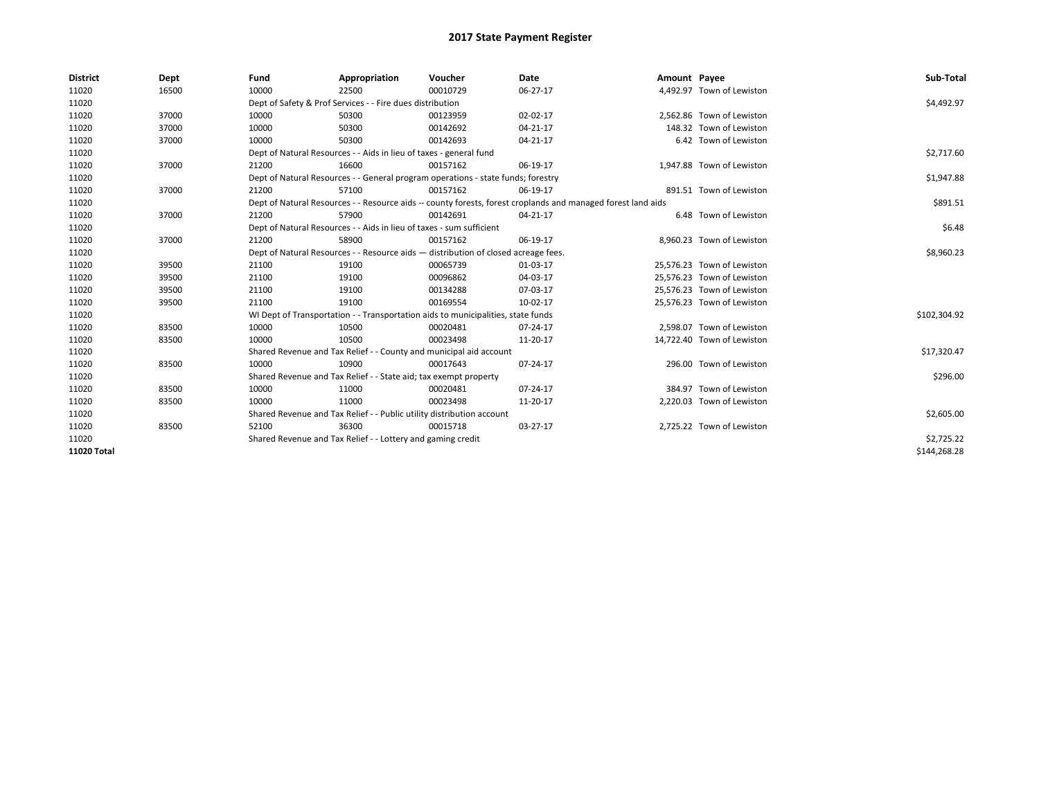# 2017 State Payment Register

| District | Dept | Fund | Appropriation | Voucher | Date | Amount | Payee | Sub-Total |
|---|---|---|---|---|---|---|---|---|
| 11020 | 16500 | 10000 | 22500 | 00010729 | 06-27-17 | 4,492.97 | Town of Lewiston | |
| 11020 | | Dept of Safety & Prof Services - - Fire dues distribution | | | | | | $4,492.97 |
| 11020 | 37000 | 10000 | 50300 | 00123959 | 02-02-17 | 2,562.86 | Town of Lewiston | |
| 11020 | 37000 | 10000 | 50300 | 00142692 | 04-21-17 | 148.32 | Town of Lewiston | |
| 11020 | 37000 | 10000 | 50300 | 00142693 | 04-21-17 | 6.42 | Town of Lewiston | |
| 11020 | | Dept of Natural Resources - - Aids in lieu of taxes - general fund | | | | | | $2,717.60 |
| 11020 | 37000 | 21200 | 16600 | 00157162 | 06-19-17 | 1,947.88 | Town of Lewiston | |
| 11020 | | Dept of Natural Resources - - General program operations - state funds; forestry | | | | | | $1,947.88 |
| 11020 | 37000 | 21200 | 57100 | 00157162 | 06-19-17 | 891.51 | Town of Lewiston | |
| 11020 | | Dept of Natural Resources - - Resource aids -- county forests, forest croplands and managed forest land aids | | | | | | $891.51 |
| 11020 | 37000 | 21200 | 57900 | 00142691 | 04-21-17 | 6.48 | Town of Lewiston | |
| 11020 | | Dept of Natural Resources - - Aids in lieu of taxes - sum sufficient | | | | | | $6.48 |
| 11020 | 37000 | 21200 | 58900 | 00157162 | 06-19-17 | 8,960.23 | Town of Lewiston | |
| 11020 | | Dept of Natural Resources - - Resource aids — distribution of closed acreage fees. | | | | | | $8,960.23 |
| 11020 | 39500 | 21100 | 19100 | 00065739 | 01-03-17 | 25,576.23 | Town of Lewiston | |
| 11020 | 39500 | 21100 | 19100 | 00096862 | 04-03-17 | 25,576.23 | Town of Lewiston | |
| 11020 | 39500 | 21100 | 19100 | 00134288 | 07-03-17 | 25,576.23 | Town of Lewiston | |
| 11020 | 39500 | 21100 | 19100 | 00169554 | 10-02-17 | 25,576.23 | Town of Lewiston | |
| 11020 | | WI Dept of Transportation - - Transportation aids to municipalities, state funds | | | | | | $102,304.92 |
| 11020 | 83500 | 10000 | 10500 | 00020481 | 07-24-17 | 2,598.07 | Town of Lewiston | |
| 11020 | 83500 | 10000 | 10500 | 00023498 | 11-20-17 | 14,722.40 | Town of Lewiston | |
| 11020 | | Shared Revenue and Tax Relief - - County and municipal aid account | | | | | | $17,320.47 |
| 11020 | 83500 | 10000 | 10900 | 00017643 | 07-24-17 | 296.00 | Town of Lewiston | |
| 11020 | | Shared Revenue and Tax Relief - - State aid; tax exempt property | | | | | | $296.00 |
| 11020 | 83500 | 10000 | 11000 | 00020481 | 07-24-17 | 384.97 | Town of Lewiston | |
| 11020 | 83500 | 10000 | 11000 | 00023498 | 11-20-17 | 2,220.03 | Town of Lewiston | |
| 11020 | | Shared Revenue and Tax Relief - - Public utility distribution account | | | | | | $2,605.00 |
| 11020 | 83500 | 52100 | 36300 | 00015718 | 03-27-17 | 2,725.22 | Town of Lewiston | |
| 11020 | | Shared Revenue and Tax Relief - - Lottery and gaming credit | | | | | | $2,725.22 |
| **11020 Total** | | | | | | | | $144,268.28 |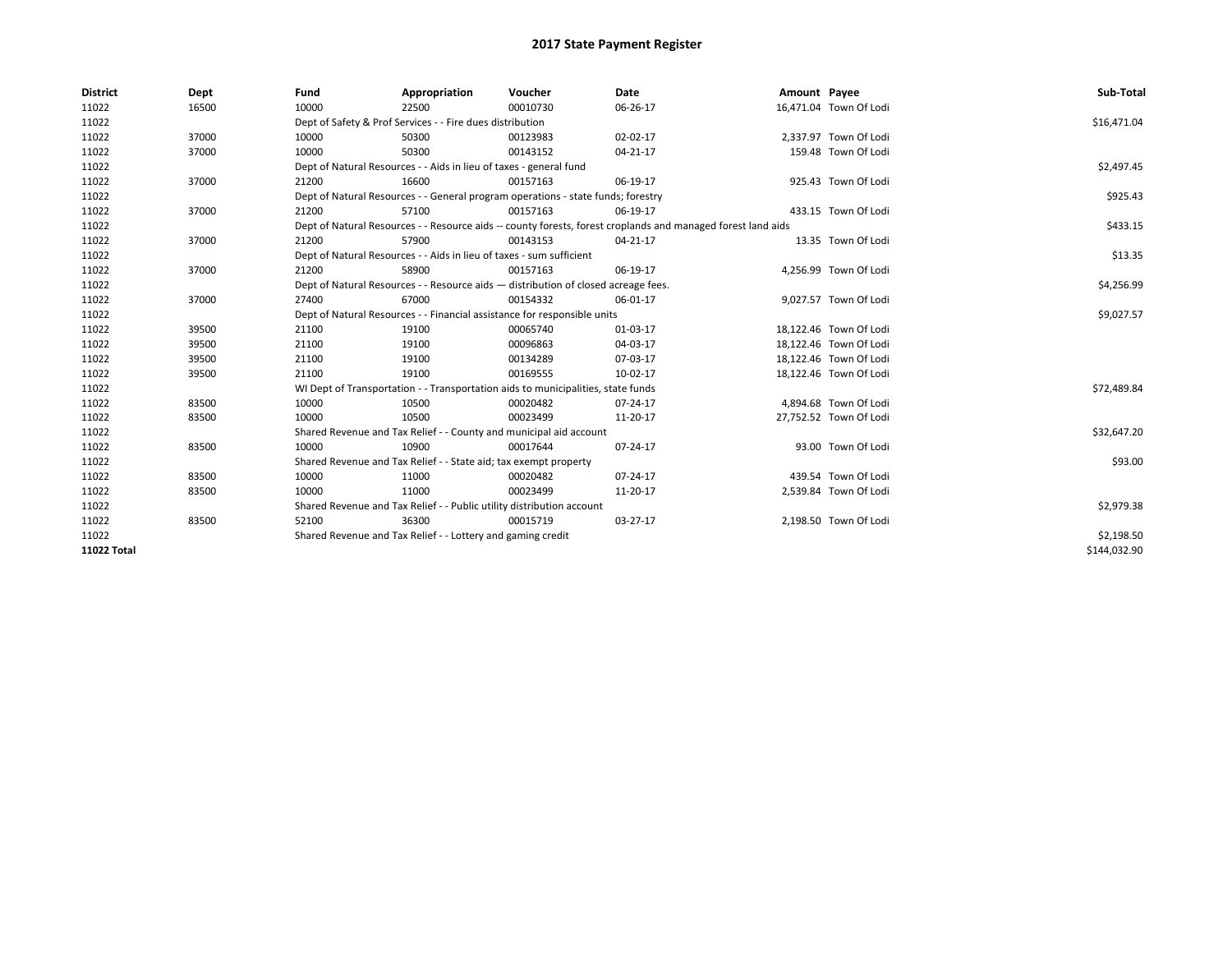# 2017 State Payment Register

| District | Dept | Fund | Appropriation | Voucher | Date | Amount | Payee | Sub-Total |
|---|---|---|---|---|---|---|---|---|
| 11022 | 16500 | 10000 | 22500 | 00010730 | 06-26-17 | 16,471.04 | Town Of Lodi | |
| 11022 | | Dept of Safety & Prof Services - - Fire dues distribution | | | | | | $16,471.04 |
| 11022 | 37000 | 10000 | 50300 | 00123983 | 02-02-17 | 2,337.97 | Town Of Lodi | |
| 11022 | 37000 | 10000 | 50300 | 00143152 | 04-21-17 | 159.48 | Town Of Lodi | |
| 11022 | | Dept of Natural Resources - - Aids in lieu of taxes - general fund | | | | | | $2,497.45 |
| 11022 | 37000 | 21200 | 16600 | 00157163 | 06-19-17 | 925.43 | Town Of Lodi | |
| 11022 | | Dept of Natural Resources - - General program operations - state funds; forestry | | | | | | $925.43 |
| 11022 | 37000 | 21200 | 57100 | 00157163 | 06-19-17 | 433.15 | Town Of Lodi | |
| 11022 | | Dept of Natural Resources - - Resource aids -- county forests, forest croplands and managed forest land aids | | | | | | $433.15 |
| 11022 | 37000 | 21200 | 57900 | 00143153 | 04-21-17 | 13.35 | Town Of Lodi | |
| 11022 | | Dept of Natural Resources - - Aids in lieu of taxes - sum sufficient | | | | | | $13.35 |
| 11022 | 37000 | 21200 | 58900 | 00157163 | 06-19-17 | 4,256.99 | Town Of Lodi | |
| 11022 | | Dept of Natural Resources - - Resource aids — distribution of closed acreage fees. | | | | | | $4,256.99 |
| 11022 | 37000 | 27400 | 67000 | 00154332 | 06-01-17 | 9,027.57 | Town Of Lodi | |
| 11022 | | Dept of Natural Resources - - Financial assistance for responsible units | | | | | | $9,027.57 |
| 11022 | 39500 | 21100 | 19100 | 00065740 | 01-03-17 | 18,122.46 | Town Of Lodi | |
| 11022 | 39500 | 21100 | 19100 | 00096863 | 04-03-17 | 18,122.46 | Town Of Lodi | |
| 11022 | 39500 | 21100 | 19100 | 00134289 | 07-03-17 | 18,122.46 | Town Of Lodi | |
| 11022 | 39500 | 21100 | 19100 | 00169555 | 10-02-17 | 18,122.46 | Town Of Lodi | |
| 11022 | | WI Dept of Transportation - - Transportation aids to municipalities, state funds | | | | | | $72,489.84 |
| 11022 | 83500 | 10000 | 10500 | 00020482 | 07-24-17 | 4,894.68 | Town Of Lodi | |
| 11022 | 83500 | 10000 | 10500 | 00023499 | 11-20-17 | 27,752.52 | Town Of Lodi | |
| 11022 | | Shared Revenue and Tax Relief - - County and municipal aid account | | | | | | $32,647.20 |
| 11022 | 83500 | 10000 | 10900 | 00017644 | 07-24-17 | 93.00 | Town Of Lodi | |
| 11022 | | Shared Revenue and Tax Relief - - State aid; tax exempt property | | | | | | $93.00 |
| 11022 | 83500 | 10000 | 11000 | 00020482 | 07-24-17 | 439.54 | Town Of Lodi | |
| 11022 | 83500 | 10000 | 11000 | 00023499 | 11-20-17 | 2,539.84 | Town Of Lodi | |
| 11022 | | Shared Revenue and Tax Relief - - Public utility distribution account | | | | | | $2,979.38 |
| 11022 | 83500 | 52100 | 36300 | 00015719 | 03-27-17 | 2,198.50 | Town Of Lodi | |
| 11022 | | Shared Revenue and Tax Relief - - Lottery and gaming credit | | | | | | $2,198.50 |
| **11022 Total** | | | | | | | | $144,032.90 |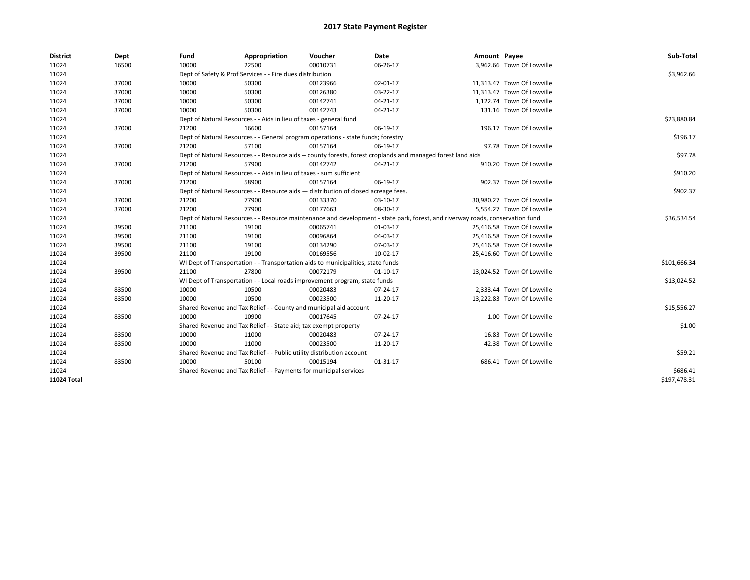# 2017 State Payment Register

| District | Dept | Fund | Appropriation | Voucher | Date | Amount | Payee | Sub-Total |
|---|---|---|---|---|---|---|---|---|
| 11024 | 16500 | 10000 | 22500 | 00010731 | 06-26-17 | 3,962.66 | Town Of Lowville | |
| 11024 | | Dept of Safety & Prof Services - - Fire dues distribution | | | | | | $3,962.66 |
| 11024 | 37000 | 10000 | 50300 | 00123966 | 02-01-17 | 11,313.47 | Town Of Lowville | |
| 11024 | 37000 | 10000 | 50300 | 00126380 | 03-22-17 | 11,313.47 | Town Of Lowville | |
| 11024 | 37000 | 10000 | 50300 | 00142741 | 04-21-17 | 1,122.74 | Town Of Lowville | |
| 11024 | 37000 | 10000 | 50300 | 00142743 | 04-21-17 | 131.16 | Town Of Lowville | |
| 11024 | | Dept of Natural Resources - - Aids in lieu of taxes - general fund | | | | | | $23,880.84 |
| 11024 | 37000 | 21200 | 16600 | 00157164 | 06-19-17 | 196.17 | Town Of Lowville | |
| 11024 | | Dept of Natural Resources - - General program operations - state funds; forestry | | | | | | $196.17 |
| 11024 | 37000 | 21200 | 57100 | 00157164 | 06-19-17 | 97.78 | Town Of Lowville | |
| 11024 | | Dept of Natural Resources - - Resource aids -- county forests, forest croplands and managed forest land aids | | | | | | $97.78 |
| 11024 | 37000 | 21200 | 57900 | 00142742 | 04-21-17 | 910.20 | Town Of Lowville | |
| 11024 | | Dept of Natural Resources - - Aids in lieu of taxes - sum sufficient | | | | | | $910.20 |
| 11024 | 37000 | 21200 | 58900 | 00157164 | 06-19-17 | 902.37 | Town Of Lowville | |
| 11024 | | Dept of Natural Resources - - Resource aids — distribution of closed acreage fees. | | | | | | $902.37 |
| 11024 | 37000 | 21200 | 77900 | 00133370 | 03-10-17 | 30,980.27 | Town Of Lowville | |
| 11024 | 37000 | 21200 | 77900 | 00177663 | 08-30-17 | 5,554.27 | Town Of Lowville | |
| 11024 | | Dept of Natural Resources - - Resource maintenance and development - state park, forest, and riverway roads, conservation fund | | | | | | $36,534.54 |
| 11024 | 39500 | 21100 | 19100 | 00065741 | 01-03-17 | 25,416.58 | Town Of Lowville | |
| 11024 | 39500 | 21100 | 19100 | 00096864 | 04-03-17 | 25,416.58 | Town Of Lowville | |
| 11024 | 39500 | 21100 | 19100 | 00134290 | 07-03-17 | 25,416.58 | Town Of Lowville | |
| 11024 | 39500 | 21100 | 19100 | 00169556 | 10-02-17 | 25,416.60 | Town Of Lowville | |
| 11024 | | WI Dept of Transportation - - Transportation aids to municipalities, state funds | | | | | | $101,666.34 |
| 11024 | 39500 | 21100 | 27800 | 00072179 | 01-10-17 | 13,024.52 | Town Of Lowville | |
| 11024 | | WI Dept of Transportation - - Local roads improvement program, state funds | | | | | | $13,024.52 |
| 11024 | 83500 | 10000 | 10500 | 00020483 | 07-24-17 | 2,333.44 | Town Of Lowville | |
| 11024 | 83500 | 10000 | 10500 | 00023500 | 11-20-17 | 13,222.83 | Town Of Lowville | |
| 11024 | | Shared Revenue and Tax Relief - - County and municipal aid account | | | | | | $15,556.27 |
| 11024 | 83500 | 10000 | 10900 | 00017645 | 07-24-17 | 1.00 | Town Of Lowville | |
| 11024 | | Shared Revenue and Tax Relief - - State aid; tax exempt property | | | | | | $1.00 |
| 11024 | 83500 | 10000 | 11000 | 00020483 | 07-24-17 | 16.83 | Town Of Lowville | |
| 11024 | 83500 | 10000 | 11000 | 00023500 | 11-20-17 | 42.38 | Town Of Lowville | |
| 11024 | | Shared Revenue and Tax Relief - - Public utility distribution account | | | | | | $59.21 |
| 11024 | 83500 | 10000 | 50100 | 00015194 | 01-31-17 | 686.41 | Town Of Lowville | |
| 11024 | | Shared Revenue and Tax Relief - - Payments for municipal services | | | | | | $686.41 |
| **11024 Total** | | | | | | | | $197,478.31 |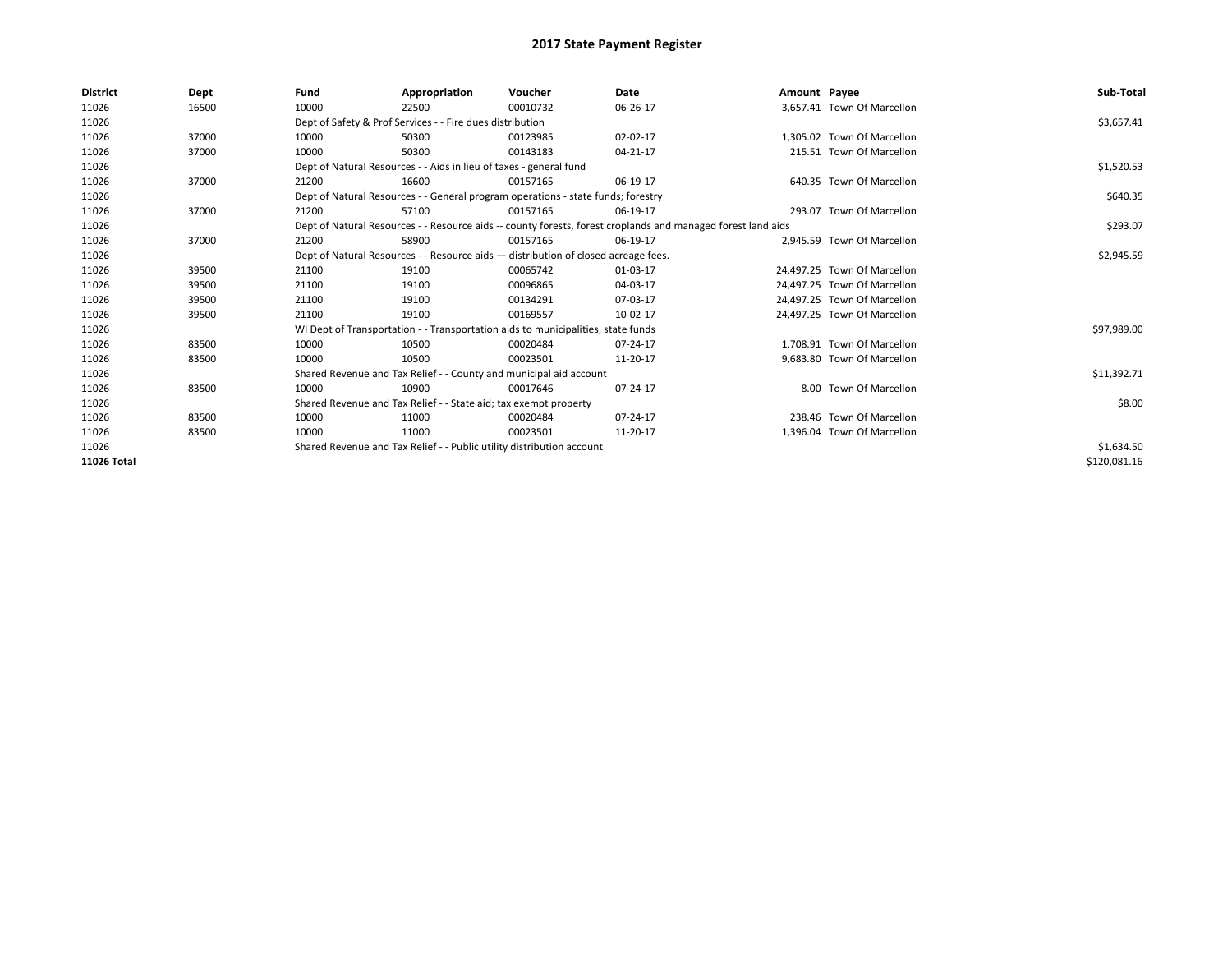# 2017 State Payment Register

| District | Dept | Fund | Appropriation | Voucher | Date | Amount | Payee | Sub-Total |
|---|---|---|---|---|---|---|---|---|
| 11026 | 16500 | 10000 | 22500 | 00010732 | 06-26-17 | 3,657.41 | Town Of Marcellon | |
| 11026 | | Dept of Safety & Prof Services - - Fire dues distribution | | | | | | $3,657.41 |
| 11026 | 37000 | 10000 | 50300 | 00123985 | 02-02-17 | 1,305.02 | Town Of Marcellon | |
| 11026 | 37000 | 10000 | 50300 | 00143183 | 04-21-17 | 215.51 | Town Of Marcellon | |
| 11026 | | Dept of Natural Resources - - Aids in lieu of taxes - general fund | | | | | | $1,520.53 |
| 11026 | 37000 | 21200 | 16600 | 00157165 | 06-19-17 | 640.35 | Town Of Marcellon | |
| 11026 | | Dept of Natural Resources - - General program operations - state funds; forestry | | | | | | $640.35 |
| 11026 | 37000 | 21200 | 57100 | 00157165 | 06-19-17 | 293.07 | Town Of Marcellon | |
| 11026 | | Dept of Natural Resources - - Resource aids -- county forests, forest croplands and managed forest land aids | | | | | | $293.07 |
| 11026 | 37000 | 21200 | 58900 | 00157165 | 06-19-17 | 2,945.59 | Town Of Marcellon | |
| 11026 | | Dept of Natural Resources - - Resource aids — distribution of closed acreage fees. | | | | | | $2,945.59 |
| 11026 | 39500 | 21100 | 19100 | 00065742 | 01-03-17 | 24,497.25 | Town Of Marcellon | |
| 11026 | 39500 | 21100 | 19100 | 00096865 | 04-03-17 | 24,497.25 | Town Of Marcellon | |
| 11026 | 39500 | 21100 | 19100 | 00134291 | 07-03-17 | 24,497.25 | Town Of Marcellon | |
| 11026 | 39500 | 21100 | 19100 | 00169557 | 10-02-17 | 24,497.25 | Town Of Marcellon | |
| 11026 | | WI Dept of Transportation - - Transportation aids to municipalities, state funds | | | | | | $97,989.00 |
| 11026 | 83500 | 10000 | 10500 | 00020484 | 07-24-17 | 1,708.91 | Town Of Marcellon | |
| 11026 | 83500 | 10000 | 10500 | 00023501 | 11-20-17 | 9,683.80 | Town Of Marcellon | |
| 11026 | | Shared Revenue and Tax Relief - - County and municipal aid account | | | | | | $11,392.71 |
| 11026 | 83500 | 10000 | 10900 | 00017646 | 07-24-17 | 8.00 | Town Of Marcellon | |
| 11026 | | Shared Revenue and Tax Relief - - State aid; tax exempt property | | | | | | $8.00 |
| 11026 | 83500 | 10000 | 11000 | 00020484 | 07-24-17 | 238.46 | Town Of Marcellon | |
| 11026 | 83500 | 10000 | 11000 | 00023501 | 11-20-17 | 1,396.04 | Town Of Marcellon | |
| 11026 | | Shared Revenue and Tax Relief - - Public utility distribution account | | | | | | $1,634.50 |
| **11026 Total** | | | | | | | | $120,081.16 |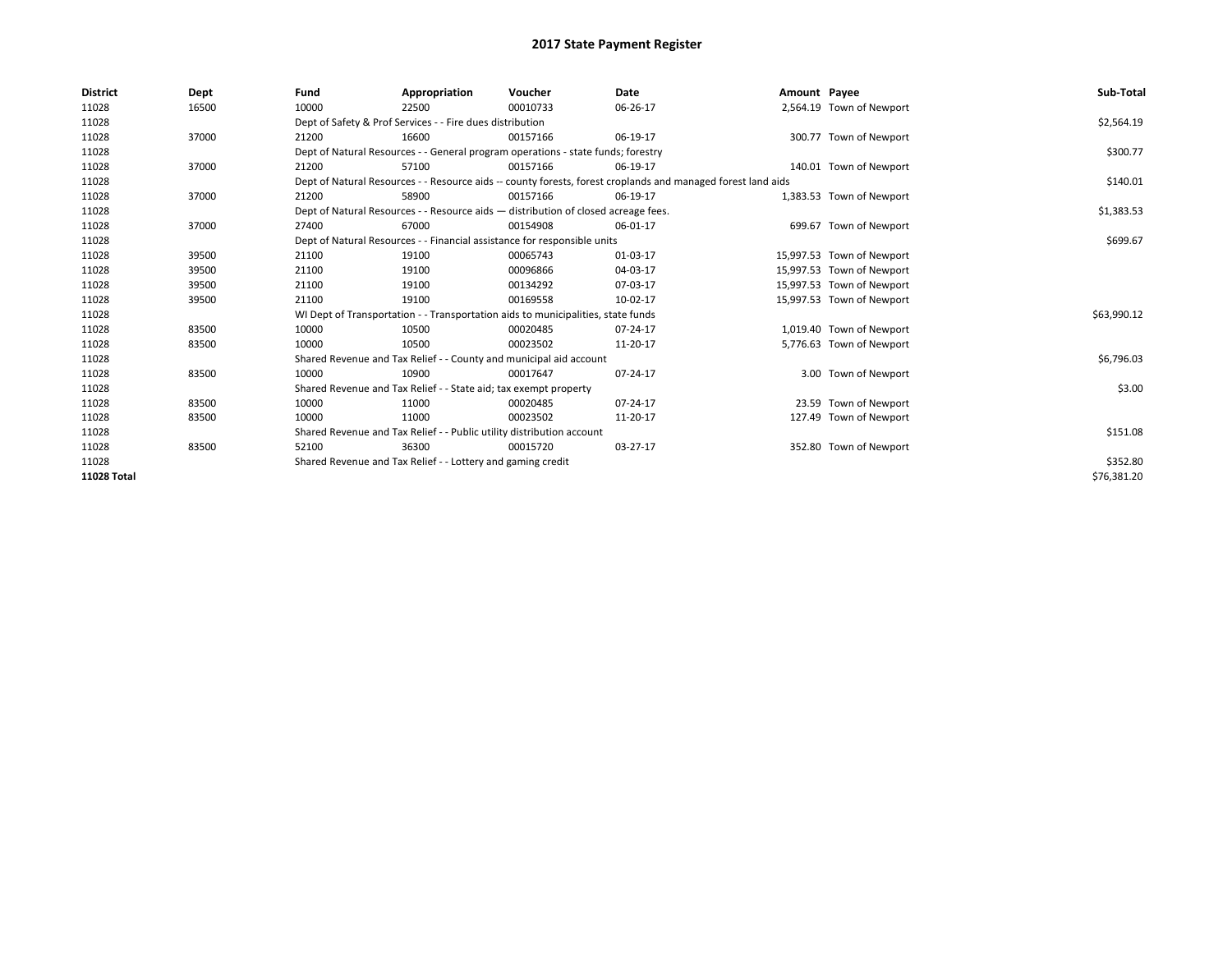# 2017 State Payment Register

| District | Dept | Fund | Appropriation | Voucher | Date | Amount | Payee | Sub-Total |
|---|---|---|---|---|---|---|---|---|
| 11028 | 16500 | 10000 | 22500 | 00010733 | 06-26-17 | 2,564.19 | Town of Newport | |
| 11028 | | Dept of Safety & Prof Services - - Fire dues distribution | | | | | | $2,564.19 |
| 11028 | 37000 | 21200 | 16600 | 00157166 | 06-19-17 | 300.77 | Town of Newport | |
| 11028 | | Dept of Natural Resources - - General program operations - state funds; forestry | | | | | | $300.77 |
| 11028 | 37000 | 21200 | 57100 | 00157166 | 06-19-17 | 140.01 | Town of Newport | |
| 11028 | | Dept of Natural Resources - - Resource aids -- county forests, forest croplands and managed forest land aids | | | | | | $140.01 |
| 11028 | 37000 | 21200 | 58900 | 00157166 | 06-19-17 | 1,383.53 | Town of Newport | |
| 11028 | | Dept of Natural Resources - - Resource aids — distribution of closed acreage fees. | | | | | | $1,383.53 |
| 11028 | 37000 | 27400 | 67000 | 00154908 | 06-01-17 | 699.67 | Town of Newport | |
| 11028 | | Dept of Natural Resources - - Financial assistance for responsible units | | | | | | $699.67 |
| 11028 | 39500 | 21100 | 19100 | 00065743 | 01-03-17 | 15,997.53 | Town of Newport | |
| 11028 | 39500 | 21100 | 19100 | 00096866 | 04-03-17 | 15,997.53 | Town of Newport | |
| 11028 | 39500 | 21100 | 19100 | 00134292 | 07-03-17 | 15,997.53 | Town of Newport | |
| 11028 | 39500 | 21100 | 19100 | 00169558 | 10-02-17 | 15,997.53 | Town of Newport | |
| 11028 | | WI Dept of Transportation - - Transportation aids to municipalities, state funds | | | | | | $63,990.12 |
| 11028 | 83500 | 10000 | 10500 | 00020485 | 07-24-17 | 1,019.40 | Town of Newport | |
| 11028 | 83500 | 10000 | 10500 | 00023502 | 11-20-17 | 5,776.63 | Town of Newport | |
| 11028 | | Shared Revenue and Tax Relief - - County and municipal aid account | | | | | | $6,796.03 |
| 11028 | 83500 | 10000 | 10900 | 00017647 | 07-24-17 | 3.00 | Town of Newport | |
| 11028 | | Shared Revenue and Tax Relief - - State aid; tax exempt property | | | | | | $3.00 |
| 11028 | 83500 | 10000 | 11000 | 00020485 | 07-24-17 | 23.59 | Town of Newport | |
| 11028 | 83500 | 10000 | 11000 | 00023502 | 11-20-17 | 127.49 | Town of Newport | |
| 11028 | | Shared Revenue and Tax Relief - - Public utility distribution account | | | | | | $151.08 |
| 11028 | 83500 | 52100 | 36300 | 00015720 | 03-27-17 | 352.80 | Town of Newport | |
| 11028 | | Shared Revenue and Tax Relief - - Lottery and gaming credit | | | | | | $352.80 |
| **11028 Total** | | | | | | | | $76,381.20 |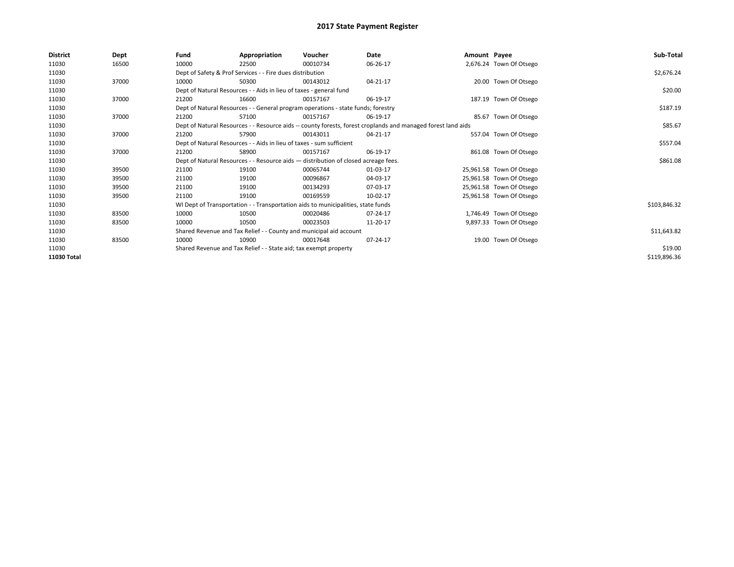# 2017 State Payment Register

| District | Dept | Fund | Appropriation | Voucher | Date | Amount | Payee | Sub-Total |
|---|---|---|---|---|---|---|---|---|
| 11030 | 16500 | 10000 | 22500 | 00010734 | 06-26-17 | 2,676.24 | Town Of Otsego | |
| 11030 | | Dept of Safety & Prof Services - - Fire dues distribution | | | | | | $2,676.24 |
| 11030 | 37000 | 10000 | 50300 | 00143012 | 04-21-17 | 20.00 | Town Of Otsego | |
| 11030 | | Dept of Natural Resources - - Aids in lieu of taxes - general fund | | | | | | $20.00 |
| 11030 | 37000 | 21200 | 16600 | 00157167 | 06-19-17 | 187.19 | Town Of Otsego | |
| 11030 | | Dept of Natural Resources - - General program operations - state funds; forestry | | | | | | $187.19 |
| 11030 | 37000 | 21200 | 57100 | 00157167 | 06-19-17 | 85.67 | Town Of Otsego | |
| 11030 | | Dept of Natural Resources - - Resource aids -- county forests, forest croplands and managed forest land aids | | | | | | $85.67 |
| 11030 | 37000 | 21200 | 57900 | 00143011 | 04-21-17 | 557.04 | Town Of Otsego | |
| 11030 | | Dept of Natural Resources - - Aids in lieu of taxes - sum sufficient | | | | | | $557.04 |
| 11030 | 37000 | 21200 | 58900 | 00157167 | 06-19-17 | 861.08 | Town Of Otsego | |
| 11030 | | Dept of Natural Resources - - Resource aids — distribution of closed acreage fees. | | | | | | $861.08 |
| 11030 | 39500 | 21100 | 19100 | 00065744 | 01-03-17 | 25,961.58 | Town Of Otsego | |
| 11030 | 39500 | 21100 | 19100 | 00096867 | 04-03-17 | 25,961.58 | Town Of Otsego | |
| 11030 | 39500 | 21100 | 19100 | 00134293 | 07-03-17 | 25,961.58 | Town Of Otsego | |
| 11030 | 39500 | 21100 | 19100 | 00169559 | 10-02-17 | 25,961.58 | Town Of Otsego | |
| 11030 | | WI Dept of Transportation - - Transportation aids to municipalities, state funds | | | | | | $103,846.32 |
| 11030 | 83500 | 10000 | 10500 | 00020486 | 07-24-17 | 1,746.49 | Town Of Otsego | |
| 11030 | 83500 | 10000 | 10500 | 00023503 | 11-20-17 | 9,897.33 | Town Of Otsego | |
| 11030 | | Shared Revenue and Tax Relief - - County and municipal aid account | | | | | | $11,643.82 |
| 11030 | 83500 | 10000 | 10900 | 00017648 | 07-24-17 | 19.00 | Town Of Otsego | |
| 11030 | | Shared Revenue and Tax Relief - - State aid; tax exempt property | | | | | | $19.00 |
| **11030 Total** | | | | | | | | $119,896.36 |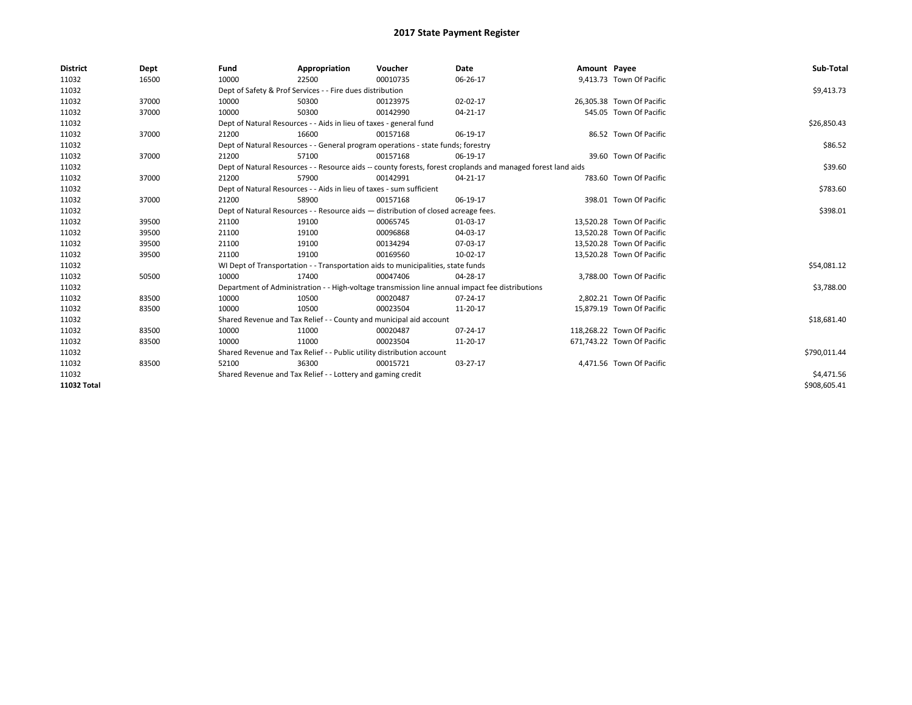# 2017 State Payment Register

| District | Dept | Fund | Appropriation | Voucher | Date | Amount | Payee | Sub-Total |
|---|---|---|---|---|---|---|---|---|
| 11032 | 16500 | 10000 | 22500 | 00010735 | 06-26-17 | 9,413.73 | Town Of Pacific | |
| 11032 | | Dept of Safety & Prof Services - - Fire dues distribution | | | | | | $9,413.73 |
| 11032 | 37000 | 10000 | 50300 | 00123975 | 02-02-17 | 26,305.38 | Town Of Pacific | |
| 11032 | 37000 | 10000 | 50300 | 00142990 | 04-21-17 | 545.05 | Town Of Pacific | |
| 11032 | | Dept of Natural Resources - - Aids in lieu of taxes - general fund | | | | | | $26,850.43 |
| 11032 | 37000 | 21200 | 16600 | 00157168 | 06-19-17 | 86.52 | Town Of Pacific | |
| 11032 | | Dept of Natural Resources - - General program operations - state funds; forestry | | | | | | $86.52 |
| 11032 | 37000 | 21200 | 57100 | 00157168 | 06-19-17 | 39.60 | Town Of Pacific | |
| 11032 | | Dept of Natural Resources - - Resource aids -- county forests, forest croplands and managed forest land aids | | | | | | $39.60 |
| 11032 | 37000 | 21200 | 57900 | 00142991 | 04-21-17 | 783.60 | Town Of Pacific | |
| 11032 | | Dept of Natural Resources - - Aids in lieu of taxes - sum sufficient | | | | | | $783.60 |
| 11032 | 37000 | 21200 | 58900 | 00157168 | 06-19-17 | 398.01 | Town Of Pacific | |
| 11032 | | Dept of Natural Resources - - Resource aids — distribution of closed acreage fees. | | | | | | $398.01 |
| 11032 | 39500 | 21100 | 19100 | 00065745 | 01-03-17 | 13,520.28 | Town Of Pacific | |
| 11032 | 39500 | 21100 | 19100 | 00096868 | 04-03-17 | 13,520.28 | Town Of Pacific | |
| 11032 | 39500 | 21100 | 19100 | 00134294 | 07-03-17 | 13,520.28 | Town Of Pacific | |
| 11032 | 39500 | 21100 | 19100 | 00169560 | 10-02-17 | 13,520.28 | Town Of Pacific | |
| 11032 | | WI Dept of Transportation - - Transportation aids to municipalities, state funds | | | | | | $54,081.12 |
| 11032 | 50500 | 10000 | 17400 | 00047406 | 04-28-17 | 3,788.00 | Town Of Pacific | |
| 11032 | | Department of Administration - - High-voltage transmission line annual impact fee distributions | | | | | | $3,788.00 |
| 11032 | 83500 | 10000 | 10500 | 00020487 | 07-24-17 | 2,802.21 | Town Of Pacific | |
| 11032 | 83500 | 10000 | 10500 | 00023504 | 11-20-17 | 15,879.19 | Town Of Pacific | |
| 11032 | | Shared Revenue and Tax Relief - - County and municipal aid account | | | | | | $18,681.40 |
| 11032 | 83500 | 10000 | 11000 | 00020487 | 07-24-17 | 118,268.22 | Town Of Pacific | |
| 11032 | 83500 | 10000 | 11000 | 00023504 | 11-20-17 | 671,743.22 | Town Of Pacific | |
| 11032 | | Shared Revenue and Tax Relief - - Public utility distribution account | | | | | | $790,011.44 |
| 11032 | 83500 | 52100 | 36300 | 00015721 | 03-27-17 | 4,471.56 | Town Of Pacific | |
| 11032 | | Shared Revenue and Tax Relief - - Lottery and gaming credit | | | | | | $4,471.56 |
| **11032 Total** | | | | | | | | $908,605.41 |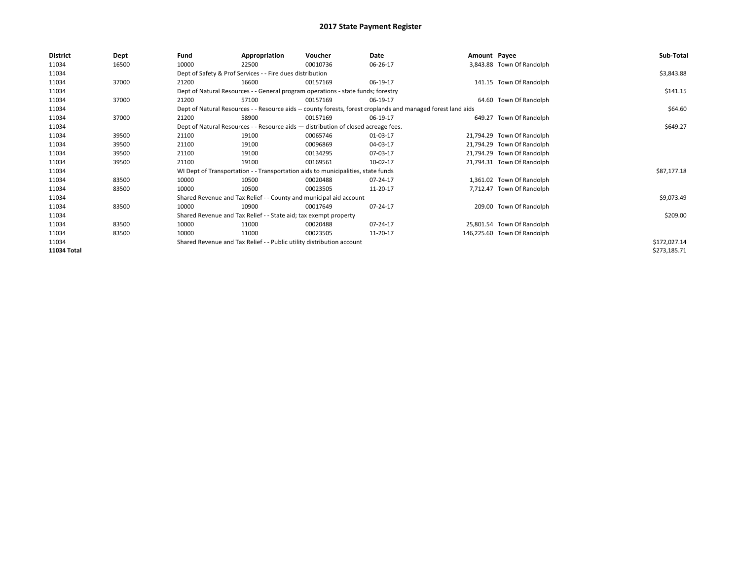# 2017 State Payment Register

| District | Dept | Fund | Appropriation | Voucher | Date | Amount | Payee | Sub-Total |
|---|---|---|---|---|---|---|---|---|
| 11034 | 16500 | 10000 | 22500 | 00010736 | 06-26-17 | 3,843.88 | Town Of Randolph | |
| 11034 | | Dept of Safety & Prof Services - - Fire dues distribution | | | | | | $3,843.88 |
| 11034 | 37000 | 21200 | 16600 | 00157169 | 06-19-17 | 141.15 | Town Of Randolph | |
| 11034 | | Dept of Natural Resources - - General program operations - state funds; forestry | | | | | | $141.15 |
| 11034 | 37000 | 21200 | 57100 | 00157169 | 06-19-17 | 64.60 | Town Of Randolph | |
| 11034 | | Dept of Natural Resources - - Resource aids -- county forests, forest croplands and managed forest land aids | | | | | | $64.60 |
| 11034 | 37000 | 21200 | 58900 | 00157169 | 06-19-17 | 649.27 | Town Of Randolph | |
| 11034 | | Dept of Natural Resources - - Resource aids — distribution of closed acreage fees. | | | | | | $649.27 |
| 11034 | 39500 | 21100 | 19100 | 00065746 | 01-03-17 | 21,794.29 | Town Of Randolph | |
| 11034 | 39500 | 21100 | 19100 | 00096869 | 04-03-17 | 21,794.29 | Town Of Randolph | |
| 11034 | 39500 | 21100 | 19100 | 00134295 | 07-03-17 | 21,794.29 | Town Of Randolph | |
| 11034 | 39500 | 21100 | 19100 | 00169561 | 10-02-17 | 21,794.31 | Town Of Randolph | |
| 11034 | | WI Dept of Transportation - - Transportation aids to municipalities, state funds | | | | | | $87,177.18 |
| 11034 | 83500 | 10000 | 10500 | 00020488 | 07-24-17 | 1,361.02 | Town Of Randolph | |
| 11034 | 83500 | 10000 | 10500 | 00023505 | 11-20-17 | 7,712.47 | Town Of Randolph | |
| 11034 | | Shared Revenue and Tax Relief - - County and municipal aid account | | | | | | $9,073.49 |
| 11034 | 83500 | 10000 | 10900 | 00017649 | 07-24-17 | 209.00 | Town Of Randolph | |
| 11034 | | Shared Revenue and Tax Relief - - State aid; tax exempt property | | | | | | $209.00 |
| 11034 | 83500 | 10000 | 11000 | 00020488 | 07-24-17 | 25,801.54 | Town Of Randolph | |
| 11034 | 83500 | 10000 | 11000 | 00023505 | 11-20-17 | 146,225.60 | Town Of Randolph | |
| 11034 | | Shared Revenue and Tax Relief - - Public utility distribution account | | | | | | $172,027.14 |
| **11034 Total** | | | | | | | | $273,185.71 |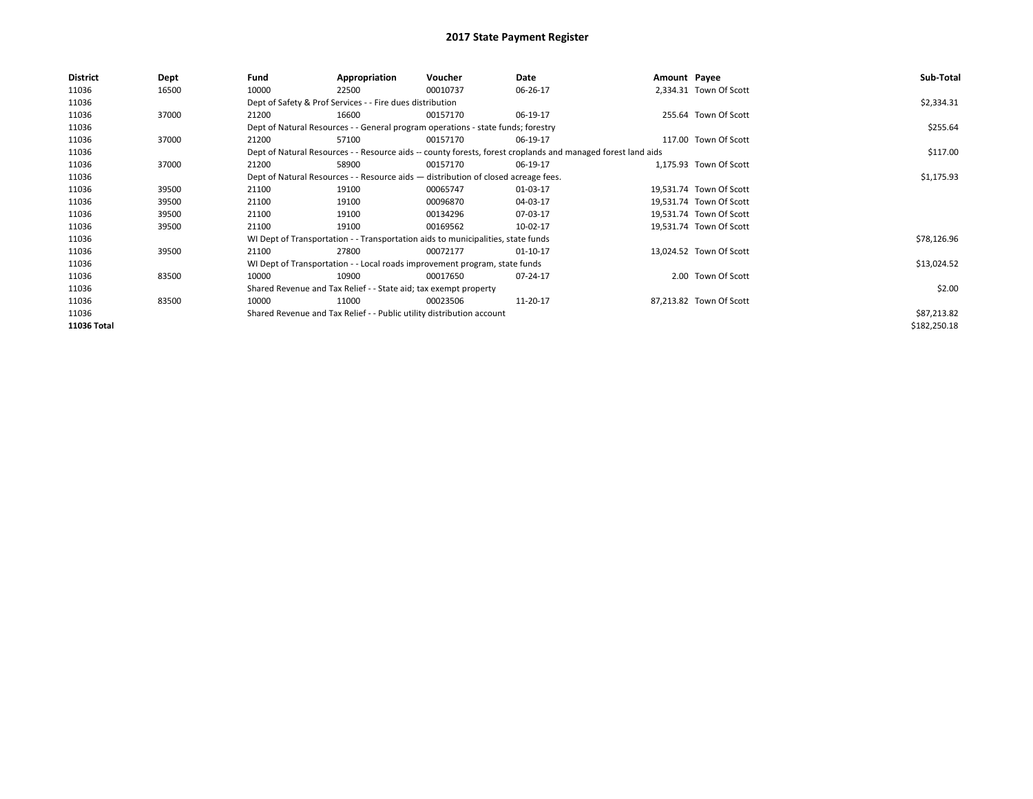# 2017 State Payment Register

| District | Dept | Fund | Appropriation | Voucher | Date | Amount | Payee | Sub-Total |
|---|---|---|---|---|---|---|---|---|
| 11036 | 16500 | 10000 | 22500 | 00010737 | 06-26-17 | 2,334.31 | Town Of Scott | |
| 11036 | | Dept of Safety & Prof Services - - Fire dues distribution | | | | | | $2,334.31 |
| 11036 | 37000 | 21200 | 16600 | 00157170 | 06-19-17 | 255.64 | Town Of Scott | |
| 11036 | | Dept of Natural Resources - - General program operations - state funds; forestry | | | | | | $255.64 |
| 11036 | 37000 | 21200 | 57100 | 00157170 | 06-19-17 | 117.00 | Town Of Scott | |
| 11036 | | Dept of Natural Resources - - Resource aids -- county forests, forest croplands and managed forest land aids | | | | | | $117.00 |
| 11036 | 37000 | 21200 | 58900 | 00157170 | 06-19-17 | 1,175.93 | Town Of Scott | |
| 11036 | | Dept of Natural Resources - - Resource aids — distribution of closed acreage fees. | | | | | | $1,175.93 |
| 11036 | 39500 | 21100 | 19100 | 00065747 | 01-03-17 | 19,531.74 | Town Of Scott | |
| 11036 | 39500 | 21100 | 19100 | 00096870 | 04-03-17 | 19,531.74 | Town Of Scott | |
| 11036 | 39500 | 21100 | 19100 | 00134296 | 07-03-17 | 19,531.74 | Town Of Scott | |
| 11036 | 39500 | 21100 | 19100 | 00169562 | 10-02-17 | 19,531.74 | Town Of Scott | |
| 11036 | | WI Dept of Transportation - - Transportation aids to municipalities, state funds | | | | | | $78,126.96 |
| 11036 | 39500 | 21100 | 27800 | 00072177 | 01-10-17 | 13,024.52 | Town Of Scott | |
| 11036 | | WI Dept of Transportation - - Local roads improvement program, state funds | | | | | | $13,024.52 |
| 11036 | 83500 | 10000 | 10900 | 00017650 | 07-24-17 | 2.00 | Town Of Scott | |
| 11036 | | Shared Revenue and Tax Relief - - State aid; tax exempt property | | | | | | $2.00 |
| 11036 | 83500 | 10000 | 11000 | 00023506 | 11-20-17 | 87,213.82 | Town Of Scott | |
| 11036 | | Shared Revenue and Tax Relief - - Public utility distribution account | | | | | | $87,213.82 |
| **11036 Total** | | | | | | | | $182,250.18 |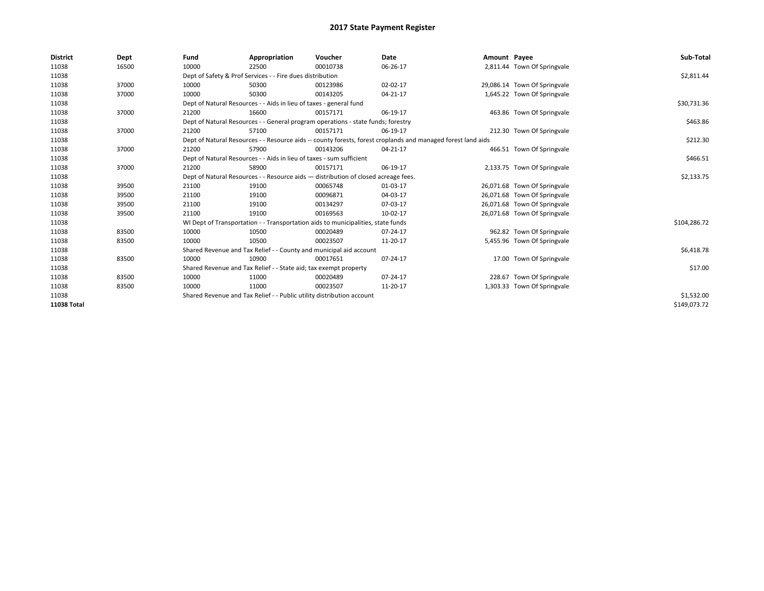# 2017 State Payment Register

| District | Dept | Fund | Appropriation | Voucher | Date | Amount | Payee | Sub-Total |
|---|---|---|---|---|---|---|---|---|
| 11038 | 16500 | 10000 | 22500 | 00010738 | 06-26-17 | 2,811.44 | Town Of Springvale | |
| 11038 | | Dept of Safety & Prof Services - - Fire dues distribution | | | | | | $2,811.44 |
| 11038 | 37000 | 10000 | 50300 | 00123986 | 02-02-17 | 29,086.14 | Town Of Springvale | |
| 11038 | 37000 | 10000 | 50300 | 00143205 | 04-21-17 | 1,645.22 | Town Of Springvale | |
| 11038 | | Dept of Natural Resources - - Aids in lieu of taxes - general fund | | | | | | $30,731.36 |
| 11038 | 37000 | 21200 | 16600 | 00157171 | 06-19-17 | 463.86 | Town Of Springvale | |
| 11038 | | Dept of Natural Resources - - General program operations - state funds; forestry | | | | | | $463.86 |
| 11038 | 37000 | 21200 | 57100 | 00157171 | 06-19-17 | 212.30 | Town Of Springvale | |
| 11038 | | Dept of Natural Resources - - Resource aids -- county forests, forest croplands and managed forest land aids | | | | | | $212.30 |
| 11038 | 37000 | 21200 | 57900 | 00143206 | 04-21-17 | 466.51 | Town Of Springvale | |
| 11038 | | Dept of Natural Resources - - Aids in lieu of taxes - sum sufficient | | | | | | $466.51 |
| 11038 | 37000 | 21200 | 58900 | 00157171 | 06-19-17 | 2,133.75 | Town Of Springvale | |
| 11038 | | Dept of Natural Resources - - Resource aids — distribution of closed acreage fees. | | | | | | $2,133.75 |
| 11038 | 39500 | 21100 | 19100 | 00065748 | 01-03-17 | 26,071.68 | Town Of Springvale | |
| 11038 | 39500 | 21100 | 19100 | 00096871 | 04-03-17 | 26,071.68 | Town Of Springvale | |
| 11038 | 39500 | 21100 | 19100 | 00134297 | 07-03-17 | 26,071.68 | Town Of Springvale | |
| 11038 | 39500 | 21100 | 19100 | 00169563 | 10-02-17 | 26,071.68 | Town Of Springvale | |
| 11038 | | WI Dept of Transportation - - Transportation aids to municipalities, state funds | | | | | | $104,286.72 |
| 11038 | 83500 | 10000 | 10500 | 00020489 | 07-24-17 | 962.82 | Town Of Springvale | |
| 11038 | 83500 | 10000 | 10500 | 00023507 | 11-20-17 | 5,455.96 | Town Of Springvale | |
| 11038 | | Shared Revenue and Tax Relief - - County and municipal aid account | | | | | | $6,418.78 |
| 11038 | 83500 | 10000 | 10900 | 00017651 | 07-24-17 | 17.00 | Town Of Springvale | |
| 11038 | | Shared Revenue and Tax Relief - - State aid; tax exempt property | | | | | | $17.00 |
| 11038 | 83500 | 10000 | 11000 | 00020489 | 07-24-17 | 228.67 | Town Of Springvale | |
| 11038 | 83500 | 10000 | 11000 | 00023507 | 11-20-17 | 1,303.33 | Town Of Springvale | |
| 11038 | | Shared Revenue and Tax Relief - - Public utility distribution account | | | | | | $1,532.00 |
| **11038 Total** | | | | | | | | $149,073.72 |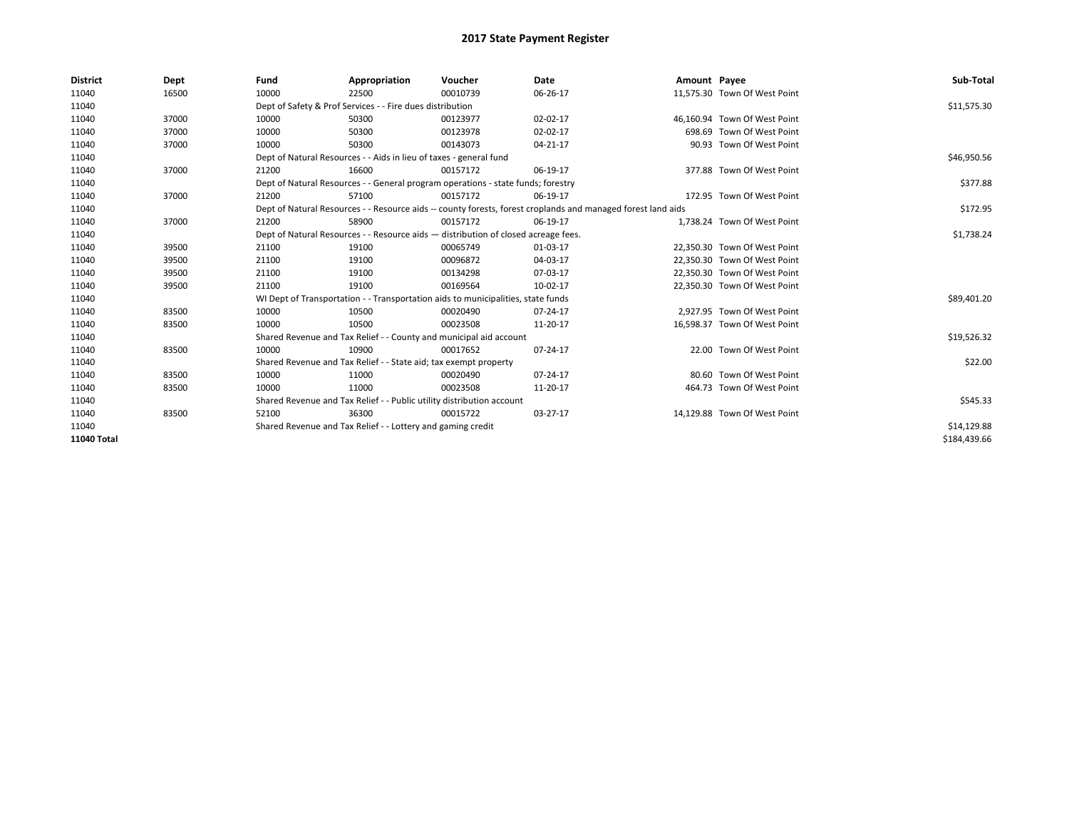# 2017 State Payment Register

| District | Dept | Fund | Appropriation | Voucher | Date | Amount | Payee | Sub-Total |
|---|---|---|---|---|---|---|---|---|
| 11040 | 16500 | 10000 | 22500 | 00010739 | 06-26-17 | 11,575.30 | Town Of West Point | |
| 11040 | | Dept of Safety & Prof Services - - Fire dues distribution | | | | | | $11,575.30 |
| 11040 | 37000 | 10000 | 50300 | 00123977 | 02-02-17 | 46,160.94 | Town Of West Point | |
| 11040 | 37000 | 10000 | 50300 | 00123978 | 02-02-17 | 698.69 | Town Of West Point | |
| 11040 | 37000 | 10000 | 50300 | 00143073 | 04-21-17 | 90.93 | Town Of West Point | |
| 11040 | | Dept of Natural Resources - - Aids in lieu of taxes - general fund | | | | | | $46,950.56 |
| 11040 | 37000 | 21200 | 16600 | 00157172 | 06-19-17 | 377.88 | Town Of West Point | |
| 11040 | | Dept of Natural Resources - - General program operations - state funds; forestry | | | | | | $377.88 |
| 11040 | 37000 | 21200 | 57100 | 00157172 | 06-19-17 | 172.95 | Town Of West Point | |
| 11040 | | Dept of Natural Resources - - Resource aids -- county forests, forest croplands and managed forest land aids | | | | | | $172.95 |
| 11040 | 37000 | 21200 | 58900 | 00157172 | 06-19-17 | 1,738.24 | Town Of West Point | |
| 11040 | | Dept of Natural Resources - - Resource aids — distribution of closed acreage fees. | | | | | | $1,738.24 |
| 11040 | 39500 | 21100 | 19100 | 00065749 | 01-03-17 | 22,350.30 | Town Of West Point | |
| 11040 | 39500 | 21100 | 19100 | 00096872 | 04-03-17 | 22,350.30 | Town Of West Point | |
| 11040 | 39500 | 21100 | 19100 | 00134298 | 07-03-17 | 22,350.30 | Town Of West Point | |
| 11040 | 39500 | 21100 | 19100 | 00169564 | 10-02-17 | 22,350.30 | Town Of West Point | |
| 11040 | | WI Dept of Transportation - - Transportation aids to municipalities, state funds | | | | | | $89,401.20 |
| 11040 | 83500 | 10000 | 10500 | 00020490 | 07-24-17 | 2,927.95 | Town Of West Point | |
| 11040 | 83500 | 10000 | 10500 | 00023508 | 11-20-17 | 16,598.37 | Town Of West Point | |
| 11040 | | Shared Revenue and Tax Relief - - County and municipal aid account | | | | | | $19,526.32 |
| 11040 | 83500 | 10000 | 10900 | 00017652 | 07-24-17 | 22.00 | Town Of West Point | |
| 11040 | | Shared Revenue and Tax Relief - - State aid; tax exempt property | | | | | | $22.00 |
| 11040 | 83500 | 10000 | 11000 | 00020490 | 07-24-17 | 80.60 | Town Of West Point | |
| 11040 | 83500 | 10000 | 11000 | 00023508 | 11-20-17 | 464.73 | Town Of West Point | |
| 11040 | | Shared Revenue and Tax Relief - - Public utility distribution account | | | | | | $545.33 |
| 11040 | 83500 | 52100 | 36300 | 00015722 | 03-27-17 | 14,129.88 | Town Of West Point | |
| 11040 | | Shared Revenue and Tax Relief - - Lottery and gaming credit | | | | | | $14,129.88 |
| **11040 Total** | | | | | | | | $184,439.66 |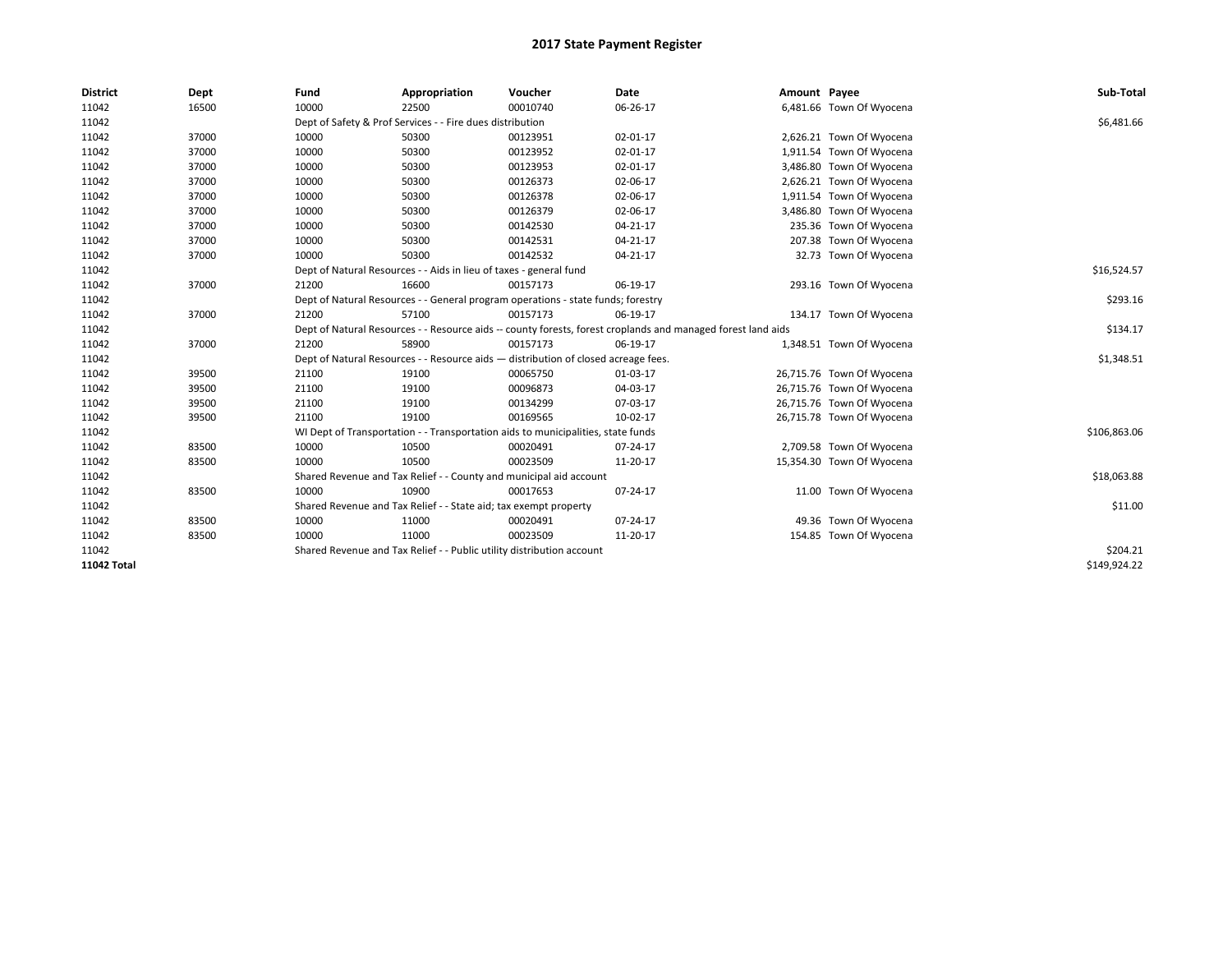# 2017 State Payment Register

| District | Dept | Fund | Appropriation | Voucher | Date | Amount | Payee | Sub-Total |
|---|---|---|---|---|---|---|---|---|
| 11042 | 16500 | 10000 | 22500 | 00010740 | 06-26-17 | 6,481.66 | Town Of Wyocena | |
| 11042 | | Dept of Safety & Prof Services - - Fire dues distribution | | | | | | $6,481.66 |
| 11042 | 37000 | 10000 | 50300 | 00123951 | 02-01-17 | 2,626.21 | Town Of Wyocena | |
| 11042 | 37000 | 10000 | 50300 | 00123952 | 02-01-17 | 1,911.54 | Town Of Wyocena | |
| 11042 | 37000 | 10000 | 50300 | 00123953 | 02-01-17 | 3,486.80 | Town Of Wyocena | |
| 11042 | 37000 | 10000 | 50300 | 00126373 | 02-06-17 | 2,626.21 | Town Of Wyocena | |
| 11042 | 37000 | 10000 | 50300 | 00126378 | 02-06-17 | 1,911.54 | Town Of Wyocena | |
| 11042 | 37000 | 10000 | 50300 | 00126379 | 02-06-17 | 3,486.80 | Town Of Wyocena | |
| 11042 | 37000 | 10000 | 50300 | 00142530 | 04-21-17 | 235.36 | Town Of Wyocena | |
| 11042 | 37000 | 10000 | 50300 | 00142531 | 04-21-17 | 207.38 | Town Of Wyocena | |
| 11042 | 37000 | 10000 | 50300 | 00142532 | 04-21-17 | 32.73 | Town Of Wyocena | |
| 11042 | | Dept of Natural Resources - - Aids in lieu of taxes - general fund | | | | | | $16,524.57 |
| 11042 | 37000 | 21200 | 16600 | 00157173 | 06-19-17 | 293.16 | Town Of Wyocena | |
| 11042 | | Dept of Natural Resources - - General program operations - state funds; forestry | | | | | | $293.16 |
| 11042 | 37000 | 21200 | 57100 | 00157173 | 06-19-17 | 134.17 | Town Of Wyocena | |
| 11042 | | Dept of Natural Resources - - Resource aids -- county forests, forest croplands and managed forest land aids | | | | | | $134.17 |
| 11042 | 37000 | 21200 | 58900 | 00157173 | 06-19-17 | 1,348.51 | Town Of Wyocena | |
| 11042 | | Dept of Natural Resources - - Resource aids — distribution of closed acreage fees. | | | | | | $1,348.51 |
| 11042 | 39500 | 21100 | 19100 | 00065750 | 01-03-17 | 26,715.76 | Town Of Wyocena | |
| 11042 | 39500 | 21100 | 19100 | 00096873 | 04-03-17 | 26,715.76 | Town Of Wyocena | |
| 11042 | 39500 | 21100 | 19100 | 00134299 | 07-03-17 | 26,715.76 | Town Of Wyocena | |
| 11042 | 39500 | 21100 | 19100 | 00169565 | 10-02-17 | 26,715.78 | Town Of Wyocena | |
| 11042 | | WI Dept of Transportation - - Transportation aids to municipalities, state funds | | | | | | $106,863.06 |
| 11042 | 83500 | 10000 | 10500 | 00020491 | 07-24-17 | 2,709.58 | Town Of Wyocena | |
| 11042 | 83500 | 10000 | 10500 | 00023509 | 11-20-17 | 15,354.30 | Town Of Wyocena | |
| 11042 | | Shared Revenue and Tax Relief - - County and municipal aid account | | | | | | $18,063.88 |
| 11042 | 83500 | 10000 | 10900 | 00017653 | 07-24-17 | 11.00 | Town Of Wyocena | |
| 11042 | | Shared Revenue and Tax Relief - - State aid; tax exempt property | | | | | | $11.00 |
| 11042 | 83500 | 10000 | 11000 | 00020491 | 07-24-17 | 49.36 | Town Of Wyocena | |
| 11042 | 83500 | 10000 | 11000 | 00023509 | 11-20-17 | 154.85 | Town Of Wyocena | |
| 11042 | | Shared Revenue and Tax Relief - - Public utility distribution account | | | | | | $204.21 |
| **11042 Total** | | | | | | | | $149,924.22 |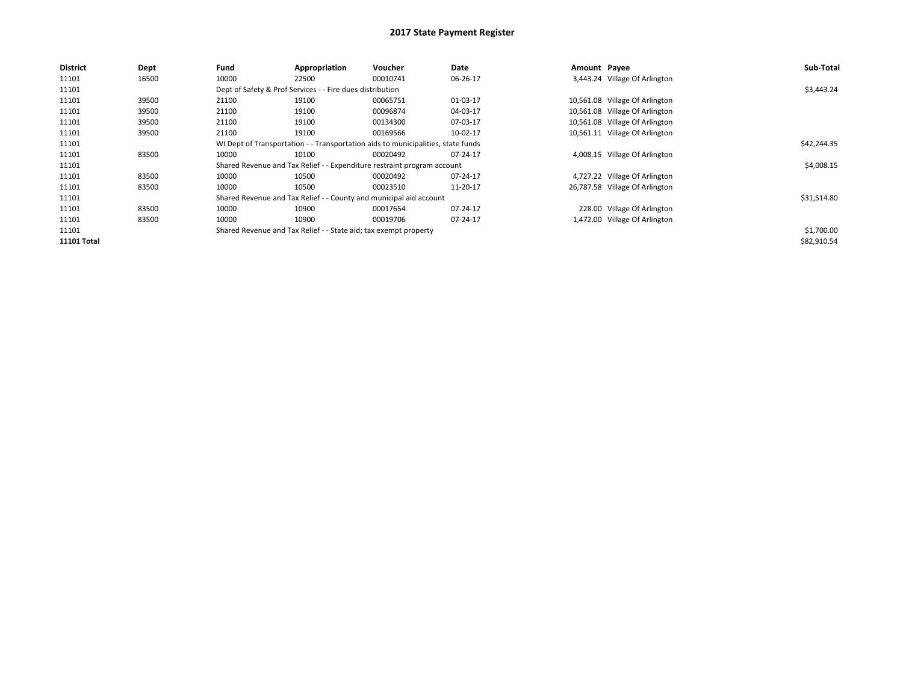# 2017 State Payment Register

| District | Dept | Fund | Appropriation | Voucher | Date | Amount | Payee | Sub-Total |
|---|---|---|---|---|---|---|---|---|
| 11101 | 16500 | 10000 | 22500 | 00010741 | 06-26-17 | 3,443.24 | Village Of Arlington | |
| 11101 | | Dept of Safety & Prof Services - - Fire dues distribution | | | | | | $3,443.24 |
| 11101 | 39500 | 21100 | 19100 | 00065751 | 01-03-17 | 10,561.08 | Village Of Arlington | |
| 11101 | 39500 | 21100 | 19100 | 00096874 | 04-03-17 | 10,561.08 | Village Of Arlington | |
| 11101 | 39500 | 21100 | 19100 | 00134300 | 07-03-17 | 10,561.08 | Village Of Arlington | |
| 11101 | 39500 | 21100 | 19100 | 00169566 | 10-02-17 | 10,561.11 | Village Of Arlington | |
| 11101 | | WI Dept of Transportation - - Transportation aids to municipalities, state funds | | | | | | $42,244.35 |
| 11101 | 83500 | 10000 | 10100 | 00020492 | 07-24-17 | 4,008.15 | Village Of Arlington | |
| 11101 | | Shared Revenue and Tax Relief - - Expenditure restraint program account | | | | | | $4,008.15 |
| 11101 | 83500 | 10000 | 10500 | 00020492 | 07-24-17 | 4,727.22 | Village Of Arlington | |
| 11101 | 83500 | 10000 | 10500 | 00023510 | 11-20-17 | 26,787.58 | Village Of Arlington | |
| 11101 | | Shared Revenue and Tax Relief - - County and municipal aid account | | | | | | $31,514.80 |
| 11101 | 83500 | 10000 | 10900 | 00017654 | 07-24-17 | 228.00 | Village Of Arlington | |
| 11101 | 83500 | 10000 | 10900 | 00019706 | 07-24-17 | 1,472.00 | Village Of Arlington | |
| 11101 | | Shared Revenue and Tax Relief - - State aid; tax exempt property | | | | | | $1,700.00 |
| **11101 Total** | | | | | | | | $82,910.54 |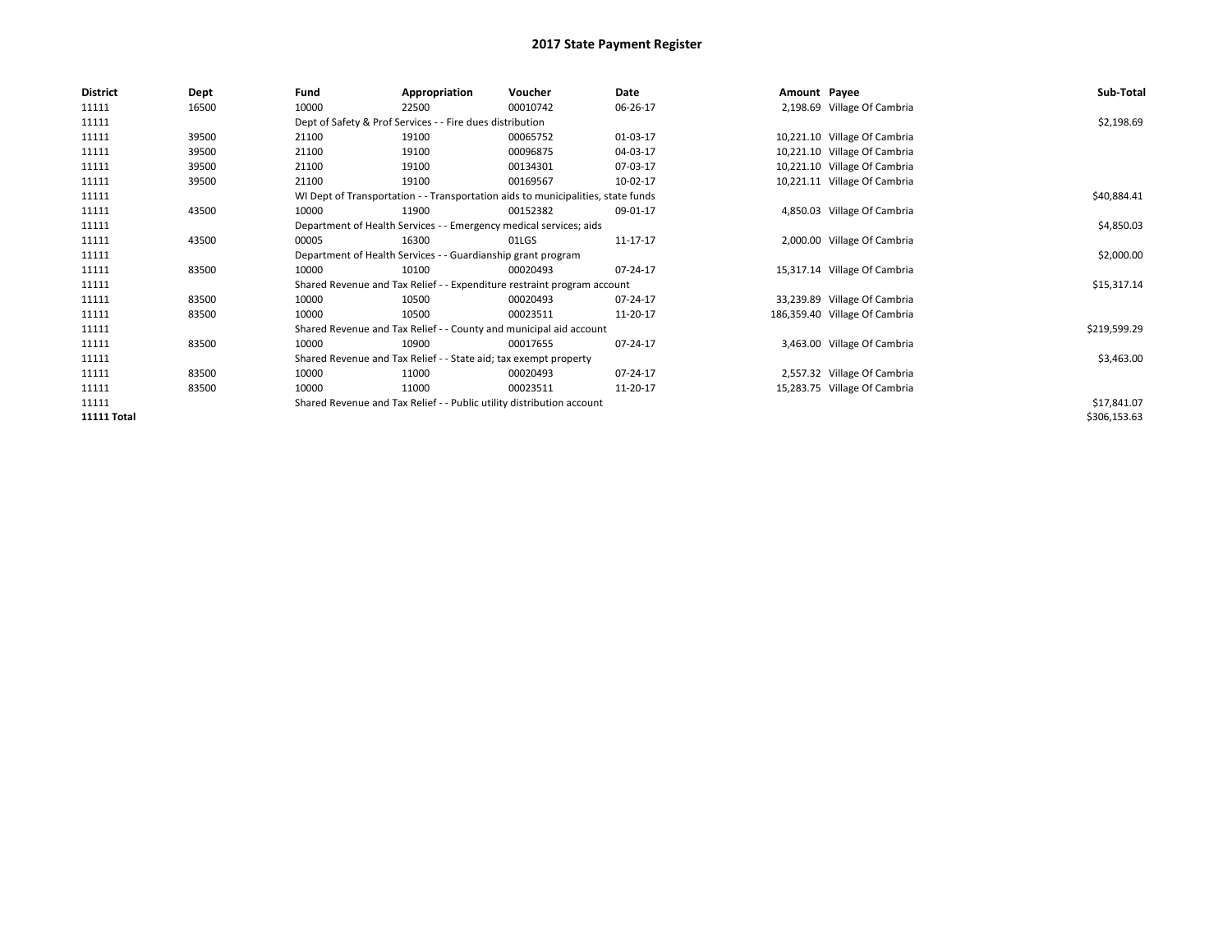# 2017 State Payment Register

| District | Dept | Fund | Appropriation | Voucher | Date | Amount | Payee | Sub-Total |
|---|---|---|---|---|---|---|---|---|
| 11111 | 16500 | 10000 | 22500 | 00010742 | 06-26-17 | 2,198.69 | Village Of Cambria | |
| 11111 | | Dept of Safety & Prof Services - - Fire dues distribution | | | | | | $2,198.69 |
| 11111 | 39500 | 21100 | 19100 | 00065752 | 01-03-17 | 10,221.10 | Village Of Cambria | |
| 11111 | 39500 | 21100 | 19100 | 00096875 | 04-03-17 | 10,221.10 | Village Of Cambria | |
| 11111 | 39500 | 21100 | 19100 | 00134301 | 07-03-17 | 10,221.10 | Village Of Cambria | |
| 11111 | 39500 | 21100 | 19100 | 00169567 | 10-02-17 | 10,221.11 | Village Of Cambria | |
| 11111 | | WI Dept of Transportation - - Transportation aids to municipalities, state funds | | | | | | $40,884.41 |
| 11111 | 43500 | 10000 | 11900 | 00152382 | 09-01-17 | 4,850.03 | Village Of Cambria | |
| 11111 | | Department of Health Services - - Emergency medical services; aids | | | | | | $4,850.03 |
| 11111 | 43500 | 00005 | 16300 | 01LGS | 11-17-17 | 2,000.00 | Village Of Cambria | |
| 11111 | | Department of Health Services - - Guardianship grant program | | | | | | $2,000.00 |
| 11111 | 83500 | 10000 | 10100 | 00020493 | 07-24-17 | 15,317.14 | Village Of Cambria | |
| 11111 | | Shared Revenue and Tax Relief - - Expenditure restraint program account | | | | | | $15,317.14 |
| 11111 | 83500 | 10000 | 10500 | 00020493 | 07-24-17 | 33,239.89 | Village Of Cambria | |
| 11111 | 83500 | 10000 | 10500 | 00023511 | 11-20-17 | 186,359.40 | Village Of Cambria | |
| 11111 | | Shared Revenue and Tax Relief - - County and municipal aid account | | | | | | $219,599.29 |
| 11111 | 83500 | 10000 | 10900 | 00017655 | 07-24-17 | 3,463.00 | Village Of Cambria | |
| 11111 | | Shared Revenue and Tax Relief - - State aid; tax exempt property | | | | | | $3,463.00 |
| 11111 | 83500 | 10000 | 11000 | 00020493 | 07-24-17 | 2,557.32 | Village Of Cambria | |
| 11111 | 83500 | 10000 | 11000 | 00023511 | 11-20-17 | 15,283.75 | Village Of Cambria | |
| 11111 | | Shared Revenue and Tax Relief - - Public utility distribution account | | | | | | $17,841.07 |
| **11111 Total** | | | | | | | | $306,153.63 |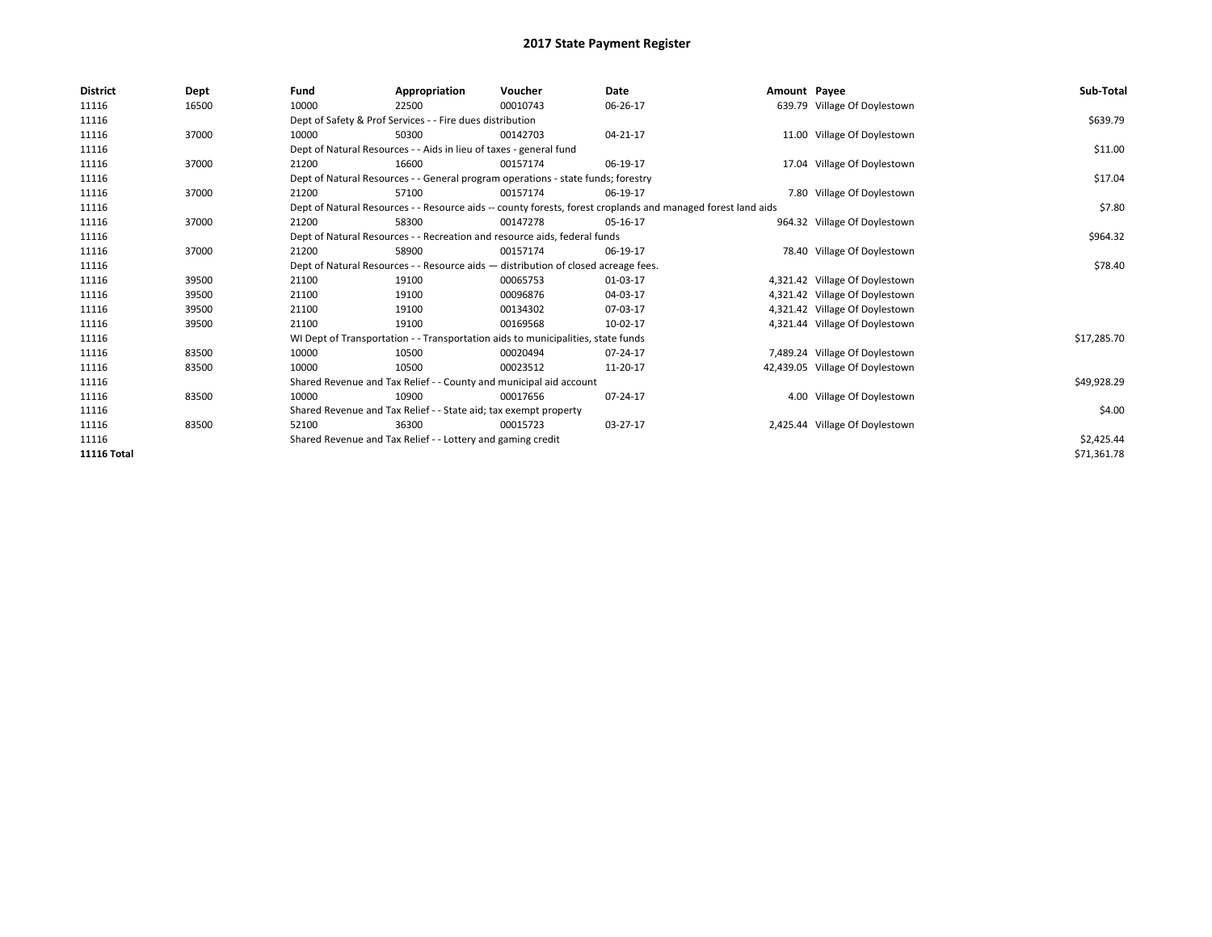# 2017 State Payment Register

| District | Dept | Fund | Appropriation | Voucher | Date | Amount | Payee | Sub-Total |
|---|---|---|---|---|---|---|---|---|
| 11116 | 16500 | 10000 | 22500 | 00010743 | 06-26-17 | 639.79 | Village Of Doylestown | |
| 11116 | | Dept of Safety & Prof Services - - Fire dues distribution | | | | | | $639.79 |
| 11116 | 37000 | 10000 | 50300 | 00142703 | 04-21-17 | 11.00 | Village Of Doylestown | |
| 11116 | | Dept of Natural Resources - - Aids in lieu of taxes - general fund | | | | | | $11.00 |
| 11116 | 37000 | 21200 | 16600 | 00157174 | 06-19-17 | 17.04 | Village Of Doylestown | |
| 11116 | | Dept of Natural Resources - - General program operations - state funds; forestry | | | | | | $17.04 |
| 11116 | 37000 | 21200 | 57100 | 00157174 | 06-19-17 | 7.80 | Village Of Doylestown | |
| 11116 | | Dept of Natural Resources - - Resource aids -- county forests, forest croplands and managed forest land aids | | | | | | $7.80 |
| 11116 | 37000 | 21200 | 58300 | 00147278 | 05-16-17 | 964.32 | Village Of Doylestown | |
| 11116 | | Dept of Natural Resources - - Recreation and resource aids, federal funds | | | | | | $964.32 |
| 11116 | 37000 | 21200 | 58900 | 00157174 | 06-19-17 | 78.40 | Village Of Doylestown | |
| 11116 | | Dept of Natural Resources - - Resource aids — distribution of closed acreage fees. | | | | | | $78.40 |
| 11116 | 39500 | 21100 | 19100 | 00065753 | 01-03-17 | 4,321.42 | Village Of Doylestown | |
| 11116 | 39500 | 21100 | 19100 | 00096876 | 04-03-17 | 4,321.42 | Village Of Doylestown | |
| 11116 | 39500 | 21100 | 19100 | 00134302 | 07-03-17 | 4,321.42 | Village Of Doylestown | |
| 11116 | 39500 | 21100 | 19100 | 00169568 | 10-02-17 | 4,321.44 | Village Of Doylestown | |
| 11116 | | WI Dept of Transportation - - Transportation aids to municipalities, state funds | | | | | | $17,285.70 |
| 11116 | 83500 | 10000 | 10500 | 00020494 | 07-24-17 | 7,489.24 | Village Of Doylestown | |
| 11116 | 83500 | 10000 | 10500 | 00023512 | 11-20-17 | 42,439.05 | Village Of Doylestown | |
| 11116 | | Shared Revenue and Tax Relief - - County and municipal aid account | | | | | | $49,928.29 |
| 11116 | 83500 | 10000 | 10900 | 00017656 | 07-24-17 | 4.00 | Village Of Doylestown | |
| 11116 | | Shared Revenue and Tax Relief - - State aid; tax exempt property | | | | | | $4.00 |
| 11116 | 83500 | 52100 | 36300 | 00015723 | 03-27-17 | 2,425.44 | Village Of Doylestown | |
| 11116 | | Shared Revenue and Tax Relief - - Lottery and gaming credit | | | | | | $2,425.44 |
| **11116 Total** | | | | | | | | $71,361.78 |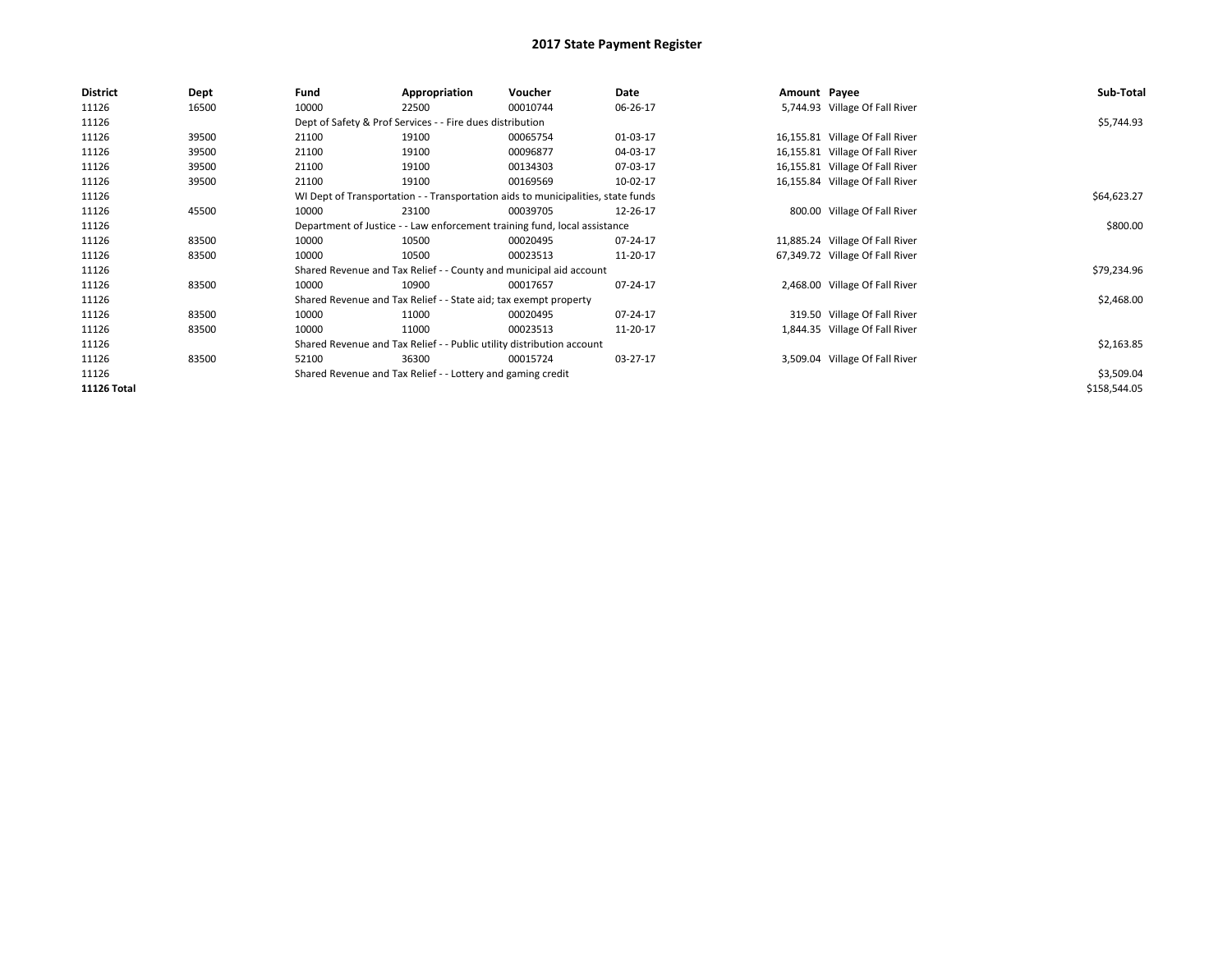# 2017 State Payment Register

| District | Dept | Fund | Appropriation | Voucher | Date | Amount | Payee | Sub-Total |
|---|---|---|---|---|---|---|---|---|
| 11126 | 16500 | 10000 | 22500 | 00010744 | 06-26-17 | 5,744.93 | Village Of Fall River | |
| 11126 | | Dept of Safety & Prof Services - - Fire dues distribution | | | | | | $5,744.93 |
| 11126 | 39500 | 21100 | 19100 | 00065754 | 01-03-17 | 16,155.81 | Village Of Fall River | |
| 11126 | 39500 | 21100 | 19100 | 00096877 | 04-03-17 | 16,155.81 | Village Of Fall River | |
| 11126 | 39500 | 21100 | 19100 | 00134303 | 07-03-17 | 16,155.81 | Village Of Fall River | |
| 11126 | 39500 | 21100 | 19100 | 00169569 | 10-02-17 | 16,155.84 | Village Of Fall River | |
| 11126 | | WI Dept of Transportation - - Transportation aids to municipalities, state funds | | | | | | $64,623.27 |
| 11126 | 45500 | 10000 | 23100 | 00039705 | 12-26-17 | 800.00 | Village Of Fall River | |
| 11126 | | Department of Justice - - Law enforcement training fund, local assistance | | | | | | $800.00 |
| 11126 | 83500 | 10000 | 10500 | 00020495 | 07-24-17 | 11,885.24 | Village Of Fall River | |
| 11126 | 83500 | 10000 | 10500 | 00023513 | 11-20-17 | 67,349.72 | Village Of Fall River | |
| 11126 | | Shared Revenue and Tax Relief - - County and municipal aid account | | | | | | $79,234.96 |
| 11126 | 83500 | 10000 | 10900 | 00017657 | 07-24-17 | 2,468.00 | Village Of Fall River | |
| 11126 | | Shared Revenue and Tax Relief - - State aid; tax exempt property | | | | | | $2,468.00 |
| 11126 | 83500 | 10000 | 11000 | 00020495 | 07-24-17 | 319.50 | Village Of Fall River | |
| 11126 | 83500 | 10000 | 11000 | 00023513 | 11-20-17 | 1,844.35 | Village Of Fall River | |
| 11126 | | Shared Revenue and Tax Relief - - Public utility distribution account | | | | | | $2,163.85 |
| 11126 | 83500 | 52100 | 36300 | 00015724 | 03-27-17 | 3,509.04 | Village Of Fall River | |
| 11126 | | Shared Revenue and Tax Relief - - Lottery and gaming credit | | | | | | $3,509.04 |
| **11126 Total** | | | | | | | | $158,544.05 |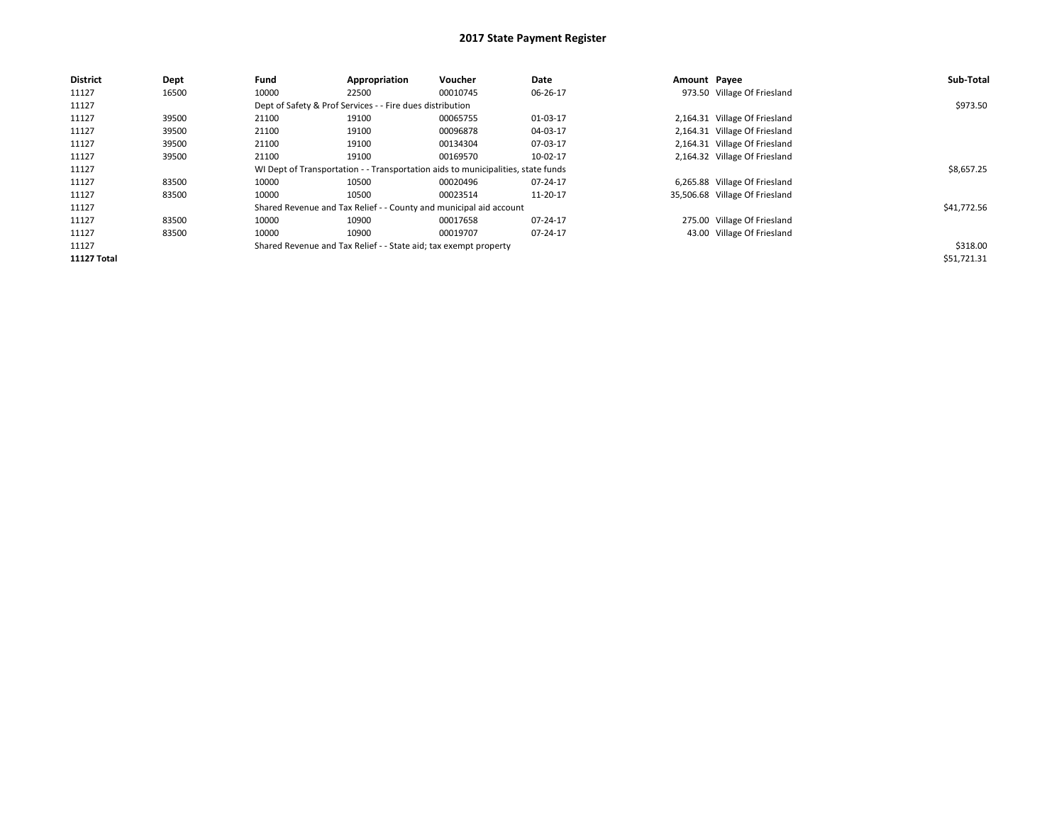# 2017 State Payment Register

| District | Dept | Fund | Appropriation | Voucher | Date | Amount | Payee | Sub-Total |
|---|---|---|---|---|---|---|---|---|
| 11127 | 16500 | 10000 | 22500 | 00010745 | 06-26-17 | 973.50 | Village Of Friesland | |
| 11127 | | Dept of Safety & Prof Services - - Fire dues distribution | | | | | | $973.50 |
| 11127 | 39500 | 21100 | 19100 | 00065755 | 01-03-17 | 2,164.31 | Village Of Friesland | |
| 11127 | 39500 | 21100 | 19100 | 00096878 | 04-03-17 | 2,164.31 | Village Of Friesland | |
| 11127 | 39500 | 21100 | 19100 | 00134304 | 07-03-17 | 2,164.31 | Village Of Friesland | |
| 11127 | 39500 | 21100 | 19100 | 00169570 | 10-02-17 | 2,164.32 | Village Of Friesland | |
| 11127 | | WI Dept of Transportation - - Transportation aids to municipalities, state funds | | | | | | $8,657.25 |
| 11127 | 83500 | 10000 | 10500 | 00020496 | 07-24-17 | 6,265.88 | Village Of Friesland | |
| 11127 | 83500 | 10000 | 10500 | 00023514 | 11-20-17 | 35,506.68 | Village Of Friesland | |
| 11127 | | Shared Revenue and Tax Relief - - County and municipal aid account | | | | | | $41,772.56 |
| 11127 | 83500 | 10000 | 10900 | 00017658 | 07-24-17 | 275.00 | Village Of Friesland | |
| 11127 | 83500 | 10000 | 10900 | 00019707 | 07-24-17 | 43.00 | Village Of Friesland | |
| 11127 | | Shared Revenue and Tax Relief - - State aid; tax exempt property | | | | | | $318.00 |
| **11127 Total** | | | | | | | | $51,721.31 |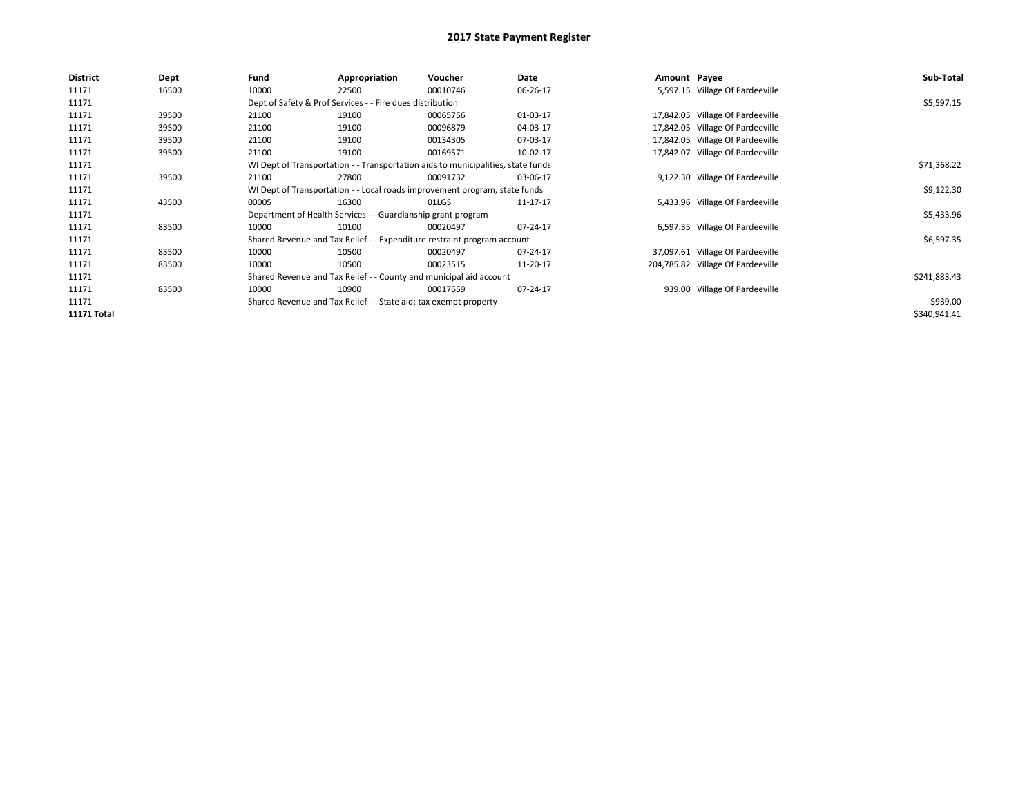# 2017 State Payment Register

| District | Dept | Fund | Appropriation | Voucher | Date | Amount | Payee | Sub-Total |
|---|---|---|---|---|---|---|---|---|
| 11171 | 16500 | 10000 | 22500 | 00010746 | 06-26-17 | 5,597.15 | Village Of Pardeeville | |
| 11171 | | Dept of Safety & Prof Services - - Fire dues distribution | | | | | | $5,597.15 |
| 11171 | 39500 | 21100 | 19100 | 00065756 | 01-03-17 | 17,842.05 | Village Of Pardeeville | |
| 11171 | 39500 | 21100 | 19100 | 00096879 | 04-03-17 | 17,842.05 | Village Of Pardeeville | |
| 11171 | 39500 | 21100 | 19100 | 00134305 | 07-03-17 | 17,842.05 | Village Of Pardeeville | |
| 11171 | 39500 | 21100 | 19100 | 00169571 | 10-02-17 | 17,842.07 | Village Of Pardeeville | |
| 11171 | | WI Dept of Transportation - - Transportation aids to municipalities, state funds | | | | | | $71,368.22 |
| 11171 | 39500 | 21100 | 27800 | 00091732 | 03-06-17 | 9,122.30 | Village Of Pardeeville | |
| 11171 | | WI Dept of Transportation - - Local roads improvement program, state funds | | | | | | $9,122.30 |
| 11171 | 43500 | 00005 | 16300 | 01LGS | 11-17-17 | 5,433.96 | Village Of Pardeeville | |
| 11171 | | Department of Health Services - - Guardianship grant program | | | | | | $5,433.96 |
| 11171 | 83500 | 10000 | 10100 | 00020497 | 07-24-17 | 6,597.35 | Village Of Pardeeville | |
| 11171 | | Shared Revenue and Tax Relief - - Expenditure restraint program account | | | | | | $6,597.35 |
| 11171 | 83500 | 10000 | 10500 | 00020497 | 07-24-17 | 37,097.61 | Village Of Pardeeville | |
| 11171 | 83500 | 10000 | 10500 | 00023515 | 11-20-17 | 204,785.82 | Village Of Pardeeville | |
| 11171 | | Shared Revenue and Tax Relief - - County and municipal aid account | | | | | | $241,883.43 |
| 11171 | 83500 | 10000 | 10900 | 00017659 | 07-24-17 | 939.00 | Village Of Pardeeville | |
| 11171 | | Shared Revenue and Tax Relief - - State aid; tax exempt property | | | | | | $939.00 |
| **11171 Total** | | | | | | | | $340,941.41 |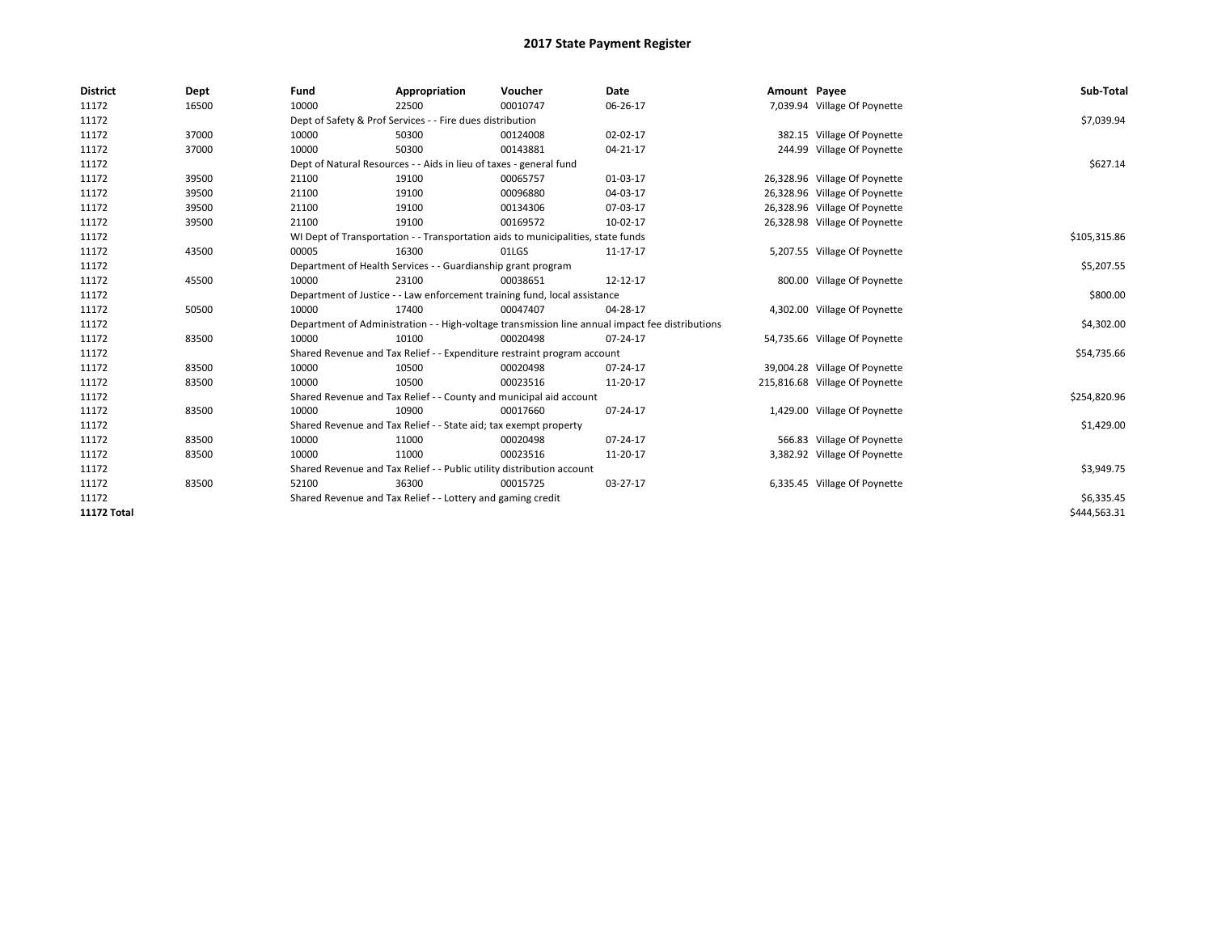# 2017 State Payment Register

| District | Dept | Fund | Appropriation | Voucher | Date | Amount | Payee | Sub-Total |
|---|---|---|---|---|---|---|---|---|
| 11172 | 16500 | 10000 | 22500 | 00010747 | 06-26-17 | 7,039.94 | Village Of Poynette | |
| 11172 | | Dept of Safety & Prof Services - - Fire dues distribution | | | | | | $7,039.94 |
| 11172 | 37000 | 10000 | 50300 | 00124008 | 02-02-17 | 382.15 | Village Of Poynette | |
| 11172 | 37000 | 10000 | 50300 | 00143881 | 04-21-17 | 244.99 | Village Of Poynette | |
| 11172 | | Dept of Natural Resources - - Aids in lieu of taxes - general fund | | | | | | $627.14 |
| 11172 | 39500 | 21100 | 19100 | 00065757 | 01-03-17 | 26,328.96 | Village Of Poynette | |
| 11172 | 39500 | 21100 | 19100 | 00096880 | 04-03-17 | 26,328.96 | Village Of Poynette | |
| 11172 | 39500 | 21100 | 19100 | 00134306 | 07-03-17 | 26,328.96 | Village Of Poynette | |
| 11172 | 39500 | 21100 | 19100 | 00169572 | 10-02-17 | 26,328.98 | Village Of Poynette | |
| 11172 | | WI Dept of Transportation - - Transportation aids to municipalities, state funds | | | | | | $105,315.86 |
| 11172 | 43500 | 00005 | 16300 | 01LGS | 11-17-17 | 5,207.55 | Village Of Poynette | |
| 11172 | | Department of Health Services - - Guardianship grant program | | | | | | $5,207.55 |
| 11172 | 45500 | 10000 | 23100 | 00038651 | 12-12-17 | 800.00 | Village Of Poynette | |
| 11172 | | Department of Justice - - Law enforcement training fund, local assistance | | | | | | $800.00 |
| 11172 | 50500 | 10000 | 17400 | 00047407 | 04-28-17 | 4,302.00 | Village Of Poynette | |
| 11172 | | Department of Administration - - High-voltage transmission line annual impact fee distributions | | | | | | $4,302.00 |
| 11172 | 83500 | 10000 | 10100 | 00020498 | 07-24-17 | 54,735.66 | Village Of Poynette | |
| 11172 | | Shared Revenue and Tax Relief - - Expenditure restraint program account | | | | | | $54,735.66 |
| 11172 | 83500 | 10000 | 10500 | 00020498 | 07-24-17 | 39,004.28 | Village Of Poynette | |
| 11172 | 83500 | 10000 | 10500 | 00023516 | 11-20-17 | 215,816.68 | Village Of Poynette | |
| 11172 | | Shared Revenue and Tax Relief - - County and municipal aid account | | | | | | $254,820.96 |
| 11172 | 83500 | 10000 | 10900 | 00017660 | 07-24-17 | 1,429.00 | Village Of Poynette | |
| 11172 | | Shared Revenue and Tax Relief - - State aid; tax exempt property | | | | | | $1,429.00 |
| 11172 | 83500 | 10000 | 11000 | 00020498 | 07-24-17 | 566.83 | Village Of Poynette | |
| 11172 | 83500 | 10000 | 11000 | 00023516 | 11-20-17 | 3,382.92 | Village Of Poynette | |
| 11172 | | Shared Revenue and Tax Relief - - Public utility distribution account | | | | | | $3,949.75 |
| 11172 | 83500 | 52100 | 36300 | 00015725 | 03-27-17 | 6,335.45 | Village Of Poynette | |
| 11172 | | Shared Revenue and Tax Relief - - Lottery and gaming credit | | | | | | $6,335.45 |
| **11172 Total** | | | | | | | | $444,563.31 |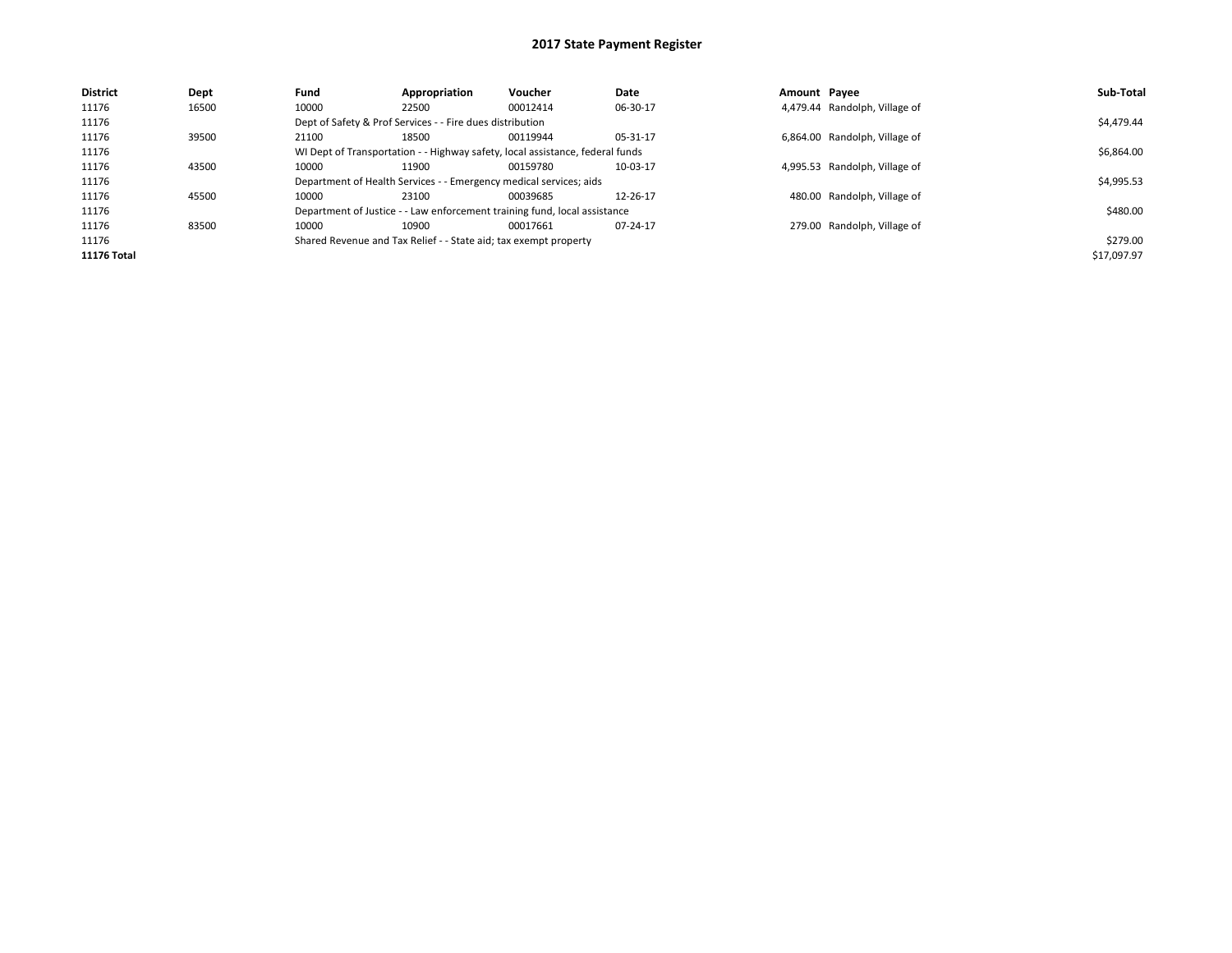# 2017 State Payment Register

| District | Dept | Fund | Appropriation | Voucher | Date | Amount | Payee | Sub-Total |
|---|---|---|---|---|---|---|---|---|
| 11176 | 16500 | 10000 | 22500 | 00012414 | 06-30-17 | 4,479.44 | Randolph, Village of | |
| 11176 | | Dept of Safety & Prof Services - - Fire dues distribution | | | | | | $4,479.44 |
| 11176 | 39500 | 21100 | 18500 | 00119944 | 05-31-17 | 6,864.00 | Randolph, Village of | |
| 11176 | | WI Dept of Transportation - - Highway safety, local assistance, federal funds | | | | | | $6,864.00 |
| 11176 | 43500 | 10000 | 11900 | 00159780 | 10-03-17 | 4,995.53 | Randolph, Village of | |
| 11176 | | Department of Health Services - - Emergency medical services; aids | | | | | | $4,995.53 |
| 11176 | 45500 | 10000 | 23100 | 00039685 | 12-26-17 | 480.00 | Randolph, Village of | |
| 11176 | | Department of Justice - - Law enforcement training fund, local assistance | | | | | | $480.00 |
| 11176 | 83500 | 10000 | 10900 | 00017661 | 07-24-17 | 279.00 | Randolph, Village of | |
| 11176 | | Shared Revenue and Tax Relief - - State aid; tax exempt property | | | | | | $279.00 |
| **11176 Total** | | | | | | | | $17,097.97 |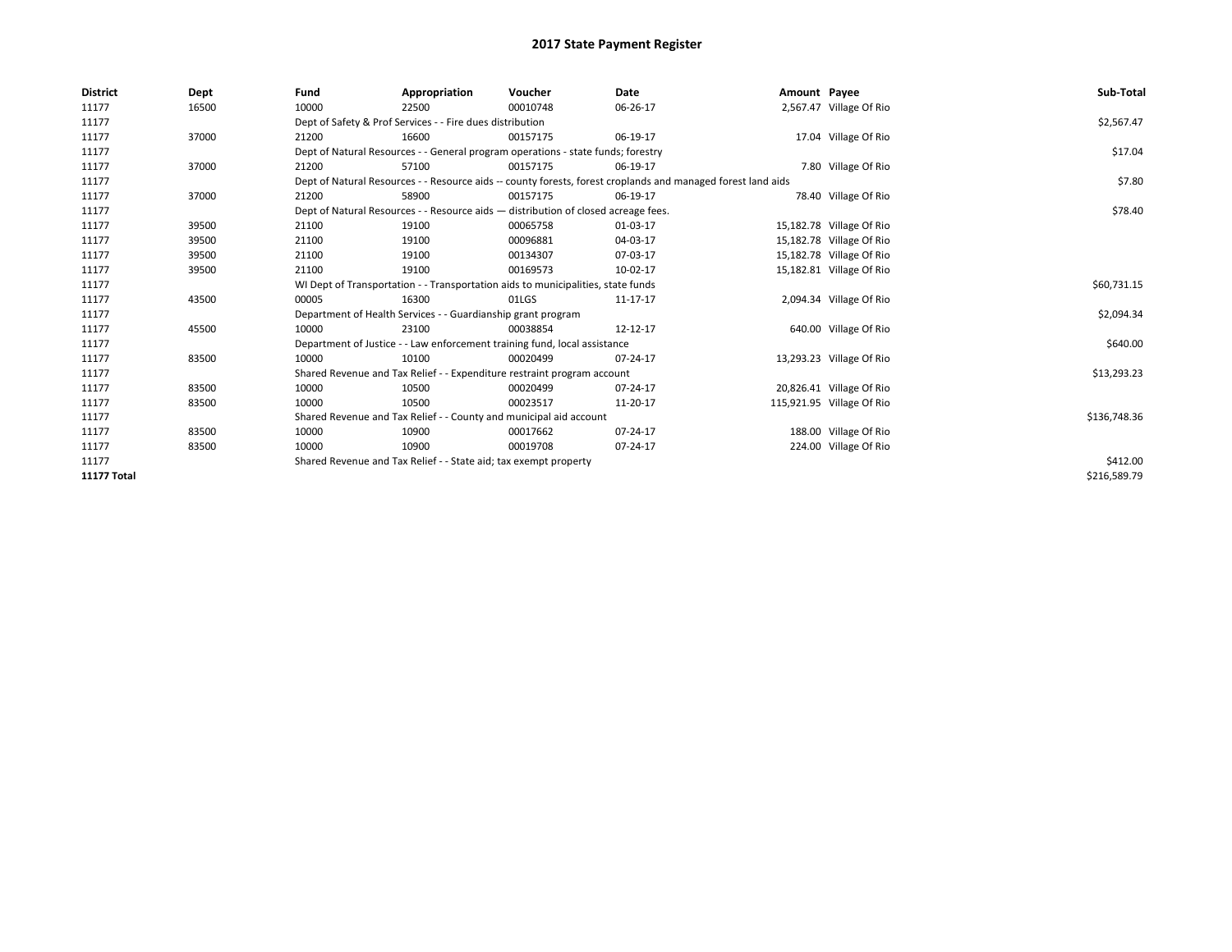# 2017 State Payment Register

| District | Dept | Fund | Appropriation | Voucher | Date | Amount | Payee | Sub-Total |
|---|---|---|---|---|---|---|---|---|
| 11177 | 16500 | 10000 | 22500 | 00010748 | 06-26-17 | 2,567.47 | Village Of Rio | |
| 11177 | | Dept of Safety & Prof Services - - Fire dues distribution | | | | | | $2,567.47 |
| 11177 | 37000 | 21200 | 16600 | 00157175 | 06-19-17 | 17.04 | Village Of Rio | |
| 11177 | | Dept of Natural Resources - - General program operations - state funds; forestry | | | | | | $17.04 |
| 11177 | 37000 | 21200 | 57100 | 00157175 | 06-19-17 | 7.80 | Village Of Rio | |
| 11177 | | Dept of Natural Resources - - Resource aids -- county forests, forest croplands and managed forest land aids | | | | | | $7.80 |
| 11177 | 37000 | 21200 | 58900 | 00157175 | 06-19-17 | 78.40 | Village Of Rio | |
| 11177 | | Dept of Natural Resources - - Resource aids — distribution of closed acreage fees. | | | | | | $78.40 |
| 11177 | 39500 | 21100 | 19100 | 00065758 | 01-03-17 | 15,182.78 | Village Of Rio | |
| 11177 | 39500 | 21100 | 19100 | 00096881 | 04-03-17 | 15,182.78 | Village Of Rio | |
| 11177 | 39500 | 21100 | 19100 | 00134307 | 07-03-17 | 15,182.78 | Village Of Rio | |
| 11177 | 39500 | 21100 | 19100 | 00169573 | 10-02-17 | 15,182.81 | Village Of Rio | |
| 11177 | | WI Dept of Transportation - - Transportation aids to municipalities, state funds | | | | | | $60,731.15 |
| 11177 | 43500 | 00005 | 16300 | 01LGS | 11-17-17 | 2,094.34 | Village Of Rio | |
| 11177 | | Department of Health Services - - Guardianship grant program | | | | | | $2,094.34 |
| 11177 | 45500 | 10000 | 23100 | 00038854 | 12-12-17 | 640.00 | Village Of Rio | |
| 11177 | | Department of Justice - - Law enforcement training fund, local assistance | | | | | | $640.00 |
| 11177 | 83500 | 10000 | 10100 | 00020499 | 07-24-17 | 13,293.23 | Village Of Rio | |
| 11177 | | Shared Revenue and Tax Relief - - Expenditure restraint program account | | | | | | $13,293.23 |
| 11177 | 83500 | 10000 | 10500 | 00020499 | 07-24-17 | 20,826.41 | Village Of Rio | |
| 11177 | 83500 | 10000 | 10500 | 00023517 | 11-20-17 | 115,921.95 | Village Of Rio | |
| 11177 | | Shared Revenue and Tax Relief - - County and municipal aid account | | | | | | $136,748.36 |
| 11177 | 83500 | 10000 | 10900 | 00017662 | 07-24-17 | 188.00 | Village Of Rio | |
| 11177 | 83500 | 10000 | 10900 | 00019708 | 07-24-17 | 224.00 | Village Of Rio | |
| 11177 | | Shared Revenue and Tax Relief - - State aid; tax exempt property | | | | | | $412.00 |
| **11177 Total** | | | | | | | | $216,589.79 |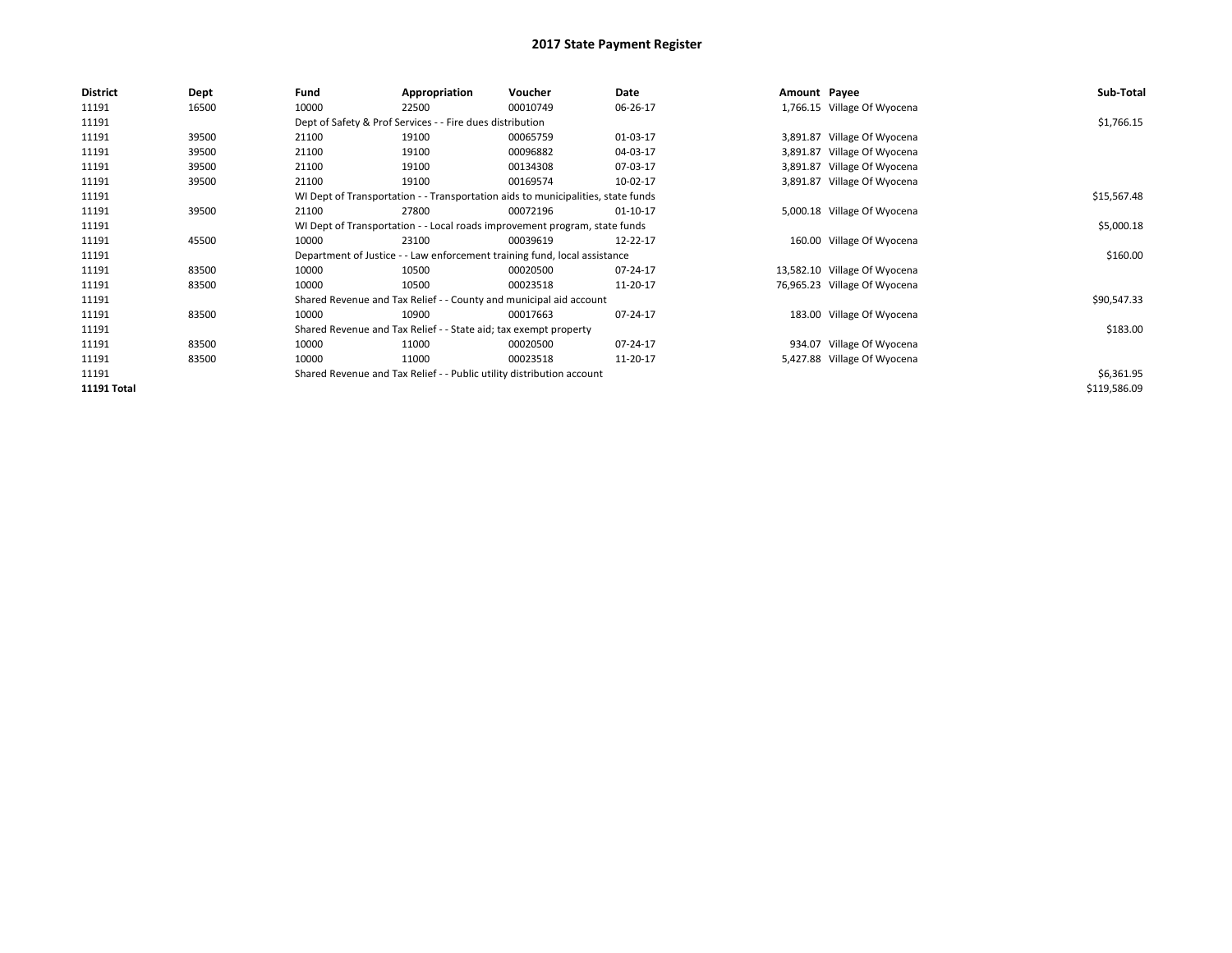# 2017 State Payment Register

| District | Dept | Fund | Appropriation | Voucher | Date | Amount | Payee | Sub-Total |
|---|---|---|---|---|---|---|---|---|
| 11191 | 16500 | 10000 | 22500 | 00010749 | 06-26-17 | 1,766.15 | Village Of Wyocena | |
| 11191 | | Dept of Safety & Prof Services - - Fire dues distribution | | | | | | $1,766.15 |
| 11191 | 39500 | 21100 | 19100 | 00065759 | 01-03-17 | 3,891.87 | Village Of Wyocena | |
| 11191 | 39500 | 21100 | 19100 | 00096882 | 04-03-17 | 3,891.87 | Village Of Wyocena | |
| 11191 | 39500 | 21100 | 19100 | 00134308 | 07-03-17 | 3,891.87 | Village Of Wyocena | |
| 11191 | 39500 | 21100 | 19100 | 00169574 | 10-02-17 | 3,891.87 | Village Of Wyocena | |
| 11191 | | WI Dept of Transportation - - Transportation aids to municipalities, state funds | | | | | | $15,567.48 |
| 11191 | 39500 | 21100 | 27800 | 00072196 | 01-10-17 | 5,000.18 | Village Of Wyocena | |
| 11191 | | WI Dept of Transportation - - Local roads improvement program, state funds | | | | | | $5,000.18 |
| 11191 | 45500 | 10000 | 23100 | 00039619 | 12-22-17 | 160.00 | Village Of Wyocena | |
| 11191 | | Department of Justice - - Law enforcement training fund, local assistance | | | | | | $160.00 |
| 11191 | 83500 | 10000 | 10500 | 00020500 | 07-24-17 | 13,582.10 | Village Of Wyocena | |
| 11191 | 83500 | 10000 | 10500 | 00023518 | 11-20-17 | 76,965.23 | Village Of Wyocena | |
| 11191 | | Shared Revenue and Tax Relief - - County and municipal aid account | | | | | | $90,547.33 |
| 11191 | 83500 | 10000 | 10900 | 00017663 | 07-24-17 | 183.00 | Village Of Wyocena | |
| 11191 | | Shared Revenue and Tax Relief - - State aid; tax exempt property | | | | | | $183.00 |
| 11191 | 83500 | 10000 | 11000 | 00020500 | 07-24-17 | 934.07 | Village Of Wyocena | |
| 11191 | 83500 | 10000 | 11000 | 00023518 | 11-20-17 | 5,427.88 | Village Of Wyocena | |
| 11191 | | Shared Revenue and Tax Relief - - Public utility distribution account | | | | | | $6,361.95 |
| **11191 Total** | | | | | | | | $119,586.09 |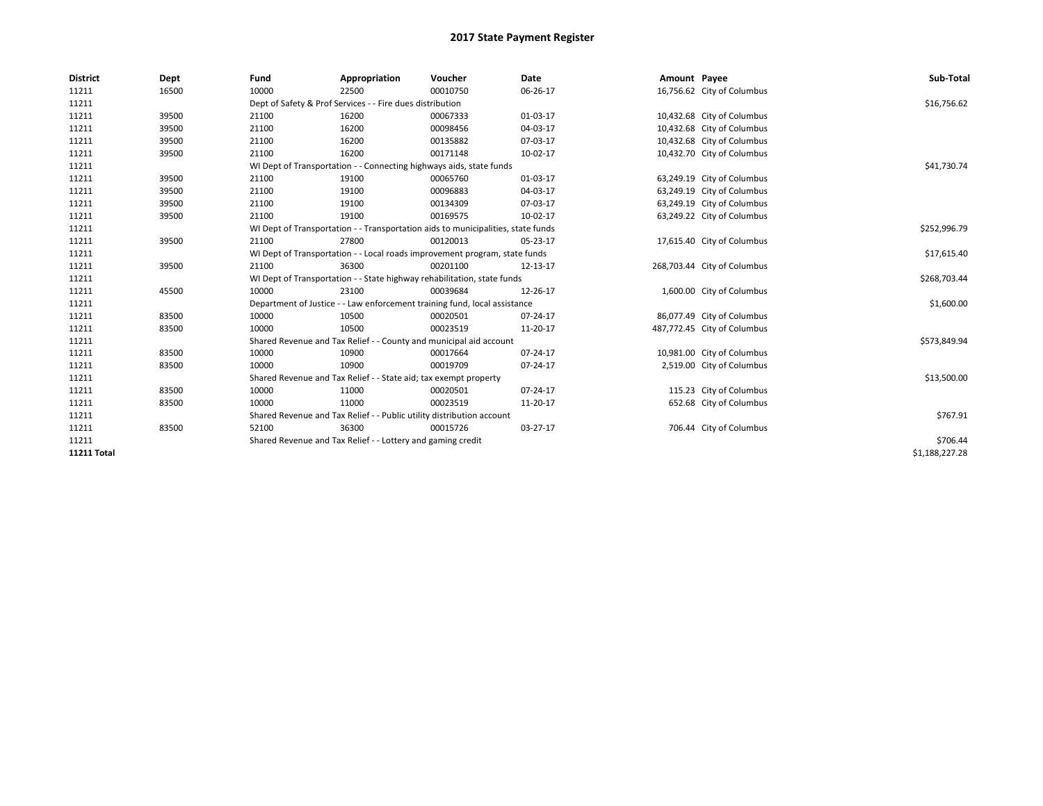# 2017 State Payment Register

| District | Dept | Fund | Appropriation | Voucher | Date | Amount | Payee | Sub-Total |
|---|---|---|---|---|---|---|---|---|
| 11211 | 16500 | 10000 | 22500 | 00010750 | 06-26-17 | 16,756.62 | City of Columbus | |
| 11211 | | Dept of Safety & Prof Services - - Fire dues distribution | | | | | | $16,756.62 |
| 11211 | 39500 | 21100 | 16200 | 00067333 | 01-03-17 | 10,432.68 | City of Columbus | |
| 11211 | 39500 | 21100 | 16200 | 00098456 | 04-03-17 | 10,432.68 | City of Columbus | |
| 11211 | 39500 | 21100 | 16200 | 00135882 | 07-03-17 | 10,432.68 | City of Columbus | |
| 11211 | 39500 | 21100 | 16200 | 00171148 | 10-02-17 | 10,432.70 | City of Columbus | |
| 11211 | | WI Dept of Transportation - - Connecting highways aids, state funds | | | | | | $41,730.74 |
| 11211 | 39500 | 21100 | 19100 | 00065760 | 01-03-17 | 63,249.19 | City of Columbus | |
| 11211 | 39500 | 21100 | 19100 | 00096883 | 04-03-17 | 63,249.19 | City of Columbus | |
| 11211 | 39500 | 21100 | 19100 | 00134309 | 07-03-17 | 63,249.19 | City of Columbus | |
| 11211 | 39500 | 21100 | 19100 | 00169575 | 10-02-17 | 63,249.22 | City of Columbus | |
| 11211 | | WI Dept of Transportation - - Transportation aids to municipalities, state funds | | | | | | $252,996.79 |
| 11211 | 39500 | 21100 | 27800 | 00120013 | 05-23-17 | 17,615.40 | City of Columbus | |
| 11211 | | WI Dept of Transportation - - Local roads improvement program, state funds | | | | | | $17,615.40 |
| 11211 | 39500 | 21100 | 36300 | 00201100 | 12-13-17 | 268,703.44 | City of Columbus | |
| 11211 | | WI Dept of Transportation - - State highway rehabilitation, state funds | | | | | | $268,703.44 |
| 11211 | 45500 | 10000 | 23100 | 00039684 | 12-26-17 | 1,600.00 | City of Columbus | |
| 11211 | | Department of Justice - - Law enforcement training fund, local assistance | | | | | | $1,600.00 |
| 11211 | 83500 | 10000 | 10500 | 00020501 | 07-24-17 | 86,077.49 | City of Columbus | |
| 11211 | 83500 | 10000 | 10500 | 00023519 | 11-20-17 | 487,772.45 | City of Columbus | |
| 11211 | | Shared Revenue and Tax Relief - - County and municipal aid account | | | | | | $573,849.94 |
| 11211 | 83500 | 10000 | 10900 | 00017664 | 07-24-17 | 10,981.00 | City of Columbus | |
| 11211 | 83500 | 10000 | 10900 | 00019709 | 07-24-17 | 2,519.00 | City of Columbus | |
| 11211 | | Shared Revenue and Tax Relief - - State aid; tax exempt property | | | | | | $13,500.00 |
| 11211 | 83500 | 10000 | 11000 | 00020501 | 07-24-17 | 115.23 | City of Columbus | |
| 11211 | 83500 | 10000 | 11000 | 00023519 | 11-20-17 | 652.68 | City of Columbus | |
| 11211 | | Shared Revenue and Tax Relief - - Public utility distribution account | | | | | | $767.91 |
| 11211 | 83500 | 52100 | 36300 | 00015726 | 03-27-17 | 706.44 | City of Columbus | |
| 11211 | | Shared Revenue and Tax Relief - - Lottery and gaming credit | | | | | | $706.44 |
| **11211 Total** | | | | | | | | $1,188,227.28 |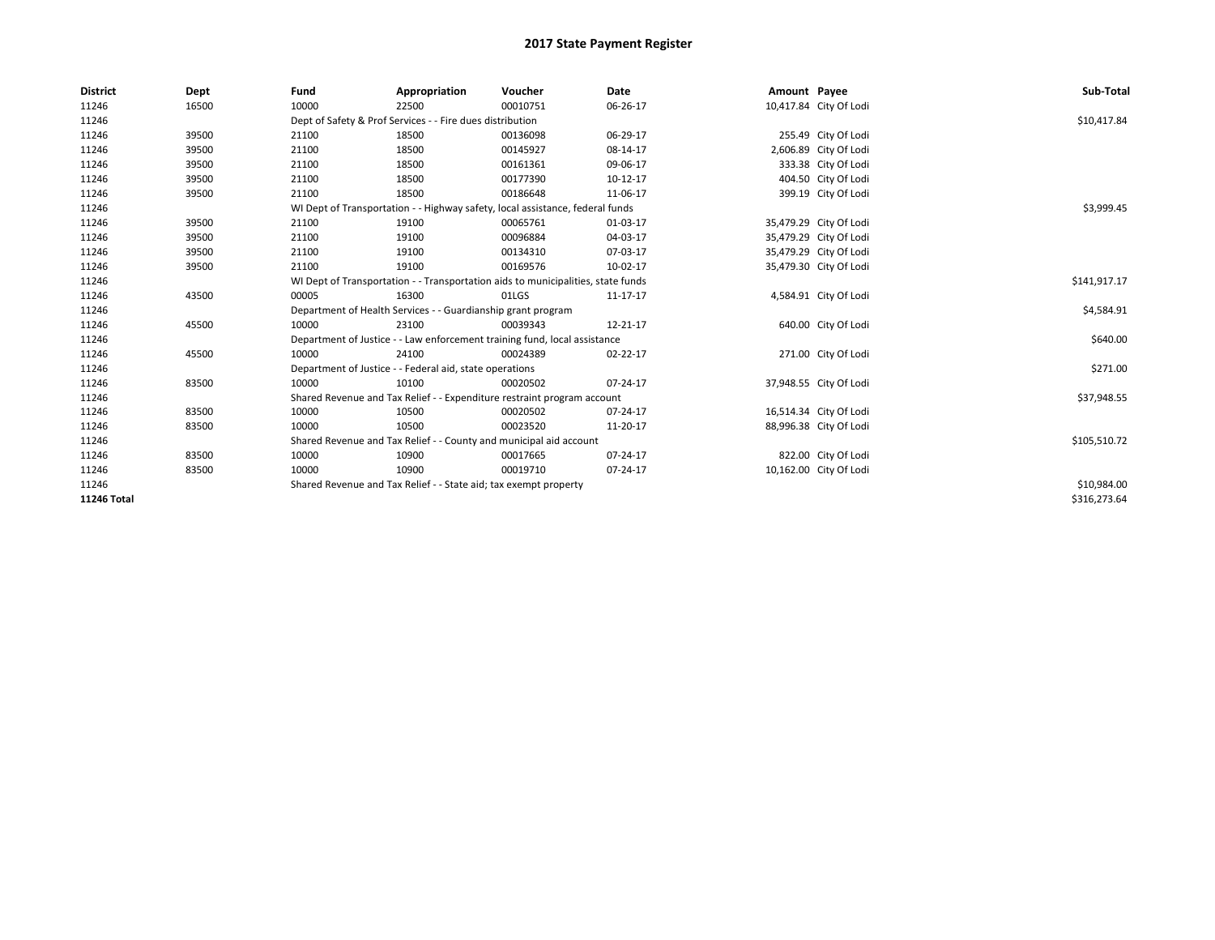# 2017 State Payment Register

| District | Dept | Fund | Appropriation | Voucher | Date | Amount | Payee | Sub-Total |
|---|---|---|---|---|---|---|---|---|
| 11246 | 16500 | 10000 | 22500 | 00010751 | 06-26-17 | 10,417.84 | City Of Lodi | |
| 11246 | | Dept of Safety & Prof Services - - Fire dues distribution | | | | | | $10,417.84 |
| 11246 | 39500 | 21100 | 18500 | 00136098 | 06-29-17 | 255.49 | City Of Lodi | |
| 11246 | 39500 | 21100 | 18500 | 00145927 | 08-14-17 | 2,606.89 | City Of Lodi | |
| 11246 | 39500 | 21100 | 18500 | 00161361 | 09-06-17 | 333.38 | City Of Lodi | |
| 11246 | 39500 | 21100 | 18500 | 00177390 | 10-12-17 | 404.50 | City Of Lodi | |
| 11246 | 39500 | 21100 | 18500 | 00186648 | 11-06-17 | 399.19 | City Of Lodi | |
| 11246 | | WI Dept of Transportation - - Highway safety, local assistance, federal funds | | | | | | $3,999.45 |
| 11246 | 39500 | 21100 | 19100 | 00065761 | 01-03-17 | 35,479.29 | City Of Lodi | |
| 11246 | 39500 | 21100 | 19100 | 00096884 | 04-03-17 | 35,479.29 | City Of Lodi | |
| 11246 | 39500 | 21100 | 19100 | 00134310 | 07-03-17 | 35,479.29 | City Of Lodi | |
| 11246 | 39500 | 21100 | 19100 | 00169576 | 10-02-17 | 35,479.30 | City Of Lodi | |
| 11246 | | WI Dept of Transportation - - Transportation aids to municipalities, state funds | | | | | | $141,917.17 |
| 11246 | 43500 | 00005 | 16300 | 01LGS | 11-17-17 | 4,584.91 | City Of Lodi | |
| 11246 | | Department of Health Services - - Guardianship grant program | | | | | | $4,584.91 |
| 11246 | 45500 | 10000 | 23100 | 00039343 | 12-21-17 | 640.00 | City Of Lodi | |
| 11246 | | Department of Justice - - Law enforcement training fund, local assistance | | | | | | $640.00 |
| 11246 | 45500 | 10000 | 24100 | 00024389 | 02-22-17 | 271.00 | City Of Lodi | |
| 11246 | | Department of Justice - - Federal aid, state operations | | | | | | $271.00 |
| 11246 | 83500 | 10000 | 10100 | 00020502 | 07-24-17 | 37,948.55 | City Of Lodi | |
| 11246 | | Shared Revenue and Tax Relief - - Expenditure restraint program account | | | | | | $37,948.55 |
| 11246 | 83500 | 10000 | 10500 | 00020502 | 07-24-17 | 16,514.34 | City Of Lodi | |
| 11246 | 83500 | 10000 | 10500 | 00023520 | 11-20-17 | 88,996.38 | City Of Lodi | |
| 11246 | | Shared Revenue and Tax Relief - - County and municipal aid account | | | | | | $105,510.72 |
| 11246 | 83500 | 10000 | 10900 | 00017665 | 07-24-17 | 822.00 | City Of Lodi | |
| 11246 | 83500 | 10000 | 10900 | 00019710 | 07-24-17 | 10,162.00 | City Of Lodi | |
| 11246 | | Shared Revenue and Tax Relief - - State aid; tax exempt property | | | | | | $10,984.00 |
| **11246 Total** | | | | | | | | $316,273.64 |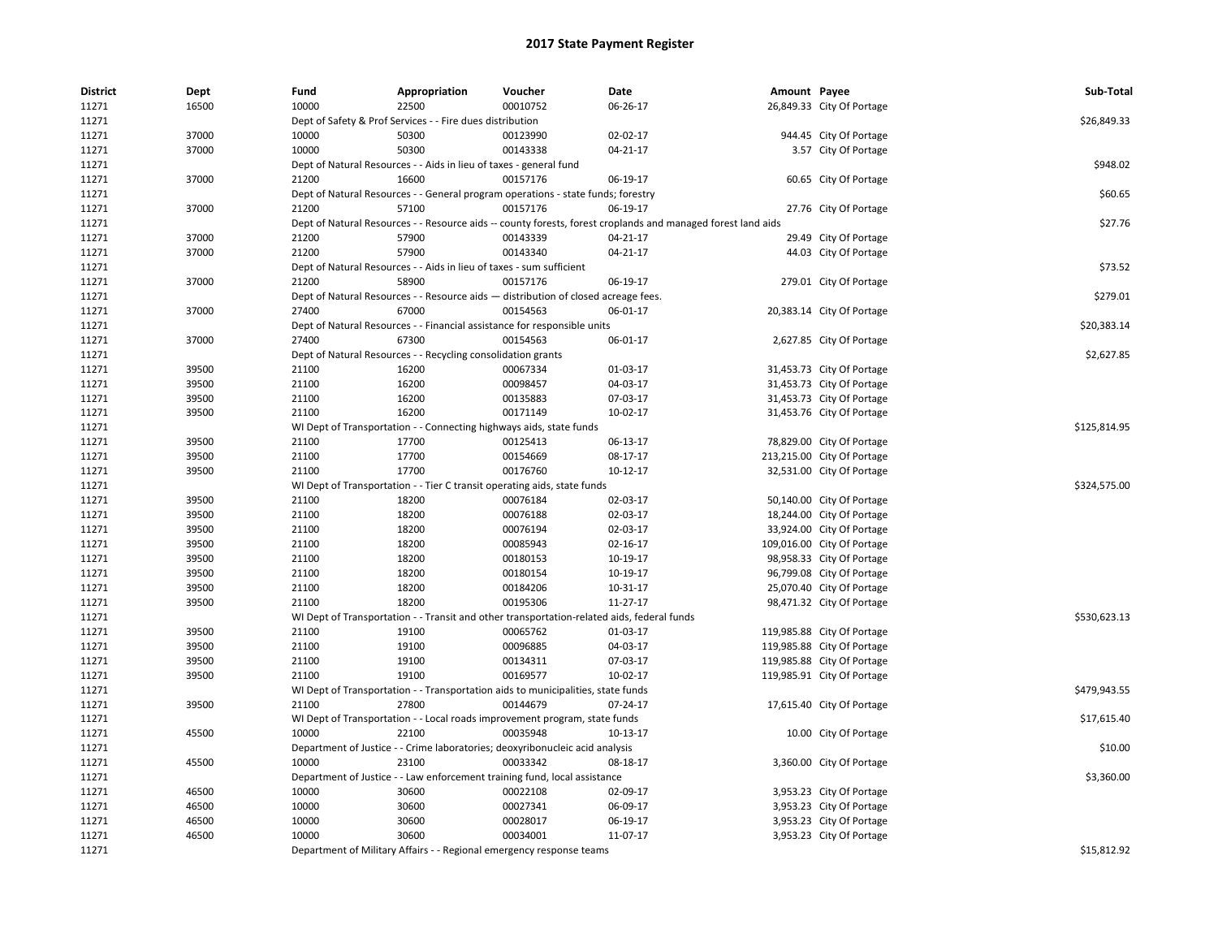# 2017 State Payment Register

| District | Dept | Fund | Appropriation | Voucher | Date | Amount | Payee | Sub-Total |
|---|---|---|---|---|---|---|---|---|
| 11271 | 16500 | 10000 | 22500 | 00010752 | 06-26-17 | 26,849.33 | City Of Portage | |
| 11271 | | Dept of Safety & Prof Services - - Fire dues distribution | | | | | | $26,849.33 |
| 11271 | 37000 | 10000 | 50300 | 00123990 | 02-02-17 | 944.45 | City Of Portage | |
| 11271 | 37000 | 10000 | 50300 | 00143338 | 04-21-17 | 3.57 | City Of Portage | |
| 11271 | | Dept of Natural Resources - - Aids in lieu of taxes - general fund | | | | | | $948.02 |
| 11271 | 37000 | 21200 | 16600 | 00157176 | 06-19-17 | 60.65 | City Of Portage | |
| 11271 | | Dept of Natural Resources - - General program operations - state funds; forestry | | | | | | $60.65 |
| 11271 | 37000 | 21200 | 57100 | 00157176 | 06-19-17 | 27.76 | City Of Portage | |
| 11271 | | Dept of Natural Resources - - Resource aids -- county forests, forest croplands and managed forest land aids | | | | | | $27.76 |
| 11271 | 37000 | 21200 | 57900 | 00143339 | 04-21-17 | 29.49 | City Of Portage | |
| 11271 | 37000 | 21200 | 57900 | 00143340 | 04-21-17 | 44.03 | City Of Portage | |
| 11271 | | Dept of Natural Resources - - Aids in lieu of taxes - sum sufficient | | | | | | $73.52 |
| 11271 | 37000 | 21200 | 58900 | 00157176 | 06-19-17 | 279.01 | City Of Portage | |
| 11271 | | Dept of Natural Resources - - Resource aids — distribution of closed acreage fees. | | | | | | $279.01 |
| 11271 | 37000 | 27400 | 67000 | 00154563 | 06-01-17 | 20,383.14 | City Of Portage | |
| 11271 | | Dept of Natural Resources - - Financial assistance for responsible units | | | | | | $20,383.14 |
| 11271 | 37000 | 27400 | 67300 | 00154563 | 06-01-17 | 2,627.85 | City Of Portage | |
| 11271 | | Dept of Natural Resources - - Recycling consolidation grants | | | | | | $2,627.85 |
| 11271 | 39500 | 21100 | 16200 | 00067334 | 01-03-17 | 31,453.73 | City Of Portage | |
| 11271 | 39500 | 21100 | 16200 | 00098457 | 04-03-17 | 31,453.73 | City Of Portage | |
| 11271 | 39500 | 21100 | 16200 | 00135883 | 07-03-17 | 31,453.73 | City Of Portage | |
| 11271 | 39500 | 21100 | 16200 | 00171149 | 10-02-17 | 31,453.76 | City Of Portage | |
| 11271 | | WI Dept of Transportation - - Connecting highways aids, state funds | | | | | | $125,814.95 |
| 11271 | 39500 | 21100 | 17700 | 00125413 | 06-13-17 | 78,829.00 | City Of Portage | |
| 11271 | 39500 | 21100 | 17700 | 00154669 | 08-17-17 | 213,215.00 | City Of Portage | |
| 11271 | 39500 | 21100 | 17700 | 00176760 | 10-12-17 | 32,531.00 | City Of Portage | |
| 11271 | | WI Dept of Transportation - - Tier C transit operating aids, state funds | | | | | | $324,575.00 |
| 11271 | 39500 | 21100 | 18200 | 00076184 | 02-03-17 | 50,140.00 | City Of Portage | |
| 11271 | 39500 | 21100 | 18200 | 00076188 | 02-03-17 | 18,244.00 | City Of Portage | |
| 11271 | 39500 | 21100 | 18200 | 00076194 | 02-03-17 | 33,924.00 | City Of Portage | |
| 11271 | 39500 | 21100 | 18200 | 00085943 | 02-16-17 | 109,016.00 | City Of Portage | |
| 11271 | 39500 | 21100 | 18200 | 00180153 | 10-19-17 | 98,958.33 | City Of Portage | |
| 11271 | 39500 | 21100 | 18200 | 00180154 | 10-19-17 | 96,799.08 | City Of Portage | |
| 11271 | 39500 | 21100 | 18200 | 00184206 | 10-31-17 | 25,070.40 | City Of Portage | |
| 11271 | 39500 | 21100 | 18200 | 00195306 | 11-27-17 | 98,471.32 | City Of Portage | |
| 11271 | | WI Dept of Transportation - - Transit and other transportation-related aids, federal funds | | | | | | $530,623.13 |
| 11271 | 39500 | 21100 | 19100 | 00065762 | 01-03-17 | 119,985.88 | City Of Portage | |
| 11271 | 39500 | 21100 | 19100 | 00096885 | 04-03-17 | 119,985.88 | City Of Portage | |
| 11271 | 39500 | 21100 | 19100 | 00134311 | 07-03-17 | 119,985.88 | City Of Portage | |
| 11271 | 39500 | 21100 | 19100 | 00169577 | 10-02-17 | 119,985.91 | City Of Portage | |
| 11271 | | WI Dept of Transportation - - Transportation aids to municipalities, state funds | | | | | | $479,943.55 |
| 11271 | 39500 | 21100 | 27800 | 00144679 | 07-24-17 | 17,615.40 | City Of Portage | |
| 11271 | | WI Dept of Transportation - - Local roads improvement program, state funds | | | | | | $17,615.40 |
| 11271 | 45500 | 10000 | 22100 | 00035948 | 10-13-17 | 10.00 | City Of Portage | |
| 11271 | | Department of Justice - - Crime laboratories; deoxyribonucleic acid analysis | | | | | | $10.00 |
| 11271 | 45500 | 10000 | 23100 | 00033342 | 08-18-17 | 3,360.00 | City Of Portage | |
| 11271 | | Department of Justice - - Law enforcement training fund, local assistance | | | | | | $3,360.00 |
| 11271 | 46500 | 10000 | 30600 | 00022108 | 02-09-17 | 3,953.23 | City Of Portage | |
| 11271 | 46500 | 10000 | 30600 | 00027341 | 06-09-17 | 3,953.23 | City Of Portage | |
| 11271 | 46500 | 10000 | 30600 | 00028017 | 06-19-17 | 3,953.23 | City Of Portage | |
| 11271 | 46500 | 10000 | 30600 | 00034001 | 11-07-17 | 3,953.23 | City Of Portage | |
| 11271 | | Department of Military Affairs - - Regional emergency response teams | | | | | | $15,812.92 |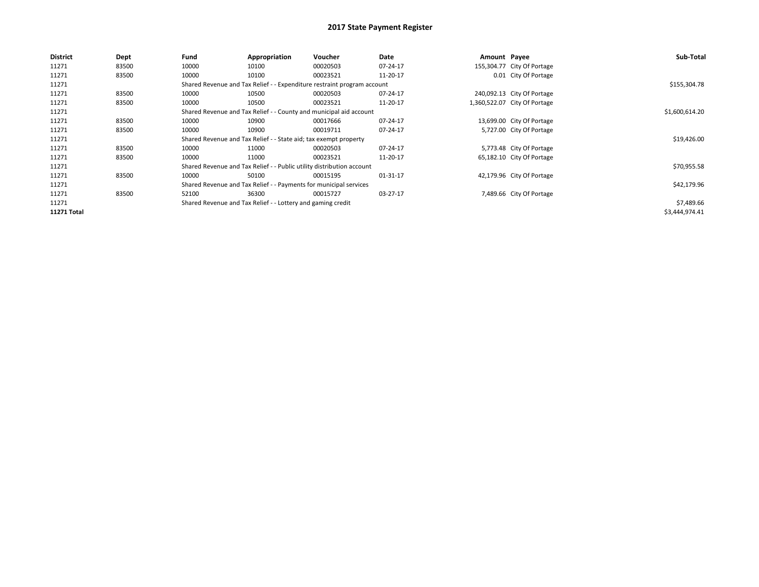# 2017 State Payment Register

| District | Dept | Fund | Appropriation | Voucher | Date | Amount | Payee | Sub-Total |
|---|---|---|---|---|---|---|---|---|
| 11271 | 83500 | 10000 | 10100 | 00020503 | 07-24-17 | 155,304.77 | City Of Portage | |
| 11271 | 83500 | 10000 | 10100 | 00023521 | 11-20-17 | 0.01 | City Of Portage | |
| 11271 | | Shared Revenue and Tax Relief - - Expenditure restraint program account | | | | | | $155,304.78 |
| 11271 | 83500 | 10000 | 10500 | 00020503 | 07-24-17 | 240,092.13 | City Of Portage | |
| 11271 | 83500 | 10000 | 10500 | 00023521 | 11-20-17 | 1,360,522.07 | City Of Portage | |
| 11271 | | Shared Revenue and Tax Relief - - County and municipal aid account | | | | | | $1,600,614.20 |
| 11271 | 83500 | 10000 | 10900 | 00017666 | 07-24-17 | 13,699.00 | City Of Portage | |
| 11271 | 83500 | 10000 | 10900 | 00019711 | 07-24-17 | 5,727.00 | City Of Portage | |
| 11271 | | Shared Revenue and Tax Relief - - State aid; tax exempt property | | | | | | $19,426.00 |
| 11271 | 83500 | 10000 | 11000 | 00020503 | 07-24-17 | 5,773.48 | City Of Portage | |
| 11271 | 83500 | 10000 | 11000 | 00023521 | 11-20-17 | 65,182.10 | City Of Portage | |
| 11271 | | Shared Revenue and Tax Relief - - Public utility distribution account | | | | | | $70,955.58 |
| 11271 | 83500 | 10000 | 50100 | 00015195 | 01-31-17 | 42,179.96 | City Of Portage | |
| 11271 | | Shared Revenue and Tax Relief - - Payments for municipal services | | | | | | $42,179.96 |
| 11271 | 83500 | 52100 | 36300 | 00015727 | 03-27-17 | 7,489.66 | City Of Portage | |
| 11271 | | Shared Revenue and Tax Relief - - Lottery and gaming credit | | | | | | $7,489.66 |
| **11271 Total** | | | | | | | | $3,444,974.41 |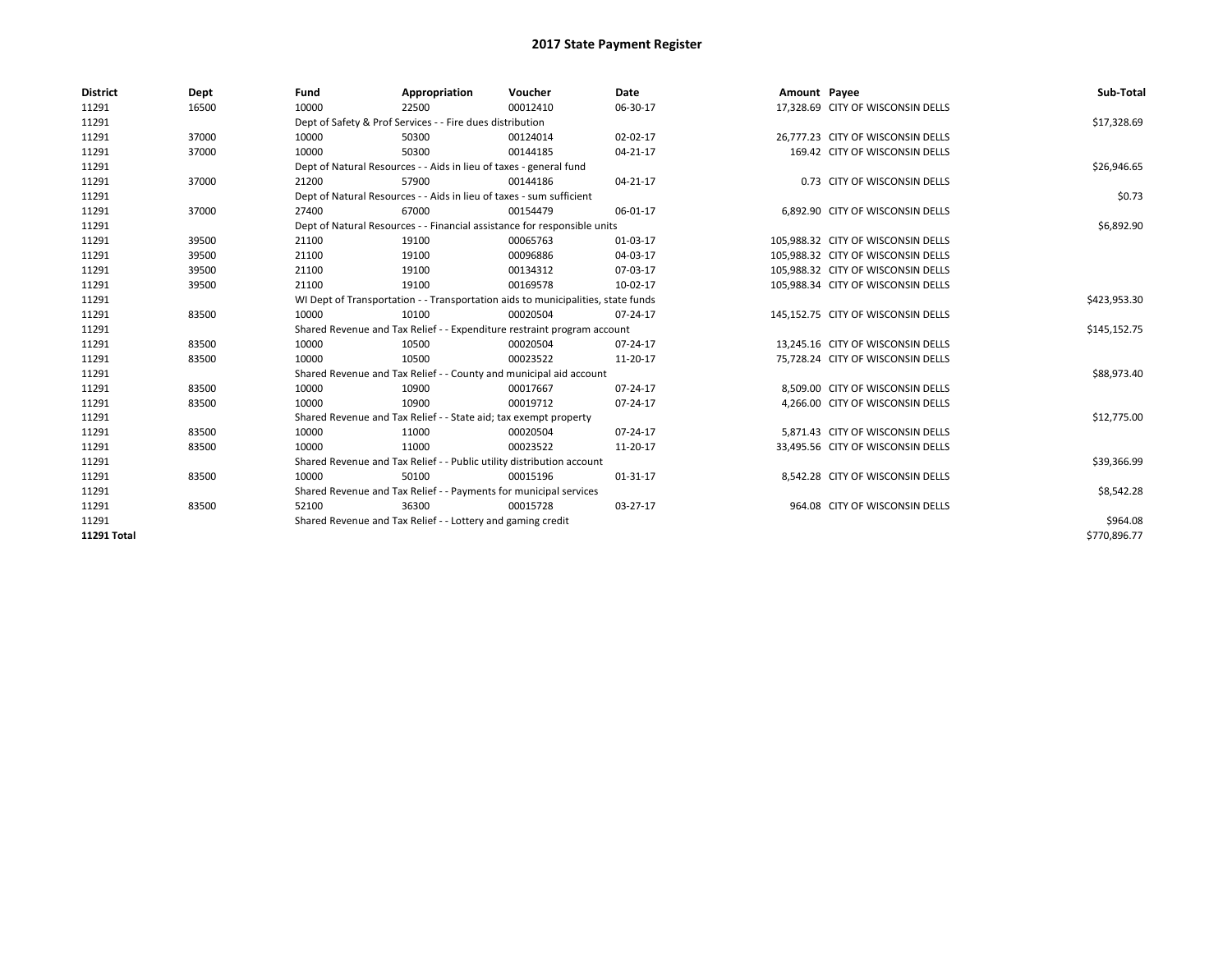# 2017 State Payment Register

| District | Dept | Fund | Appropriation | Voucher | Date | Amount | Payee | Sub-Total |
|---|---|---|---|---|---|---|---|---|
| 11291 | 16500 | 10000 | 22500 | 00012410 | 06-30-17 | 17,328.69 | CITY OF WISCONSIN DELLS | |
| 11291 | | Dept of Safety & Prof Services - - Fire dues distribution | | | | | | $17,328.69 |
| 11291 | 37000 | 10000 | 50300 | 00124014 | 02-02-17 | 26,777.23 | CITY OF WISCONSIN DELLS | |
| 11291 | 37000 | 10000 | 50300 | 00144185 | 04-21-17 | 169.42 | CITY OF WISCONSIN DELLS | |
| 11291 | | Dept of Natural Resources - - Aids in lieu of taxes - general fund | | | | | | $26,946.65 |
| 11291 | 37000 | 21200 | 57900 | 00144186 | 04-21-17 | 0.73 | CITY OF WISCONSIN DELLS | |
| 11291 | | Dept of Natural Resources - - Aids in lieu of taxes - sum sufficient | | | | | | $0.73 |
| 11291 | 37000 | 27400 | 67000 | 00154479 | 06-01-17 | 6,892.90 | CITY OF WISCONSIN DELLS | |
| 11291 | | Dept of Natural Resources - - Financial assistance for responsible units | | | | | | $6,892.90 |
| 11291 | 39500 | 21100 | 19100 | 00065763 | 01-03-17 | 105,988.32 | CITY OF WISCONSIN DELLS | |
| 11291 | 39500 | 21100 | 19100 | 00096886 | 04-03-17 | 105,988.32 | CITY OF WISCONSIN DELLS | |
| 11291 | 39500 | 21100 | 19100 | 00134312 | 07-03-17 | 105,988.32 | CITY OF WISCONSIN DELLS | |
| 11291 | 39500 | 21100 | 19100 | 00169578 | 10-02-17 | 105,988.34 | CITY OF WISCONSIN DELLS | |
| 11291 | | WI Dept of Transportation - - Transportation aids to municipalities, state funds | | | | | | $423,953.30 |
| 11291 | 83500 | 10000 | 10100 | 00020504 | 07-24-17 | 145,152.75 | CITY OF WISCONSIN DELLS | |
| 11291 | | Shared Revenue and Tax Relief - - Expenditure restraint program account | | | | | | $145,152.75 |
| 11291 | 83500 | 10000 | 10500 | 00020504 | 07-24-17 | 13,245.16 | CITY OF WISCONSIN DELLS | |
| 11291 | 83500 | 10000 | 10500 | 00023522 | 11-20-17 | 75,728.24 | CITY OF WISCONSIN DELLS | |
| 11291 | | Shared Revenue and Tax Relief - - County and municipal aid account | | | | | | $88,973.40 |
| 11291 | 83500 | 10000 | 10900 | 00017667 | 07-24-17 | 8,509.00 | CITY OF WISCONSIN DELLS | |
| 11291 | 83500 | 10000 | 10900 | 00019712 | 07-24-17 | 4,266.00 | CITY OF WISCONSIN DELLS | |
| 11291 | | Shared Revenue and Tax Relief - - State aid; tax exempt property | | | | | | $12,775.00 |
| 11291 | 83500 | 10000 | 11000 | 00020504 | 07-24-17 | 5,871.43 | CITY OF WISCONSIN DELLS | |
| 11291 | 83500 | 10000 | 11000 | 00023522 | 11-20-17 | 33,495.56 | CITY OF WISCONSIN DELLS | |
| 11291 | | Shared Revenue and Tax Relief - - Public utility distribution account | | | | | | $39,366.99 |
| 11291 | 83500 | 10000 | 50100 | 00015196 | 01-31-17 | 8,542.28 | CITY OF WISCONSIN DELLS | |
| 11291 | | Shared Revenue and Tax Relief - - Payments for municipal services | | | | | | $8,542.28 |
| 11291 | 83500 | 52100 | 36300 | 00015728 | 03-27-17 | 964.08 | CITY OF WISCONSIN DELLS | |
| 11291 | | Shared Revenue and Tax Relief - - Lottery and gaming credit | | | | | | $964.08 |
| **11291 Total** | | | | | | | | $770,896.77 |